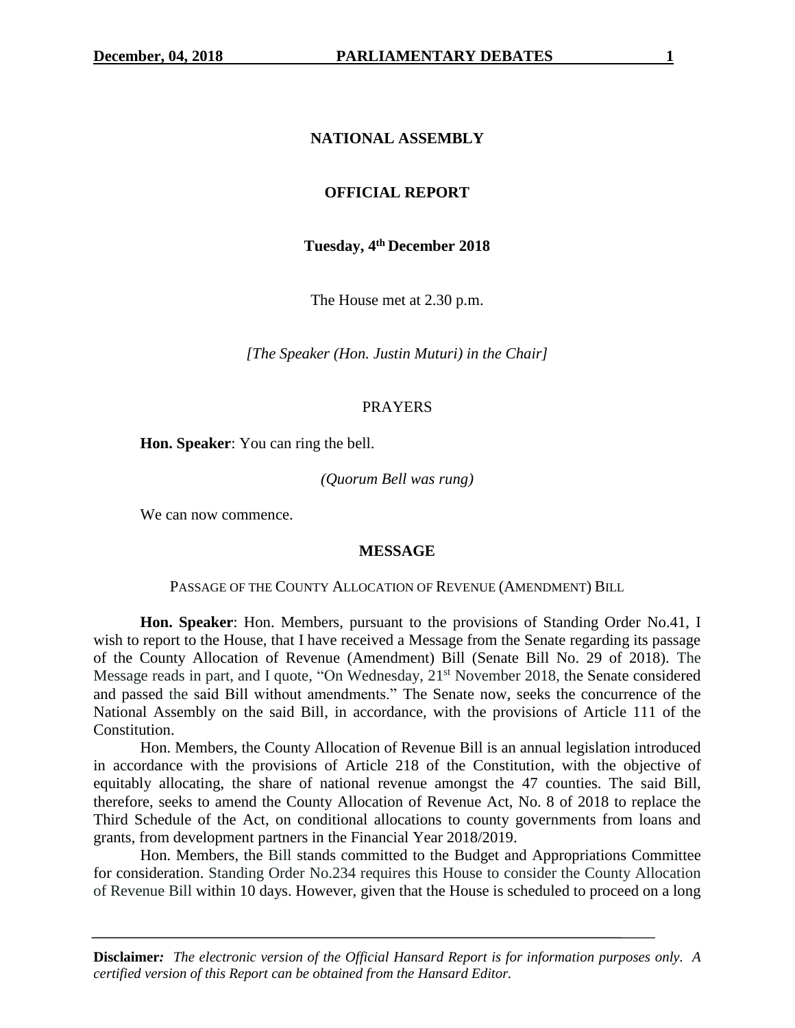# NATIONAL ASSEMBLY

## OFFICIAL REPORT

**Tuesday, 4th December 2018**

The House met at 2.30 p.m.

*[The Speaker (Hon. Justin Muturi) in the Chair]*

PRAYERS

**Hon. Speaker**: You can ring the bell.

*(Quorum Bell was rung)*

We can now commence.

### MESSAGE

PASSAGE OF THE COUNTY ALLOCATION OF REVENUE (AMENDMENT) BILL

**Hon. Speaker**: Hon. Members, pursuant to the provisions of Standing Order No.41, I wish to report to the House, that I have received a Message from the Senate regarding its passage of the County Allocation of Revenue (Amendment) Bill (Senate Bill No. 29 of 2018). The Message reads in part, and I quote, "On Wednesday, 21st November 2018, the Senate considered and passed the said Bill without amendments." The Senate now, seeks the concurrence of the National Assembly on the said Bill, in accordance, with the provisions of Article 111 of the Constitution.

Hon. Members, the County Allocation of Revenue Bill is an annual legislation introduced in accordance with the provisions of Article 218 of the Constitution, with the objective of equitably allocating, the share of national revenue amongst the 47 counties. The said Bill, therefore, seeks to amend the County Allocation of Revenue Act, No. 8 of 2018 to replace the Third Schedule of the Act, on conditional allocations to county governments from loans and grants, from development partners in the Financial Year 2018/2019.

Hon. Members, the Bill stands committed to the Budget and Appropriations Committee for consideration. Standing Order No.234 requires this House to consider the County Allocation of Revenue Bill within 10 days. However, given that the House is scheduled to proceed on a long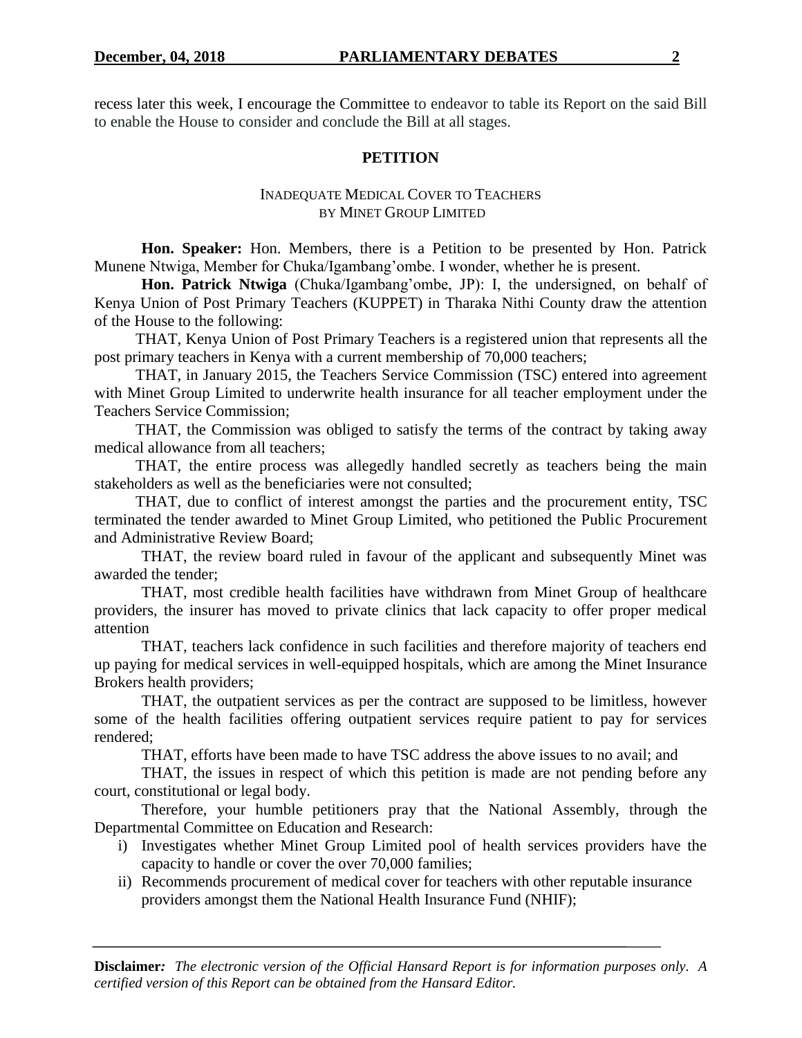recess later this week, I encourage the Committee to endeavor to table its Report on the said Bill to enable the House to consider and conclude the Bill at all stages.

## PETITION

### INADEQUATE MEDICAL COVER TO TEACHERS BY MINET GROUP LIMITED

**Hon. Speaker:** Hon. Members, there is a Petition to be presented by Hon. Patrick Munene Ntwiga, Member for Chuka/Igambang'ombe. I wonder, whether he is present.

**Hon. Patrick Ntwiga** (Chuka/Igambang'ombe, JP): I, the undersigned, on behalf of Kenya Union of Post Primary Teachers (KUPPET) in Tharaka Nithi County draw the attention of the House to the following:

THAT, Kenya Union of Post Primary Teachers is a registered union that represents all the post primary teachers in Kenya with a current membership of 70,000 teachers;

THAT, in January 2015, the Teachers Service Commission (TSC) entered into agreement with Minet Group Limited to underwrite health insurance for all teacher employment under the Teachers Service Commission;

THAT, the Commission was obliged to satisfy the terms of the contract by taking away medical allowance from all teachers;

THAT, the entire process was allegedly handled secretly as teachers being the main stakeholders as well as the beneficiaries were not consulted;

THAT, due to conflict of interest amongst the parties and the procurement entity, TSC terminated the tender awarded to Minet Group Limited, who petitioned the Public Procurement and Administrative Review Board;

THAT, the review board ruled in favour of the applicant and subsequently Minet was awarded the tender;

THAT, most credible health facilities have withdrawn from Minet Group of healthcare providers, the insurer has moved to private clinics that lack capacity to offer proper medical attention

THAT, teachers lack confidence in such facilities and therefore majority of teachers end up paying for medical services in well-equipped hospitals, which are among the Minet Insurance Brokers health providers;

THAT, the outpatient services as per the contract are supposed to be limitless, however some of the health facilities offering outpatient services require patient to pay for services rendered;

THAT, efforts have been made to have TSC address the above issues to no avail; and

THAT, the issues in respect of which this petition is made are not pending before any court, constitutional or legal body.

Therefore, your humble petitioners pray that the National Assembly, through the Departmental Committee on Education and Research:

i) Investigates whether Minet Group Limited pool of health services providers have the capacity to handle or cover the over 70,000 families;
ii) Recommends procurement of medical cover for teachers with other reputable insurance providers amongst them the National Health Insurance Fund (NHIF);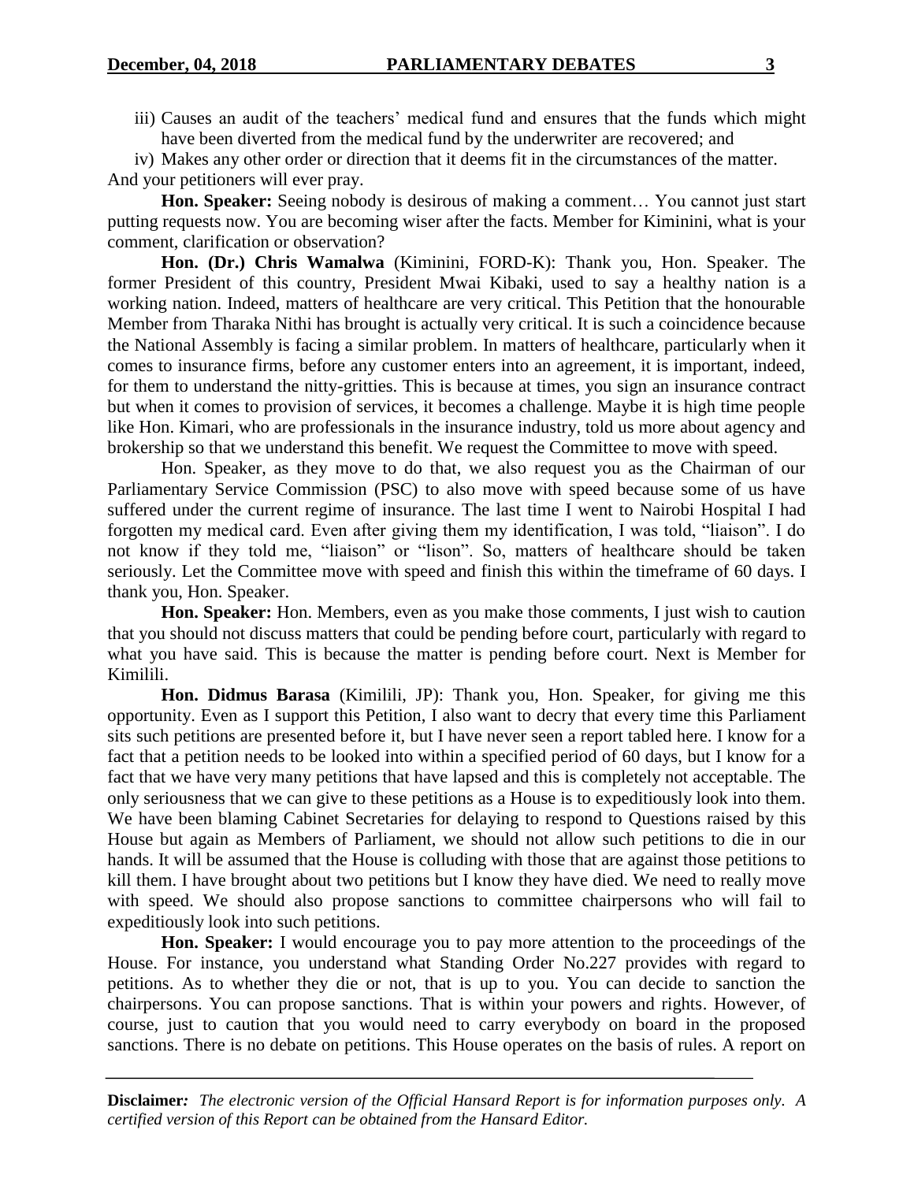iii) Causes an audit of the teachers' medical fund and ensures that the funds which might have been diverted from the medical fund by the underwriter are recovered; and

iv) Makes any other order or direction that it deems fit in the circumstances of the matter.

And your petitioners will ever pray.

**Hon. Speaker:** Seeing nobody is desirous of making a comment… You cannot just start putting requests now. You are becoming wiser after the facts. Member for Kiminini, what is your comment, clarification or observation?

**Hon. (Dr.) Chris Wamalwa** (Kiminini, FORD-K): Thank you, Hon. Speaker. The former President of this country, President Mwai Kibaki, used to say a healthy nation is a working nation. Indeed, matters of healthcare are very critical. This Petition that the honourable Member from Tharaka Nithi has brought is actually very critical. It is such a coincidence because the National Assembly is facing a similar problem. In matters of healthcare, particularly when it comes to insurance firms, before any customer enters into an agreement, it is important, indeed, for them to understand the nitty-gritties. This is because at times, you sign an insurance contract but when it comes to provision of services, it becomes a challenge. Maybe it is high time people like Hon. Kimari, who are professionals in the insurance industry, told us more about agency and brokership so that we understand this benefit. We request the Committee to move with speed.

Hon. Speaker, as they move to do that, we also request you as the Chairman of our Parliamentary Service Commission (PSC) to also move with speed because some of us have suffered under the current regime of insurance. The last time I went to Nairobi Hospital I had forgotten my medical card. Even after giving them my identification, I was told, "liaison". I do not know if they told me, "liaison" or "lison". So, matters of healthcare should be taken seriously. Let the Committee move with speed and finish this within the timeframe of 60 days. I thank you, Hon. Speaker.

**Hon. Speaker:** Hon. Members, even as you make those comments, I just wish to caution that you should not discuss matters that could be pending before court, particularly with regard to what you have said. This is because the matter is pending before court. Next is Member for Kimilili.

**Hon. Didmus Barasa** (Kimilili, JP): Thank you, Hon. Speaker, for giving me this opportunity. Even as I support this Petition, I also want to decry that every time this Parliament sits such petitions are presented before it, but I have never seen a report tabled here. I know for a fact that a petition needs to be looked into within a specified period of 60 days, but I know for a fact that we have very many petitions that have lapsed and this is completely not acceptable. The only seriousness that we can give to these petitions as a House is to expeditiously look into them. We have been blaming Cabinet Secretaries for delaying to respond to Questions raised by this House but again as Members of Parliament, we should not allow such petitions to die in our hands. It will be assumed that the House is colluding with those that are against those petitions to kill them. I have brought about two petitions but I know they have died. We need to really move with speed. We should also propose sanctions to committee chairpersons who will fail to expeditiously look into such petitions.

**Hon. Speaker:** I would encourage you to pay more attention to the proceedings of the House. For instance, you understand what Standing Order No.227 provides with regard to petitions. As to whether they die or not, that is up to you. You can decide to sanction the chairpersons. You can propose sanctions. That is within your powers and rights. However, of course, just to caution that you would need to carry everybody on board in the proposed sanctions. There is no debate on petitions. This House operates on the basis of rules. A report on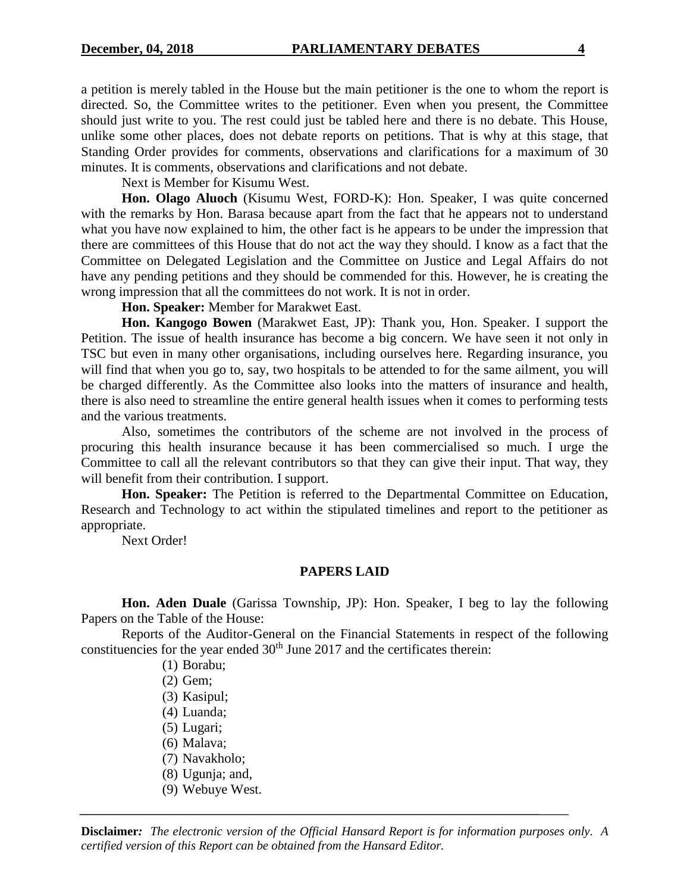a petition is merely tabled in the House but the main petitioner is the one to whom the report is directed. So, the Committee writes to the petitioner. Even when you present, the Committee should just write to you. The rest could just be tabled here and there is no debate. This House, unlike some other places, does not debate reports on petitions. That is why at this stage, that Standing Order provides for comments, observations and clarifications for a maximum of 30 minutes. It is comments, observations and clarifications and not debate.

Next is Member for Kisumu West.

**Hon. Olago Aluoch** (Kisumu West, FORD-K): Hon. Speaker, I was quite concerned with the remarks by Hon. Barasa because apart from the fact that he appears not to understand what you have now explained to him, the other fact is he appears to be under the impression that there are committees of this House that do not act the way they should. I know as a fact that the Committee on Delegated Legislation and the Committee on Justice and Legal Affairs do not have any pending petitions and they should be commended for this. However, he is creating the wrong impression that all the committees do not work. It is not in order.

**Hon. Speaker:** Member for Marakwet East.

**Hon. Kangogo Bowen** (Marakwet East, JP): Thank you, Hon. Speaker. I support the Petition. The issue of health insurance has become a big concern. We have seen it not only in TSC but even in many other organisations, including ourselves here. Regarding insurance, you will find that when you go to, say, two hospitals to be attended to for the same ailment, you will be charged differently. As the Committee also looks into the matters of insurance and health, there is also need to streamline the entire general health issues when it comes to performing tests and the various treatments.

Also, sometimes the contributors of the scheme are not involved in the process of procuring this health insurance because it has been commercialised so much. I urge the Committee to call all the relevant contributors so that they can give their input. That way, they will benefit from their contribution. I support.

**Hon. Speaker:** The Petition is referred to the Departmental Committee on Education, Research and Technology to act within the stipulated timelines and report to the petitioner as appropriate.

Next Order!

## PAPERS LAID

**Hon. Aden Duale** (Garissa Township, JP): Hon. Speaker, I beg to lay the following Papers on the Table of the House:

Reports of the Auditor-General on the Financial Statements in respect of the following constituencies for the year ended 30th June 2017 and the certificates therein:

(1) Borabu;
(2) Gem;
(3) Kasipul;
(4) Luanda;
(5) Lugari;
(6) Malava;
(7) Navakholo;
(8) Ugunja; and,
(9) Webuye West.

**Disclaimer***:* *The electronic version of the Official Hansard Report is for information purposes only. A certified version of this Report can be obtained from the Hansard Editor.*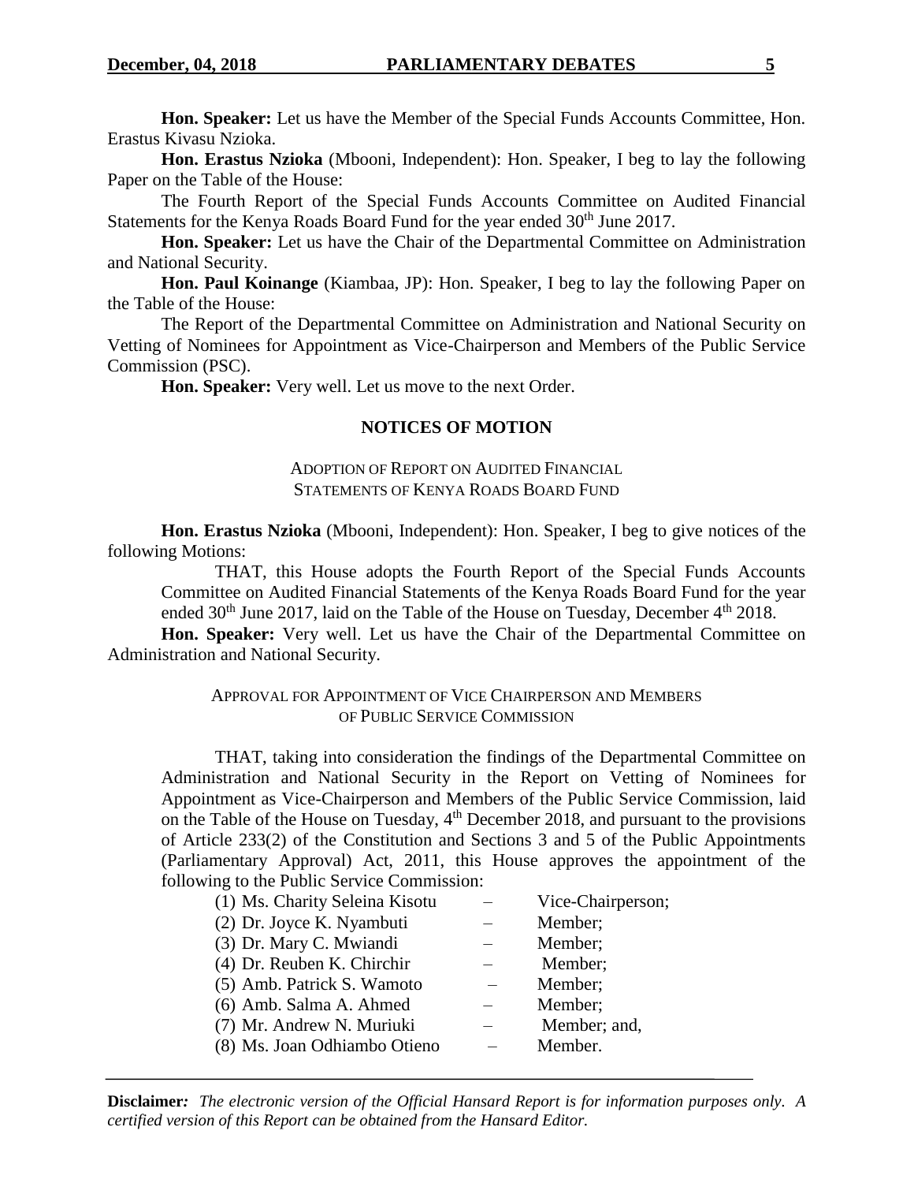**Hon. Speaker:** Let us have the Member of the Special Funds Accounts Committee, Hon. Erastus Kivasu Nzioka.

**Hon. Erastus Nzioka** (Mbooni, Independent): Hon. Speaker, I beg to lay the following Paper on the Table of the House:

The Fourth Report of the Special Funds Accounts Committee on Audited Financial Statements for the Kenya Roads Board Fund for the year ended 30th June 2017.

**Hon. Speaker:** Let us have the Chair of the Departmental Committee on Administration and National Security.

**Hon. Paul Koinange** (Kiambaa, JP): Hon. Speaker, I beg to lay the following Paper on the Table of the House:

The Report of the Departmental Committee on Administration and National Security on Vetting of Nominees for Appointment as Vice-Chairperson and Members of the Public Service Commission (PSC).

**Hon. Speaker:** Very well. Let us move to the next Order.

## NOTICES OF MOTION

### ADOPTION OF REPORT ON AUDITED FINANCIAL STATEMENTS OF KENYA ROADS BOARD FUND

**Hon. Erastus Nzioka** (Mbooni, Independent): Hon. Speaker, I beg to give notices of the following Motions:

> THAT, this House adopts the Fourth Report of the Special Funds Accounts Committee on Audited Financial Statements of the Kenya Roads Board Fund for the year ended 30th June 2017, laid on the Table of the House on Tuesday, December 4th 2018.

**Hon. Speaker:** Very well. Let us have the Chair of the Departmental Committee on Administration and National Security.

### APPROVAL FOR APPOINTMENT OF VICE CHAIRPERSON AND MEMBERS OF PUBLIC SERVICE COMMISSION

> THAT, taking into consideration the findings of the Departmental Committee on Administration and National Security in the Report on Vetting of Nominees for Appointment as Vice-Chairperson and Members of the Public Service Commission, laid on the Table of the House on Tuesday, 4th December 2018, and pursuant to the provisions of Article 233(2) of the Constitution and Sections 3 and 5 of the Public Appointments (Parliamentary Approval) Act, 2011, this House approves the appointment of the following to the Public Service Commission:
>
> (1) Ms. Charity Seleina Kisotu – Vice-Chairperson;
> (2) Dr. Joyce K. Nyambuti – Member;
> (3) Dr. Mary C. Mwiandi – Member;
> (4) Dr. Reuben K. Chirchir – Member;
> (5) Amb. Patrick S. Wamoto – Member;
> (6) Amb. Salma A. Ahmed – Member;
> (7) Mr. Andrew N. Muriuki – Member; and,
> (8) Ms. Joan Odhiambo Otieno – Member.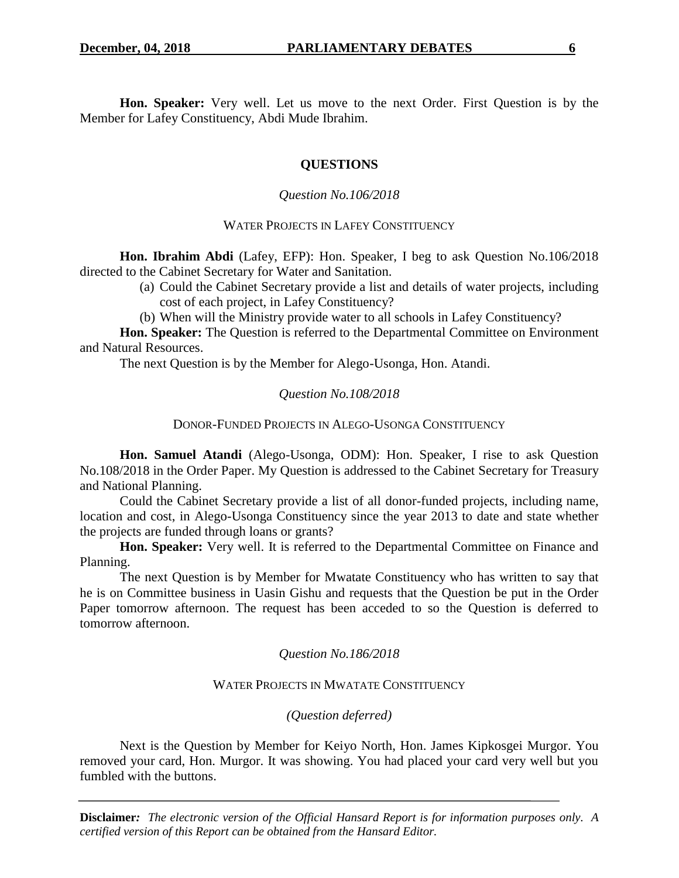**Hon. Speaker:** Very well. Let us move to the next Order. First Question is by the Member for Lafey Constituency, Abdi Mude Ibrahim.

## QUESTIONS

*Question No.106/2018*

### WATER PROJECTS IN LAFEY CONSTITUENCY

**Hon. Ibrahim Abdi** (Lafey, EFP): Hon. Speaker, I beg to ask Question No.106/2018 directed to the Cabinet Secretary for Water and Sanitation.

(a) Could the Cabinet Secretary provide a list and details of water projects, including cost of each project, in Lafey Constituency?

(b) When will the Ministry provide water to all schools in Lafey Constituency?

**Hon. Speaker:** The Question is referred to the Departmental Committee on Environment and Natural Resources.

The next Question is by the Member for Alego-Usonga, Hon. Atandi.

*Question No.108/2018*

### DONOR-FUNDED PROJECTS IN ALEGO-USONGA CONSTITUENCY

**Hon. Samuel Atandi** (Alego-Usonga, ODM): Hon. Speaker, I rise to ask Question No.108/2018 in the Order Paper. My Question is addressed to the Cabinet Secretary for Treasury and National Planning.

Could the Cabinet Secretary provide a list of all donor-funded projects, including name, location and cost, in Alego-Usonga Constituency since the year 2013 to date and state whether the projects are funded through loans or grants?

**Hon. Speaker:** Very well. It is referred to the Departmental Committee on Finance and Planning.

The next Question is by Member for Mwatate Constituency who has written to say that he is on Committee business in Uasin Gishu and requests that the Question be put in the Order Paper tomorrow afternoon. The request has been acceded to so the Question is deferred to tomorrow afternoon.

*Question No.186/2018*

### WATER PROJECTS IN MWATATE CONSTITUENCY

*(Question deferred)*

Next is the Question by Member for Keiyo North, Hon. James Kipkosgei Murgor. You removed your card, Hon. Murgor. It was showing. You had placed your card very well but you fumbled with the buttons.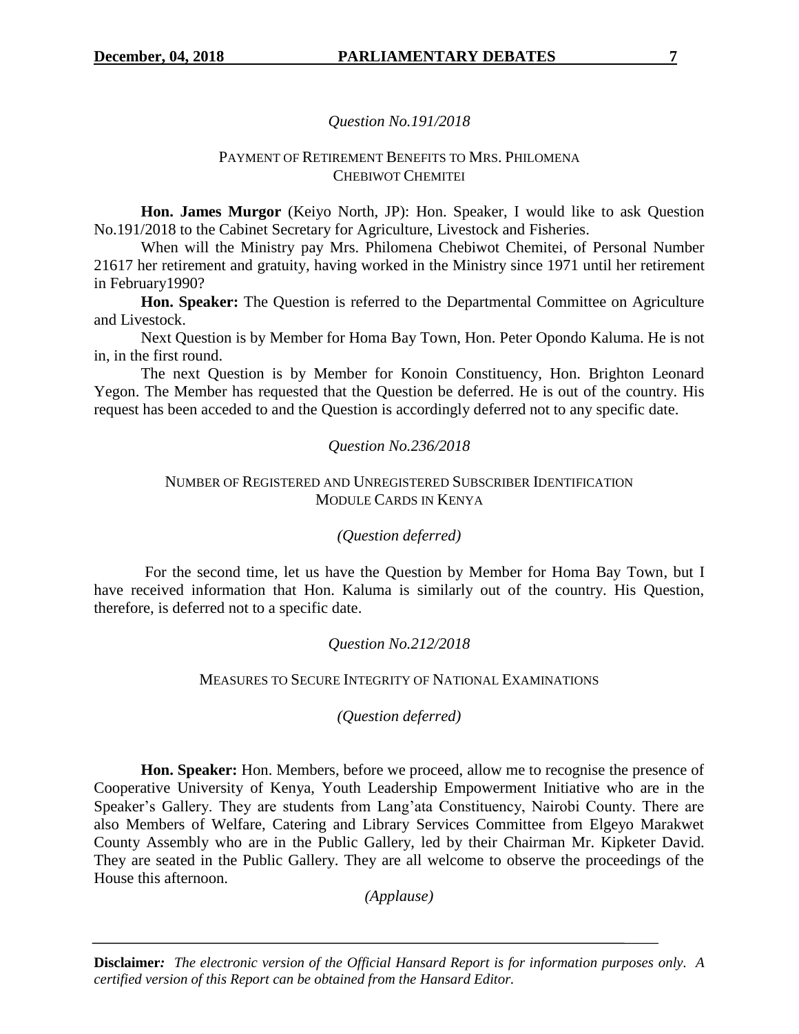*Question No.191/2018*

PAYMENT OF RETIREMENT BENEFITS TO MRS. PHILOMENA CHEBIWOT CHEMITEI

**Hon. James Murgor** (Keiyo North, JP): Hon. Speaker, I would like to ask Question No.191/2018 to the Cabinet Secretary for Agriculture, Livestock and Fisheries.

When will the Ministry pay Mrs. Philomena Chebiwot Chemitei, of Personal Number 21617 her retirement and gratuity, having worked in the Ministry since 1971 until her retirement in February1990?

**Hon. Speaker:** The Question is referred to the Departmental Committee on Agriculture and Livestock.

Next Question is by Member for Homa Bay Town, Hon. Peter Opondo Kaluma. He is not in, in the first round.

The next Question is by Member for Konoin Constituency, Hon. Brighton Leonard Yegon. The Member has requested that the Question be deferred. He is out of the country. His request has been acceded to and the Question is accordingly deferred not to any specific date.

*Question No.236/2018*

NUMBER OF REGISTERED AND UNREGISTERED SUBSCRIBER IDENTIFICATION MODULE CARDS IN KENYA

*(Question deferred)*

For the second time, let us have the Question by Member for Homa Bay Town, but I have received information that Hon. Kaluma is similarly out of the country. His Question, therefore, is deferred not to a specific date.

*Question No.212/2018*

MEASURES TO SECURE INTEGRITY OF NATIONAL EXAMINATIONS

*(Question deferred)*

**Hon. Speaker:** Hon. Members, before we proceed, allow me to recognise the presence of Cooperative University of Kenya, Youth Leadership Empowerment Initiative who are in the Speaker's Gallery. They are students from Lang'ata Constituency, Nairobi County. There are also Members of Welfare, Catering and Library Services Committee from Elgeyo Marakwet County Assembly who are in the Public Gallery, led by their Chairman Mr. Kipketer David. They are seated in the Public Gallery. They are all welcome to observe the proceedings of the House this afternoon.

*(Applause)*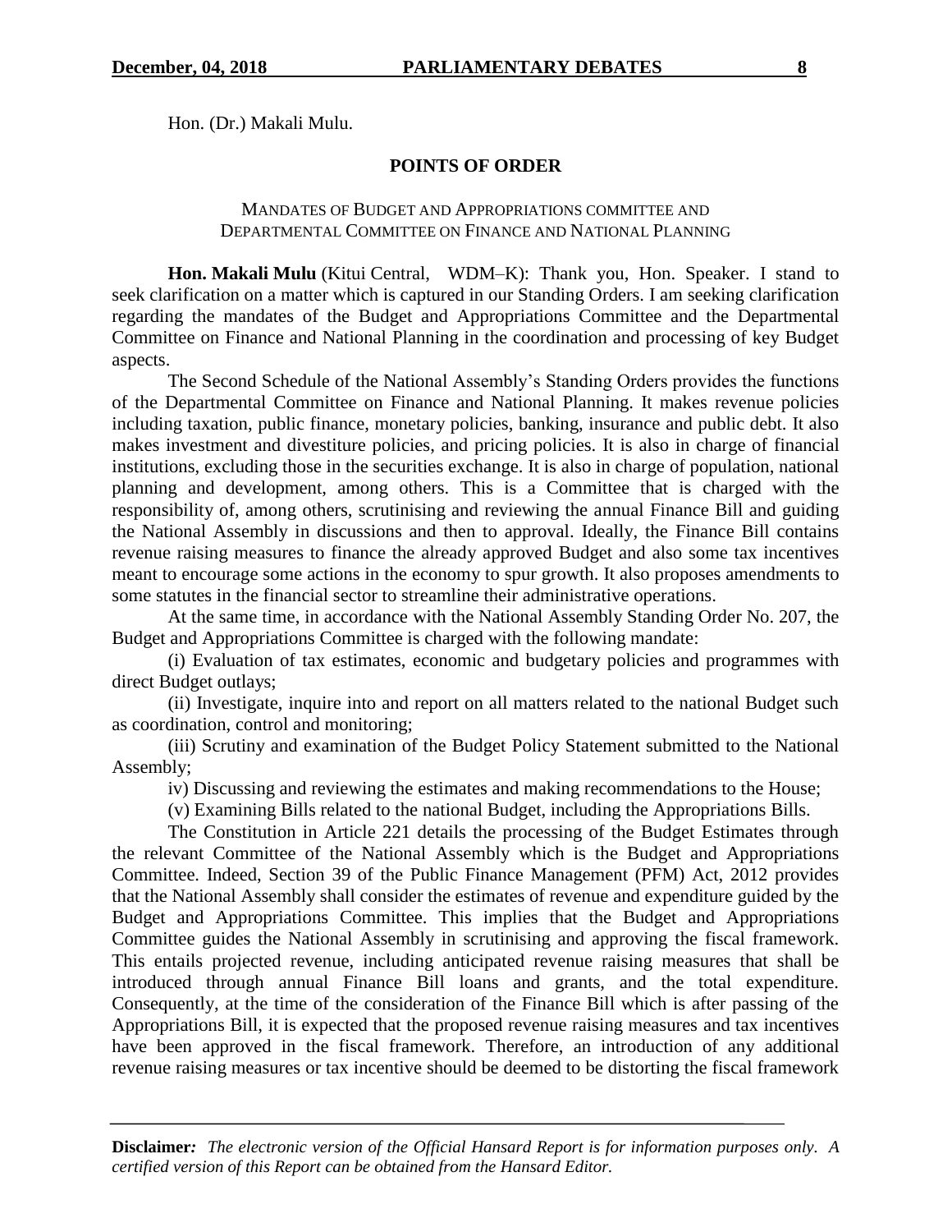Hon. (Dr.) Makali Mulu.

## POINTS OF ORDER

### MANDATES OF BUDGET AND APPROPRIATIONS COMMITTEE AND DEPARTMENTAL COMMITTEE ON FINANCE AND NATIONAL PLANNING

**Hon. Makali Mulu** (Kitui Central, WDM–K): Thank you, Hon. Speaker. I stand to seek clarification on a matter which is captured in our Standing Orders. I am seeking clarification regarding the mandates of the Budget and Appropriations Committee and the Departmental Committee on Finance and National Planning in the coordination and processing of key Budget aspects.

The Second Schedule of the National Assembly's Standing Orders provides the functions of the Departmental Committee on Finance and National Planning. It makes revenue policies including taxation, public finance, monetary policies, banking, insurance and public debt. It also makes investment and divestiture policies, and pricing policies. It is also in charge of financial institutions, excluding those in the securities exchange. It is also in charge of population, national planning and development, among others. This is a Committee that is charged with the responsibility of, among others, scrutinising and reviewing the annual Finance Bill and guiding the National Assembly in discussions and then to approval. Ideally, the Finance Bill contains revenue raising measures to finance the already approved Budget and also some tax incentives meant to encourage some actions in the economy to spur growth. It also proposes amendments to some statutes in the financial sector to streamline their administrative operations.

At the same time, in accordance with the National Assembly Standing Order No. 207, the Budget and Appropriations Committee is charged with the following mandate:

(i) Evaluation of tax estimates, economic and budgetary policies and programmes with direct Budget outlays;

(ii) Investigate, inquire into and report on all matters related to the national Budget such as coordination, control and monitoring;

(iii) Scrutiny and examination of the Budget Policy Statement submitted to the National Assembly;

iv) Discussing and reviewing the estimates and making recommendations to the House;

(v) Examining Bills related to the national Budget, including the Appropriations Bills.

The Constitution in Article 221 details the processing of the Budget Estimates through the relevant Committee of the National Assembly which is the Budget and Appropriations Committee. Indeed, Section 39 of the Public Finance Management (PFM) Act, 2012 provides that the National Assembly shall consider the estimates of revenue and expenditure guided by the Budget and Appropriations Committee. This implies that the Budget and Appropriations Committee guides the National Assembly in scrutinising and approving the fiscal framework. This entails projected revenue, including anticipated revenue raising measures that shall be introduced through annual Finance Bill loans and grants, and the total expenditure. Consequently, at the time of the consideration of the Finance Bill which is after passing of the Appropriations Bill, it is expected that the proposed revenue raising measures and tax incentives have been approved in the fiscal framework. Therefore, an introduction of any additional revenue raising measures or tax incentive should be deemed to be distorting the fiscal framework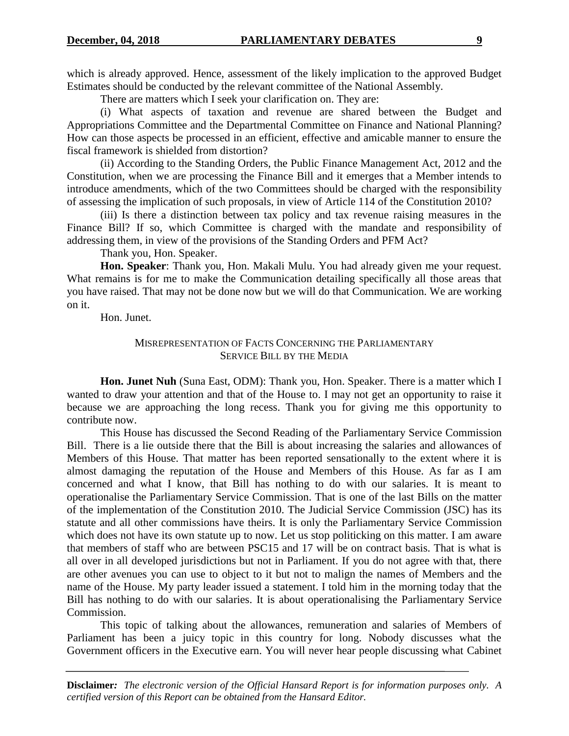which is already approved. Hence, assessment of the likely implication to the approved Budget Estimates should be conducted by the relevant committee of the National Assembly.

There are matters which I seek your clarification on. They are:

(i) What aspects of taxation and revenue are shared between the Budget and Appropriations Committee and the Departmental Committee on Finance and National Planning? How can those aspects be processed in an efficient, effective and amicable manner to ensure the fiscal framework is shielded from distortion?

(ii) According to the Standing Orders, the Public Finance Management Act, 2012 and the Constitution, when we are processing the Finance Bill and it emerges that a Member intends to introduce amendments, which of the two Committees should be charged with the responsibility of assessing the implication of such proposals, in view of Article 114 of the Constitution 2010?

(iii) Is there a distinction between tax policy and tax revenue raising measures in the Finance Bill? If so, which Committee is charged with the mandate and responsibility of addressing them, in view of the provisions of the Standing Orders and PFM Act?

Thank you, Hon. Speaker.

**Hon. Speaker**: Thank you, Hon. Makali Mulu. You had already given me your request. What remains is for me to make the Communication detailing specifically all those areas that you have raised. That may not be done now but we will do that Communication. We are working on it.

Hon. Junet.

### MISREPRESENTATION OF FACTS CONCERNING THE PARLIAMENTARY SERVICE BILL BY THE MEDIA

**Hon. Junet Nuh** (Suna East, ODM): Thank you, Hon. Speaker. There is a matter which I wanted to draw your attention and that of the House to. I may not get an opportunity to raise it because we are approaching the long recess. Thank you for giving me this opportunity to contribute now.

This House has discussed the Second Reading of the Parliamentary Service Commission Bill. There is a lie outside there that the Bill is about increasing the salaries and allowances of Members of this House. That matter has been reported sensationally to the extent where it is almost damaging the reputation of the House and Members of this House. As far as I am concerned and what I know, that Bill has nothing to do with our salaries. It is meant to operationalise the Parliamentary Service Commission. That is one of the last Bills on the matter of the implementation of the Constitution 2010. The Judicial Service Commission (JSC) has its statute and all other commissions have theirs. It is only the Parliamentary Service Commission which does not have its own statute up to now. Let us stop politicking on this matter. I am aware that members of staff who are between PSC15 and 17 will be on contract basis. That is what is all over in all developed jurisdictions but not in Parliament. If you do not agree with that, there are other avenues you can use to object to it but not to malign the names of Members and the name of the House. My party leader issued a statement. I told him in the morning today that the Bill has nothing to do with our salaries. It is about operationalising the Parliamentary Service Commission.

This topic of talking about the allowances, remuneration and salaries of Members of Parliament has been a juicy topic in this country for long. Nobody discusses what the Government officers in the Executive earn. You will never hear people discussing what Cabinet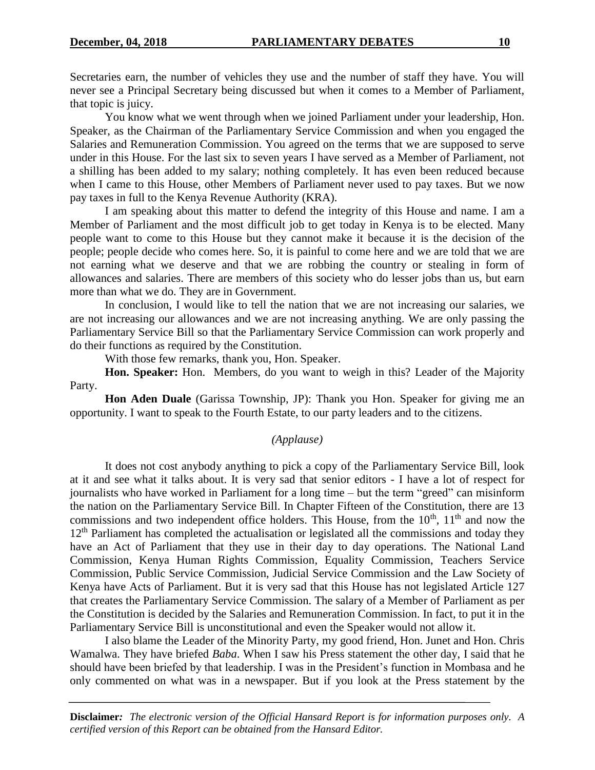Secretaries earn, the number of vehicles they use and the number of staff they have. You will never see a Principal Secretary being discussed but when it comes to a Member of Parliament, that topic is juicy.

You know what we went through when we joined Parliament under your leadership, Hon. Speaker, as the Chairman of the Parliamentary Service Commission and when you engaged the Salaries and Remuneration Commission. You agreed on the terms that we are supposed to serve under in this House. For the last six to seven years I have served as a Member of Parliament, not a shilling has been added to my salary; nothing completely. It has even been reduced because when I came to this House, other Members of Parliament never used to pay taxes. But we now pay taxes in full to the Kenya Revenue Authority (KRA).

I am speaking about this matter to defend the integrity of this House and name. I am a Member of Parliament and the most difficult job to get today in Kenya is to be elected. Many people want to come to this House but they cannot make it because it is the decision of the people; people decide who comes here. So, it is painful to come here and we are told that we are not earning what we deserve and that we are robbing the country or stealing in form of allowances and salaries. There are members of this society who do lesser jobs than us, but earn more than what we do. They are in Government.

In conclusion, I would like to tell the nation that we are not increasing our salaries, we are not increasing our allowances and we are not increasing anything. We are only passing the Parliamentary Service Bill so that the Parliamentary Service Commission can work properly and do their functions as required by the Constitution.

With those few remarks, thank you, Hon. Speaker.

**Hon. Speaker:** Hon. Members, do you want to weigh in this? Leader of the Majority Party.

**Hon Aden Duale** (Garissa Township, JP): Thank you Hon. Speaker for giving me an opportunity. I want to speak to the Fourth Estate, to our party leaders and to the citizens.

*(Applause)*

It does not cost anybody anything to pick a copy of the Parliamentary Service Bill, look at it and see what it talks about. It is very sad that senior editors - I have a lot of respect for journalists who have worked in Parliament for a long time – but the term "greed" can misinform the nation on the Parliamentary Service Bill. In Chapter Fifteen of the Constitution, there are 13 commissions and two independent office holders. This House, from the 10th, 11th and now the 12th Parliament has completed the actualisation or legislated all the commissions and today they have an Act of Parliament that they use in their day to day operations. The National Land Commission, Kenya Human Rights Commission, Equality Commission, Teachers Service Commission, Public Service Commission, Judicial Service Commission and the Law Society of Kenya have Acts of Parliament. But it is very sad that this House has not legislated Article 127 that creates the Parliamentary Service Commission. The salary of a Member of Parliament as per the Constitution is decided by the Salaries and Remuneration Commission. In fact, to put it in the Parliamentary Service Bill is unconstitutional and even the Speaker would not allow it.

I also blame the Leader of the Minority Party, my good friend, Hon. Junet and Hon. Chris Wamalwa. They have briefed *Baba*. When I saw his Press statement the other day, I said that he should have been briefed by that leadership. I was in the President's function in Mombasa and he only commented on what was in a newspaper. But if you look at the Press statement by the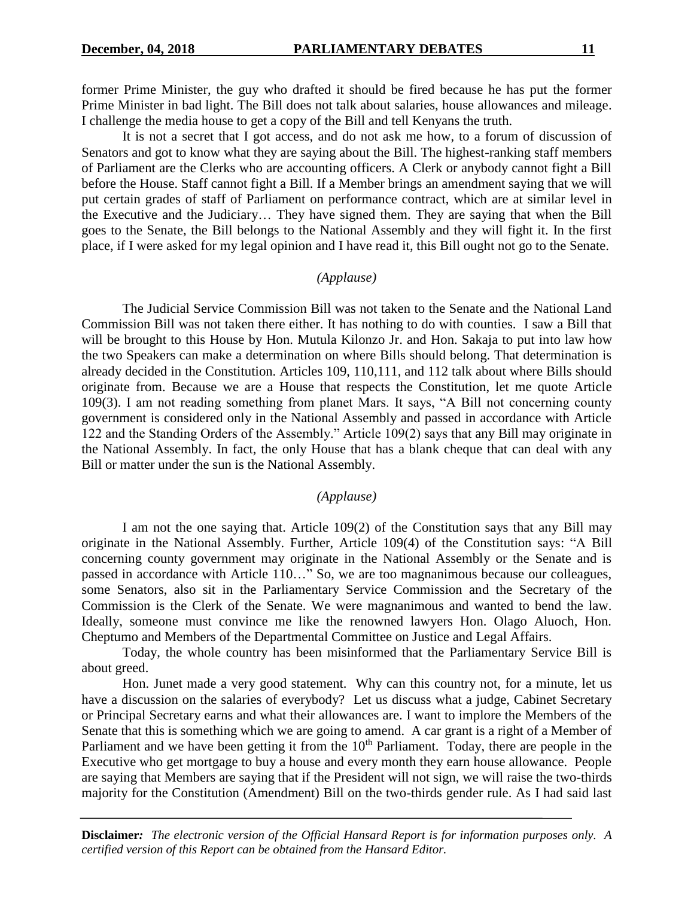former Prime Minister, the guy who drafted it should be fired because he has put the former Prime Minister in bad light. The Bill does not talk about salaries, house allowances and mileage. I challenge the media house to get a copy of the Bill and tell Kenyans the truth.

It is not a secret that I got access, and do not ask me how, to a forum of discussion of Senators and got to know what they are saying about the Bill. The highest-ranking staff members of Parliament are the Clerks who are accounting officers. A Clerk or anybody cannot fight a Bill before the House. Staff cannot fight a Bill. If a Member brings an amendment saying that we will put certain grades of staff of Parliament on performance contract, which are at similar level in the Executive and the Judiciary… They have signed them. They are saying that when the Bill goes to the Senate, the Bill belongs to the National Assembly and they will fight it. In the first place, if I were asked for my legal opinion and I have read it, this Bill ought not go to the Senate.

*(Applause)*

The Judicial Service Commission Bill was not taken to the Senate and the National Land Commission Bill was not taken there either. It has nothing to do with counties. I saw a Bill that will be brought to this House by Hon. Mutula Kilonzo Jr. and Hon. Sakaja to put into law how the two Speakers can make a determination on where Bills should belong. That determination is already decided in the Constitution. Articles 109, 110,111, and 112 talk about where Bills should originate from. Because we are a House that respects the Constitution, let me quote Article 109(3). I am not reading something from planet Mars. It says, "A Bill not concerning county government is considered only in the National Assembly and passed in accordance with Article 122 and the Standing Orders of the Assembly." Article 109(2) says that any Bill may originate in the National Assembly. In fact, the only House that has a blank cheque that can deal with any Bill or matter under the sun is the National Assembly.

*(Applause)*

I am not the one saying that. Article 109(2) of the Constitution says that any Bill may originate in the National Assembly. Further, Article 109(4) of the Constitution says: "A Bill concerning county government may originate in the National Assembly or the Senate and is passed in accordance with Article 110…" So, we are too magnanimous because our colleagues, some Senators, also sit in the Parliamentary Service Commission and the Secretary of the Commission is the Clerk of the Senate. We were magnanimous and wanted to bend the law. Ideally, someone must convince me like the renowned lawyers Hon. Olago Aluoch, Hon. Cheptumo and Members of the Departmental Committee on Justice and Legal Affairs.

Today, the whole country has been misinformed that the Parliamentary Service Bill is about greed.

Hon. Junet made a very good statement. Why can this country not, for a minute, let us have a discussion on the salaries of everybody? Let us discuss what a judge, Cabinet Secretary or Principal Secretary earns and what their allowances are. I want to implore the Members of the Senate that this is something which we are going to amend. A car grant is a right of a Member of Parliament and we have been getting it from the 10th Parliament. Today, there are people in the Executive who get mortgage to buy a house and every month they earn house allowance. People are saying that Members are saying that if the President will not sign, we will raise the two-thirds majority for the Constitution (Amendment) Bill on the two-thirds gender rule. As I had said last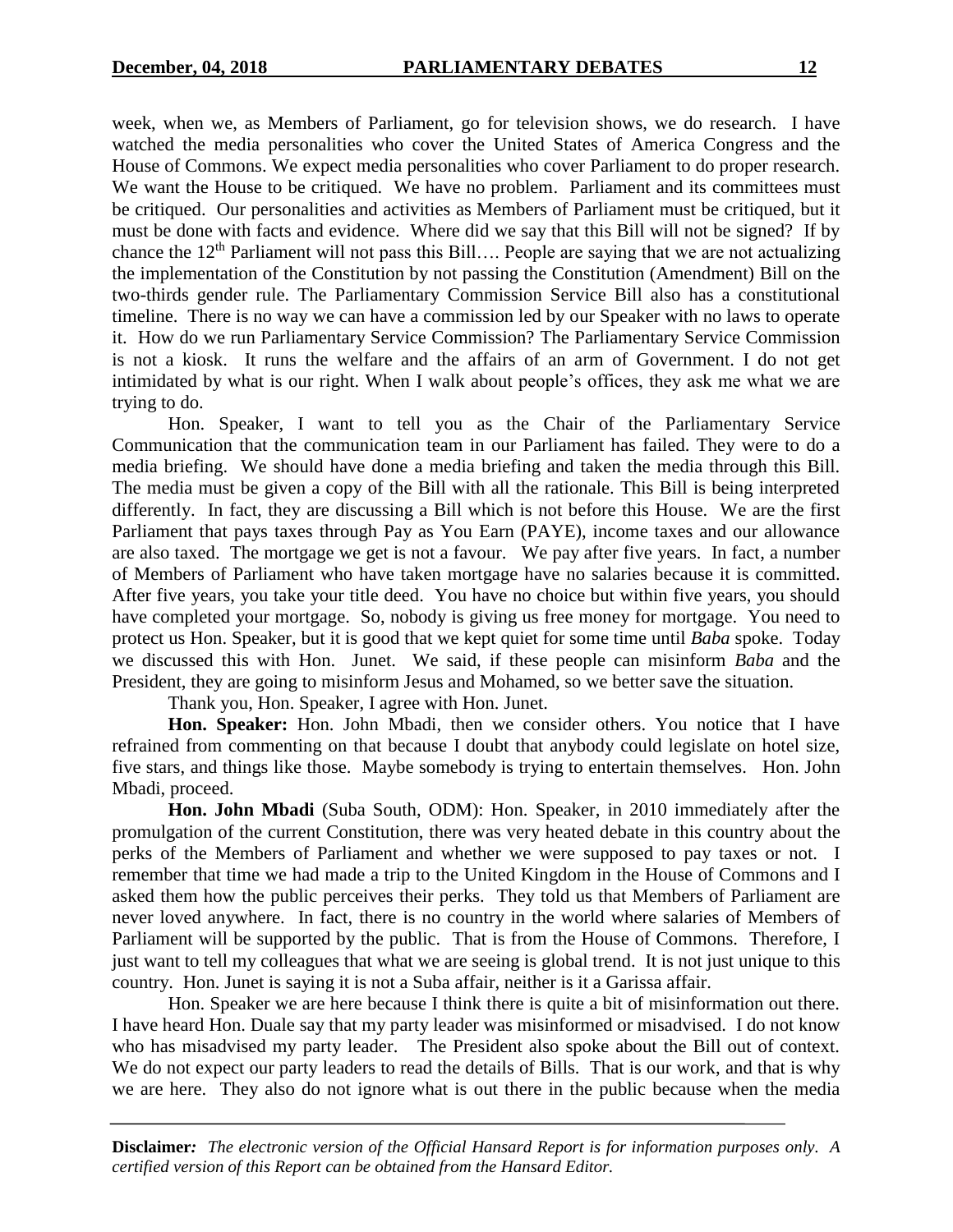week, when we, as Members of Parliament, go for television shows, we do research. I have watched the media personalities who cover the United States of America Congress and the House of Commons. We expect media personalities who cover Parliament to do proper research. We want the House to be critiqued. We have no problem. Parliament and its committees must be critiqued. Our personalities and activities as Members of Parliament must be critiqued, but it must be done with facts and evidence. Where did we say that this Bill will not be signed? If by chance the 12th Parliament will not pass this Bill…. People are saying that we are not actualizing the implementation of the Constitution by not passing the Constitution (Amendment) Bill on the two-thirds gender rule. The Parliamentary Commission Service Bill also has a constitutional timeline. There is no way we can have a commission led by our Speaker with no laws to operate it. How do we run Parliamentary Service Commission? The Parliamentary Service Commission is not a kiosk. It runs the welfare and the affairs of an arm of Government. I do not get intimidated by what is our right. When I walk about people's offices, they ask me what we are trying to do.

Hon. Speaker, I want to tell you as the Chair of the Parliamentary Service Communication that the communication team in our Parliament has failed. They were to do a media briefing. We should have done a media briefing and taken the media through this Bill. The media must be given a copy of the Bill with all the rationale. This Bill is being interpreted differently. In fact, they are discussing a Bill which is not before this House. We are the first Parliament that pays taxes through Pay as You Earn (PAYE), income taxes and our allowance are also taxed. The mortgage we get is not a favour. We pay after five years. In fact, a number of Members of Parliament who have taken mortgage have no salaries because it is committed. After five years, you take your title deed. You have no choice but within five years, you should have completed your mortgage. So, nobody is giving us free money for mortgage. You need to protect us Hon. Speaker, but it is good that we kept quiet for some time until *Baba* spoke. Today we discussed this with Hon. Junet. We said, if these people can misinform *Baba* and the President, they are going to misinform Jesus and Mohamed, so we better save the situation.

Thank you, Hon. Speaker, I agree with Hon. Junet.

**Hon. Speaker:** Hon. John Mbadi, then we consider others. You notice that I have refrained from commenting on that because I doubt that anybody could legislate on hotel size, five stars, and things like those. Maybe somebody is trying to entertain themselves. Hon. John Mbadi, proceed.

**Hon. John Mbadi** (Suba South, ODM): Hon. Speaker, in 2010 immediately after the promulgation of the current Constitution, there was very heated debate in this country about the perks of the Members of Parliament and whether we were supposed to pay taxes or not. I remember that time we had made a trip to the United Kingdom in the House of Commons and I asked them how the public perceives their perks. They told us that Members of Parliament are never loved anywhere. In fact, there is no country in the world where salaries of Members of Parliament will be supported by the public. That is from the House of Commons. Therefore, I just want to tell my colleagues that what we are seeing is global trend. It is not just unique to this country. Hon. Junet is saying it is not a Suba affair, neither is it a Garissa affair.

Hon. Speaker we are here because I think there is quite a bit of misinformation out there. I have heard Hon. Duale say that my party leader was misinformed or misadvised. I do not know who has misadvised my party leader. The President also spoke about the Bill out of context. We do not expect our party leaders to read the details of Bills. That is our work, and that is why we are here. They also do not ignore what is out there in the public because when the media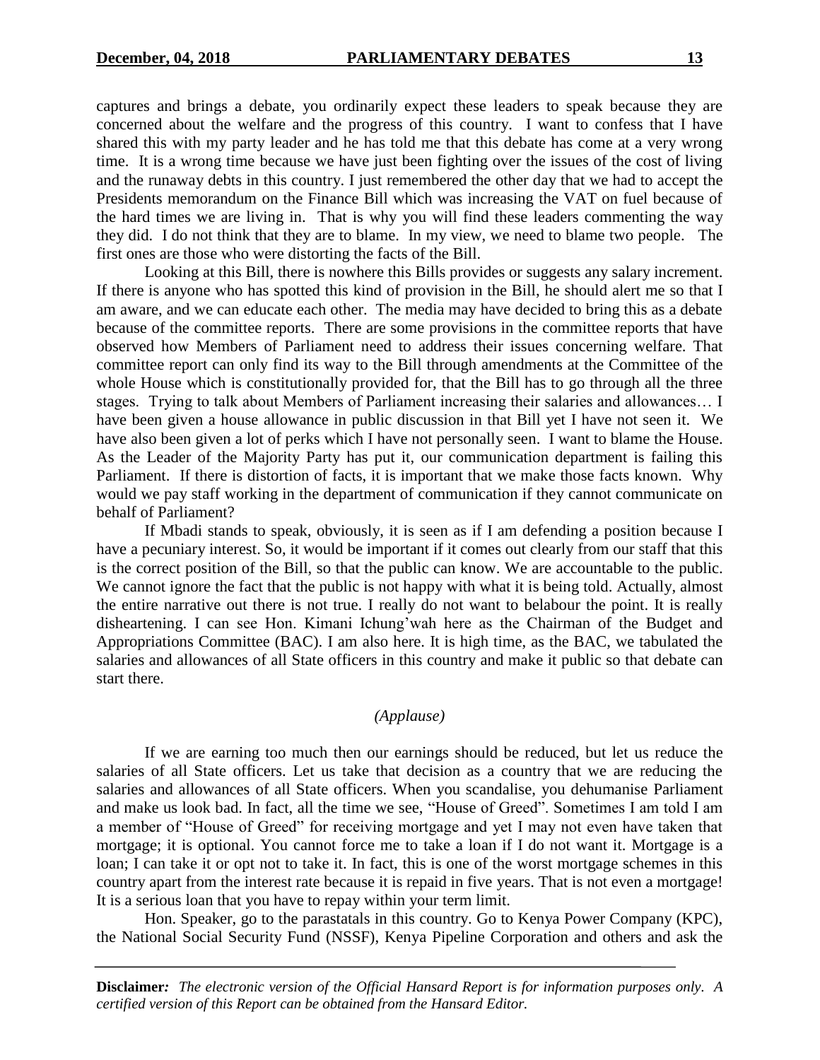captures and brings a debate, you ordinarily expect these leaders to speak because they are concerned about the welfare and the progress of this country. I want to confess that I have shared this with my party leader and he has told me that this debate has come at a very wrong time. It is a wrong time because we have just been fighting over the issues of the cost of living and the runaway debts in this country. I just remembered the other day that we had to accept the Presidents memorandum on the Finance Bill which was increasing the VAT on fuel because of the hard times we are living in. That is why you will find these leaders commenting the way they did. I do not think that they are to blame. In my view, we need to blame two people. The first ones are those who were distorting the facts of the Bill.

Looking at this Bill, there is nowhere this Bills provides or suggests any salary increment. If there is anyone who has spotted this kind of provision in the Bill, he should alert me so that I am aware, and we can educate each other. The media may have decided to bring this as a debate because of the committee reports. There are some provisions in the committee reports that have observed how Members of Parliament need to address their issues concerning welfare. That committee report can only find its way to the Bill through amendments at the Committee of the whole House which is constitutionally provided for, that the Bill has to go through all the three stages. Trying to talk about Members of Parliament increasing their salaries and allowances… I have been given a house allowance in public discussion in that Bill yet I have not seen it. We have also been given a lot of perks which I have not personally seen. I want to blame the House. As the Leader of the Majority Party has put it, our communication department is failing this Parliament. If there is distortion of facts, it is important that we make those facts known. Why would we pay staff working in the department of communication if they cannot communicate on behalf of Parliament?

If Mbadi stands to speak, obviously, it is seen as if I am defending a position because I have a pecuniary interest. So, it would be important if it comes out clearly from our staff that this is the correct position of the Bill, so that the public can know. We are accountable to the public. We cannot ignore the fact that the public is not happy with what it is being told. Actually, almost the entire narrative out there is not true. I really do not want to belabour the point. It is really disheartening. I can see Hon. Kimani Ichung'wah here as the Chairman of the Budget and Appropriations Committee (BAC). I am also here. It is high time, as the BAC, we tabulated the salaries and allowances of all State officers in this country and make it public so that debate can start there.

*(Applause)*

If we are earning too much then our earnings should be reduced, but let us reduce the salaries of all State officers. Let us take that decision as a country that we are reducing the salaries and allowances of all State officers. When you scandalise, you dehumanise Parliament and make us look bad. In fact, all the time we see, "House of Greed". Sometimes I am told I am a member of "House of Greed" for receiving mortgage and yet I may not even have taken that mortgage; it is optional. You cannot force me to take a loan if I do not want it. Mortgage is a loan; I can take it or opt not to take it. In fact, this is one of the worst mortgage schemes in this country apart from the interest rate because it is repaid in five years. That is not even a mortgage! It is a serious loan that you have to repay within your term limit.

Hon. Speaker, go to the parastatals in this country. Go to Kenya Power Company (KPC), the National Social Security Fund (NSSF), Kenya Pipeline Corporation and others and ask the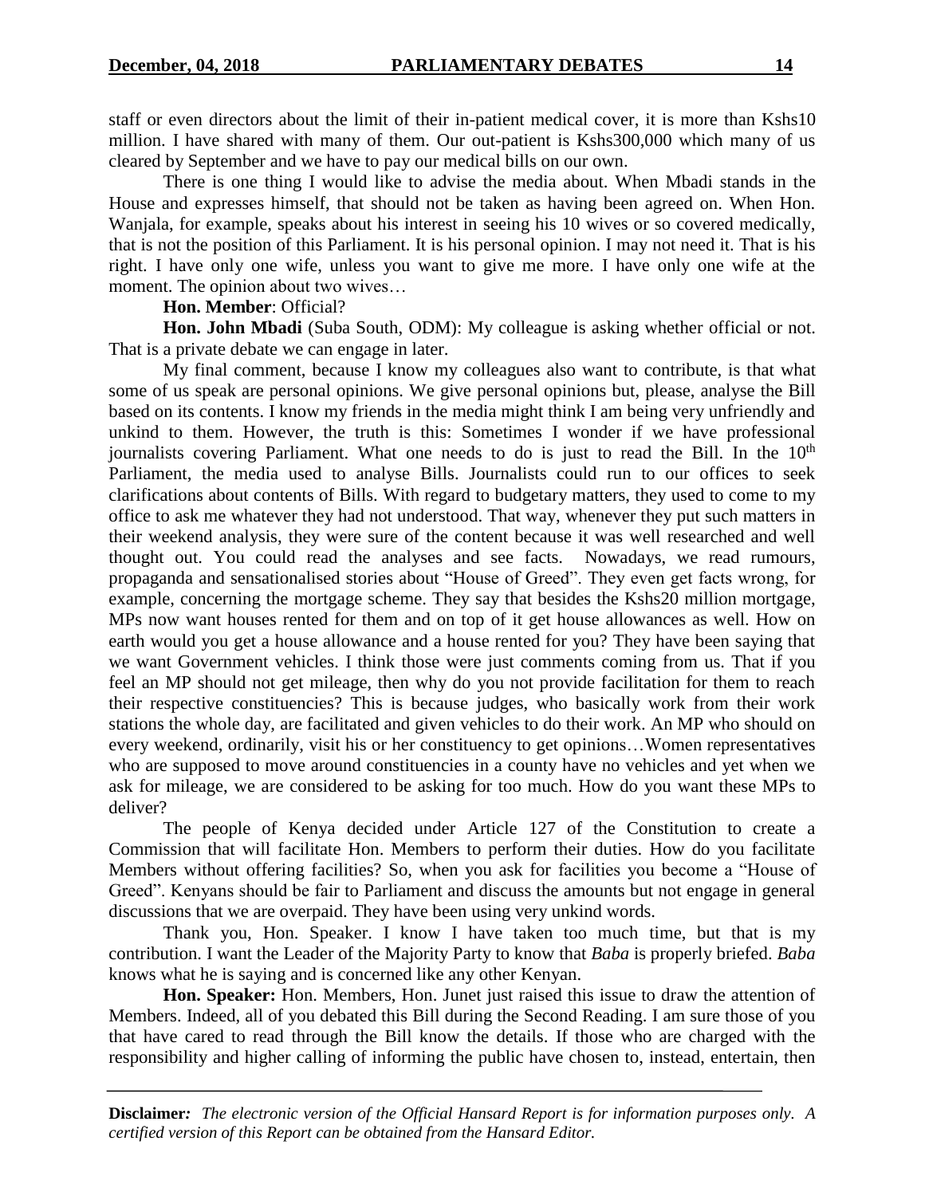staff or even directors about the limit of their in-patient medical cover, it is more than Kshs10 million. I have shared with many of them. Our out-patient is Kshs300,000 which many of us cleared by September and we have to pay our medical bills on our own.

There is one thing I would like to advise the media about. When Mbadi stands in the House and expresses himself, that should not be taken as having been agreed on. When Hon. Wanjala, for example, speaks about his interest in seeing his 10 wives or so covered medically, that is not the position of this Parliament. It is his personal opinion. I may not need it. That is his right. I have only one wife, unless you want to give me more. I have only one wife at the moment. The opinion about two wives…

**Hon. Member**: Official?

**Hon. John Mbadi** (Suba South, ODM): My colleague is asking whether official or not. That is a private debate we can engage in later.

My final comment, because I know my colleagues also want to contribute, is that what some of us speak are personal opinions. We give personal opinions but, please, analyse the Bill based on its contents. I know my friends in the media might think I am being very unfriendly and unkind to them. However, the truth is this: Sometimes I wonder if we have professional journalists covering Parliament. What one needs to do is just to read the Bill. In the 10th Parliament, the media used to analyse Bills. Journalists could run to our offices to seek clarifications about contents of Bills. With regard to budgetary matters, they used to come to my office to ask me whatever they had not understood. That way, whenever they put such matters in their weekend analysis, they were sure of the content because it was well researched and well thought out. You could read the analyses and see facts. Nowadays, we read rumours, propaganda and sensationalised stories about "House of Greed". They even get facts wrong, for example, concerning the mortgage scheme. They say that besides the Kshs20 million mortgage, MPs now want houses rented for them and on top of it get house allowances as well. How on earth would you get a house allowance and a house rented for you? They have been saying that we want Government vehicles. I think those were just comments coming from us. That if you feel an MP should not get mileage, then why do you not provide facilitation for them to reach their respective constituencies? This is because judges, who basically work from their work stations the whole day, are facilitated and given vehicles to do their work. An MP who should on every weekend, ordinarily, visit his or her constituency to get opinions…Women representatives who are supposed to move around constituencies in a county have no vehicles and yet when we ask for mileage, we are considered to be asking for too much. How do you want these MPs to deliver?

The people of Kenya decided under Article 127 of the Constitution to create a Commission that will facilitate Hon. Members to perform their duties. How do you facilitate Members without offering facilities? So, when you ask for facilities you become a "House of Greed". Kenyans should be fair to Parliament and discuss the amounts but not engage in general discussions that we are overpaid. They have been using very unkind words.

Thank you, Hon. Speaker. I know I have taken too much time, but that is my contribution. I want the Leader of the Majority Party to know that *Baba* is properly briefed. *Baba* knows what he is saying and is concerned like any other Kenyan.

**Hon. Speaker:** Hon. Members, Hon. Junet just raised this issue to draw the attention of Members. Indeed, all of you debated this Bill during the Second Reading. I am sure those of you that have cared to read through the Bill know the details. If those who are charged with the responsibility and higher calling of informing the public have chosen to, instead, entertain, then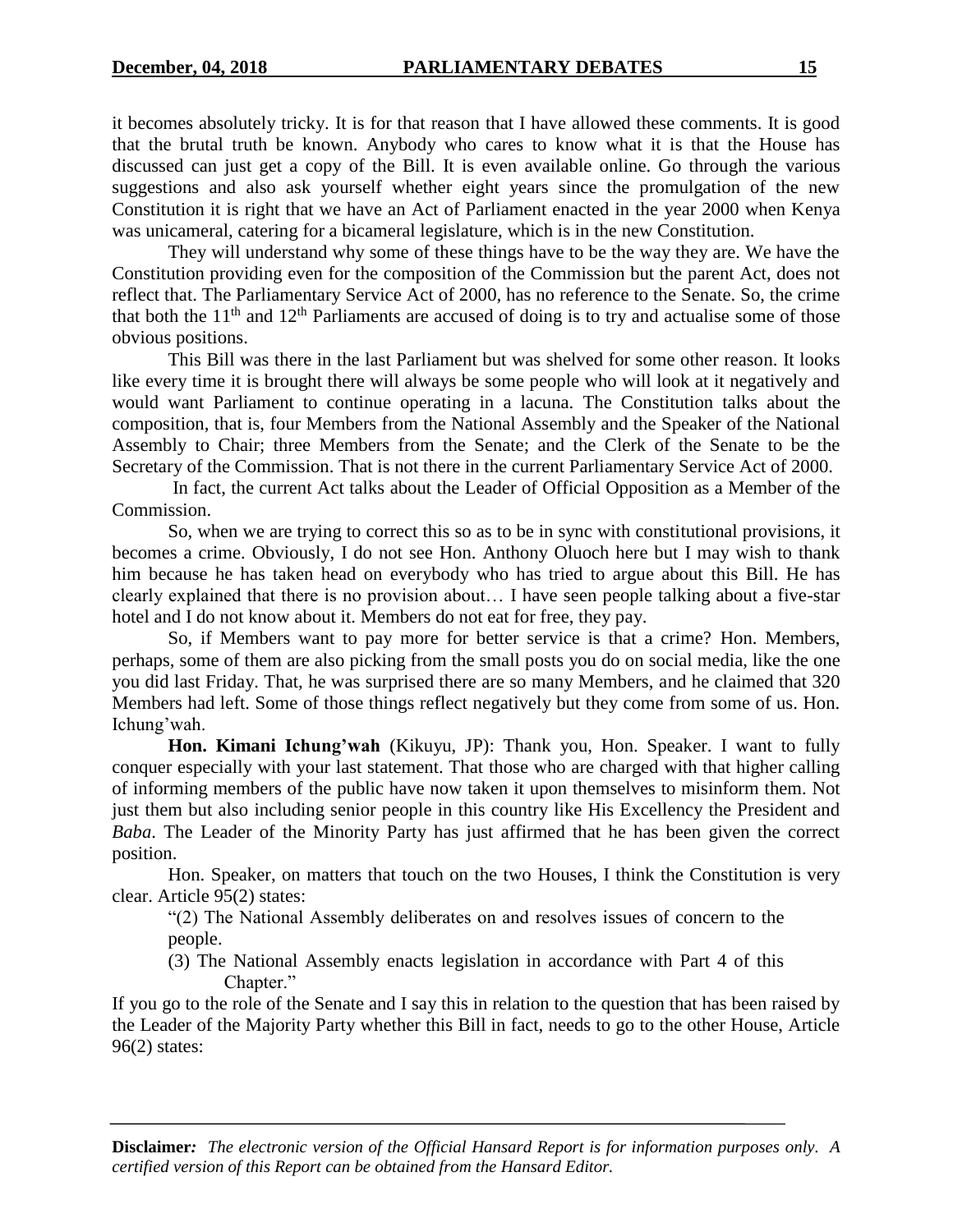it becomes absolutely tricky. It is for that reason that I have allowed these comments. It is good that the brutal truth be known. Anybody who cares to know what it is that the House has discussed can just get a copy of the Bill. It is even available online. Go through the various suggestions and also ask yourself whether eight years since the promulgation of the new Constitution it is right that we have an Act of Parliament enacted in the year 2000 when Kenya was unicameral, catering for a bicameral legislature, which is in the new Constitution.

They will understand why some of these things have to be the way they are. We have the Constitution providing even for the composition of the Commission but the parent Act, does not reflect that. The Parliamentary Service Act of 2000, has no reference to the Senate. So, the crime that both the 11th and 12th Parliaments are accused of doing is to try and actualise some of those obvious positions.

This Bill was there in the last Parliament but was shelved for some other reason. It looks like every time it is brought there will always be some people who will look at it negatively and would want Parliament to continue operating in a lacuna. The Constitution talks about the composition, that is, four Members from the National Assembly and the Speaker of the National Assembly to Chair; three Members from the Senate; and the Clerk of the Senate to be the Secretary of the Commission. That is not there in the current Parliamentary Service Act of 2000.

In fact, the current Act talks about the Leader of Official Opposition as a Member of the Commission.

So, when we are trying to correct this so as to be in sync with constitutional provisions, it becomes a crime. Obviously, I do not see Hon. Anthony Oluoch here but I may wish to thank him because he has taken head on everybody who has tried to argue about this Bill. He has clearly explained that there is no provision about… I have seen people talking about a five-star hotel and I do not know about it. Members do not eat for free, they pay.

So, if Members want to pay more for better service is that a crime? Hon. Members, perhaps, some of them are also picking from the small posts you do on social media, like the one you did last Friday. That, he was surprised there are so many Members, and he claimed that 320 Members had left. Some of those things reflect negatively but they come from some of us. Hon. Ichung'wah.

**Hon. Kimani Ichung'wah** (Kikuyu, JP): Thank you, Hon. Speaker. I want to fully conquer especially with your last statement. That those who are charged with that higher calling of informing members of the public have now taken it upon themselves to misinform them. Not just them but also including senior people in this country like His Excellency the President and *Baba*. The Leader of the Minority Party has just affirmed that he has been given the correct position.

Hon. Speaker, on matters that touch on the two Houses, I think the Constitution is very clear. Article 95(2) states:

> "(2) The National Assembly deliberates on and resolves issues of concern to the people.
>
> (3) The National Assembly enacts legislation in accordance with Part 4 of this Chapter."

If you go to the role of the Senate and I say this in relation to the question that has been raised by the Leader of the Majority Party whether this Bill in fact, needs to go to the other House, Article 96(2) states: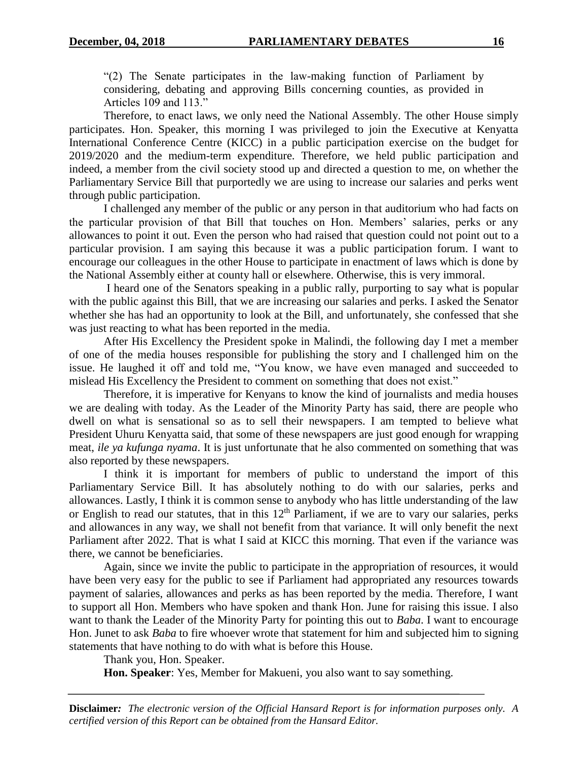"(2) The Senate participates in the law-making function of Parliament by considering, debating and approving Bills concerning counties, as provided in Articles 109 and 113."

Therefore, to enact laws, we only need the National Assembly. The other House simply participates. Hon. Speaker, this morning I was privileged to join the Executive at Kenyatta International Conference Centre (KICC) in a public participation exercise on the budget for 2019/2020 and the medium-term expenditure. Therefore, we held public participation and indeed, a member from the civil society stood up and directed a question to me, on whether the Parliamentary Service Bill that purportedly we are using to increase our salaries and perks went through public participation.

I challenged any member of the public or any person in that auditorium who had facts on the particular provision of that Bill that touches on Hon. Members' salaries, perks or any allowances to point it out. Even the person who had raised that question could not point out to a particular provision. I am saying this because it was a public participation forum. I want to encourage our colleagues in the other House to participate in enactment of laws which is done by the National Assembly either at county hall or elsewhere. Otherwise, this is very immoral.

I heard one of the Senators speaking in a public rally, purporting to say what is popular with the public against this Bill, that we are increasing our salaries and perks. I asked the Senator whether she has had an opportunity to look at the Bill, and unfortunately, she confessed that she was just reacting to what has been reported in the media.

After His Excellency the President spoke in Malindi, the following day I met a member of one of the media houses responsible for publishing the story and I challenged him on the issue. He laughed it off and told me, "You know, we have even managed and succeeded to mislead His Excellency the President to comment on something that does not exist."

Therefore, it is imperative for Kenyans to know the kind of journalists and media houses we are dealing with today. As the Leader of the Minority Party has said, there are people who dwell on what is sensational so as to sell their newspapers. I am tempted to believe what President Uhuru Kenyatta said, that some of these newspapers are just good enough for wrapping meat, *ile ya kufunga nyama*. It is just unfortunate that he also commented on something that was also reported by these newspapers.

I think it is important for members of public to understand the import of this Parliamentary Service Bill. It has absolutely nothing to do with our salaries, perks and allowances. Lastly, I think it is common sense to anybody who has little understanding of the law or English to read our statutes, that in this 12th Parliament, if we are to vary our salaries, perks and allowances in any way, we shall not benefit from that variance. It will only benefit the next Parliament after 2022. That is what I said at KICC this morning. That even if the variance was there, we cannot be beneficiaries.

Again, since we invite the public to participate in the appropriation of resources, it would have been very easy for the public to see if Parliament had appropriated any resources towards payment of salaries, allowances and perks as has been reported by the media. Therefore, I want to support all Hon. Members who have spoken and thank Hon. June for raising this issue. I also want to thank the Leader of the Minority Party for pointing this out to *Baba*. I want to encourage Hon. Junet to ask *Baba* to fire whoever wrote that statement for him and subjected him to signing statements that have nothing to do with what is before this House.

Thank you, Hon. Speaker.

**Hon. Speaker**: Yes, Member for Makueni, you also want to say something.

**Disclaimer***: The electronic version of the Official Hansard Report is for information purposes only. A certified version of this Report can be obtained from the Hansard Editor.*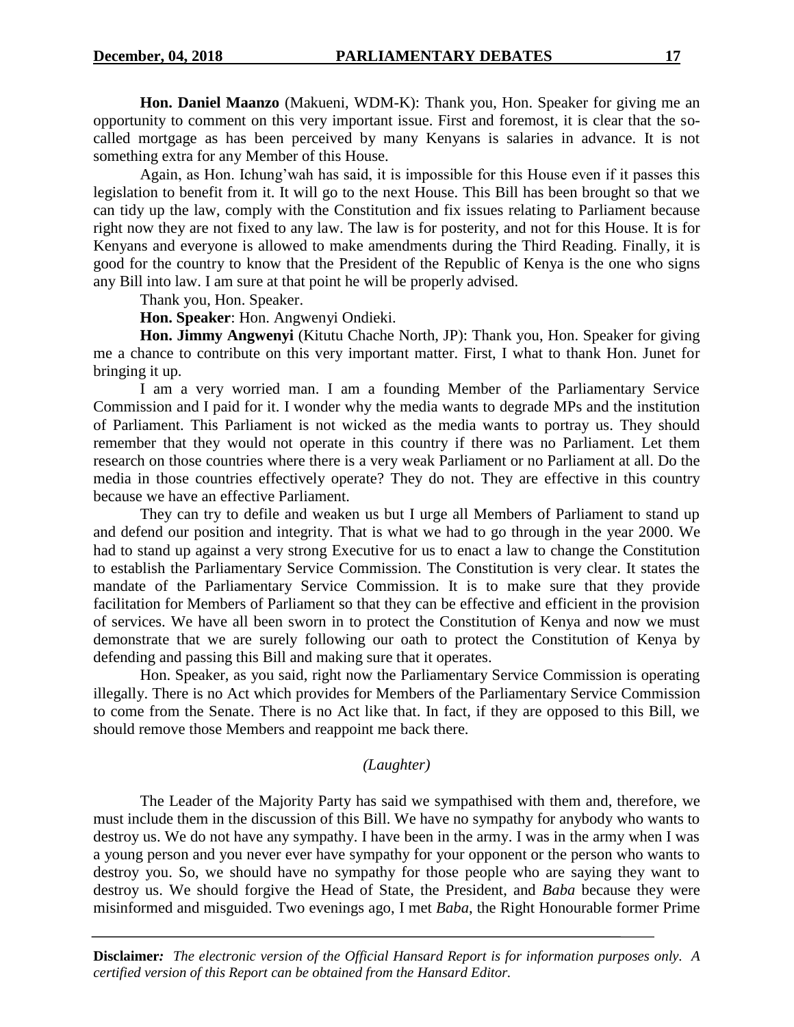**Hon. Daniel Maanzo** (Makueni, WDM-K): Thank you, Hon. Speaker for giving me an opportunity to comment on this very important issue. First and foremost, it is clear that the so-called mortgage as has been perceived by many Kenyans is salaries in advance. It is not something extra for any Member of this House.

Again, as Hon. Ichung'wah has said, it is impossible for this House even if it passes this legislation to benefit from it. It will go to the next House. This Bill has been brought so that we can tidy up the law, comply with the Constitution and fix issues relating to Parliament because right now they are not fixed to any law. The law is for posterity, and not for this House. It is for Kenyans and everyone is allowed to make amendments during the Third Reading. Finally, it is good for the country to know that the President of the Republic of Kenya is the one who signs any Bill into law. I am sure at that point he will be properly advised.

Thank you, Hon. Speaker.

**Hon. Speaker**: Hon. Angwenyi Ondieki.

**Hon. Jimmy Angwenyi** (Kitutu Chache North, JP): Thank you, Hon. Speaker for giving me a chance to contribute on this very important matter. First, I what to thank Hon. Junet for bringing it up.

I am a very worried man. I am a founding Member of the Parliamentary Service Commission and I paid for it. I wonder why the media wants to degrade MPs and the institution of Parliament. This Parliament is not wicked as the media wants to portray us. They should remember that they would not operate in this country if there was no Parliament. Let them research on those countries where there is a very weak Parliament or no Parliament at all. Do the media in those countries effectively operate? They do not. They are effective in this country because we have an effective Parliament.

They can try to defile and weaken us but I urge all Members of Parliament to stand up and defend our position and integrity. That is what we had to go through in the year 2000. We had to stand up against a very strong Executive for us to enact a law to change the Constitution to establish the Parliamentary Service Commission. The Constitution is very clear. It states the mandate of the Parliamentary Service Commission. It is to make sure that they provide facilitation for Members of Parliament so that they can be effective and efficient in the provision of services. We have all been sworn in to protect the Constitution of Kenya and now we must demonstrate that we are surely following our oath to protect the Constitution of Kenya by defending and passing this Bill and making sure that it operates.

Hon. Speaker, as you said, right now the Parliamentary Service Commission is operating illegally. There is no Act which provides for Members of the Parliamentary Service Commission to come from the Senate. There is no Act like that. In fact, if they are opposed to this Bill, we should remove those Members and reappoint me back there.

*(Laughter)*

The Leader of the Majority Party has said we sympathised with them and, therefore, we must include them in the discussion of this Bill. We have no sympathy for anybody who wants to destroy us. We do not have any sympathy. I have been in the army. I was in the army when I was a young person and you never ever have sympathy for your opponent or the person who wants to destroy you. So, we should have no sympathy for those people who are saying they want to destroy us. We should forgive the Head of State, the President, and *Baba* because they were misinformed and misguided. Two evenings ago, I met *Baba*, the Right Honourable former Prime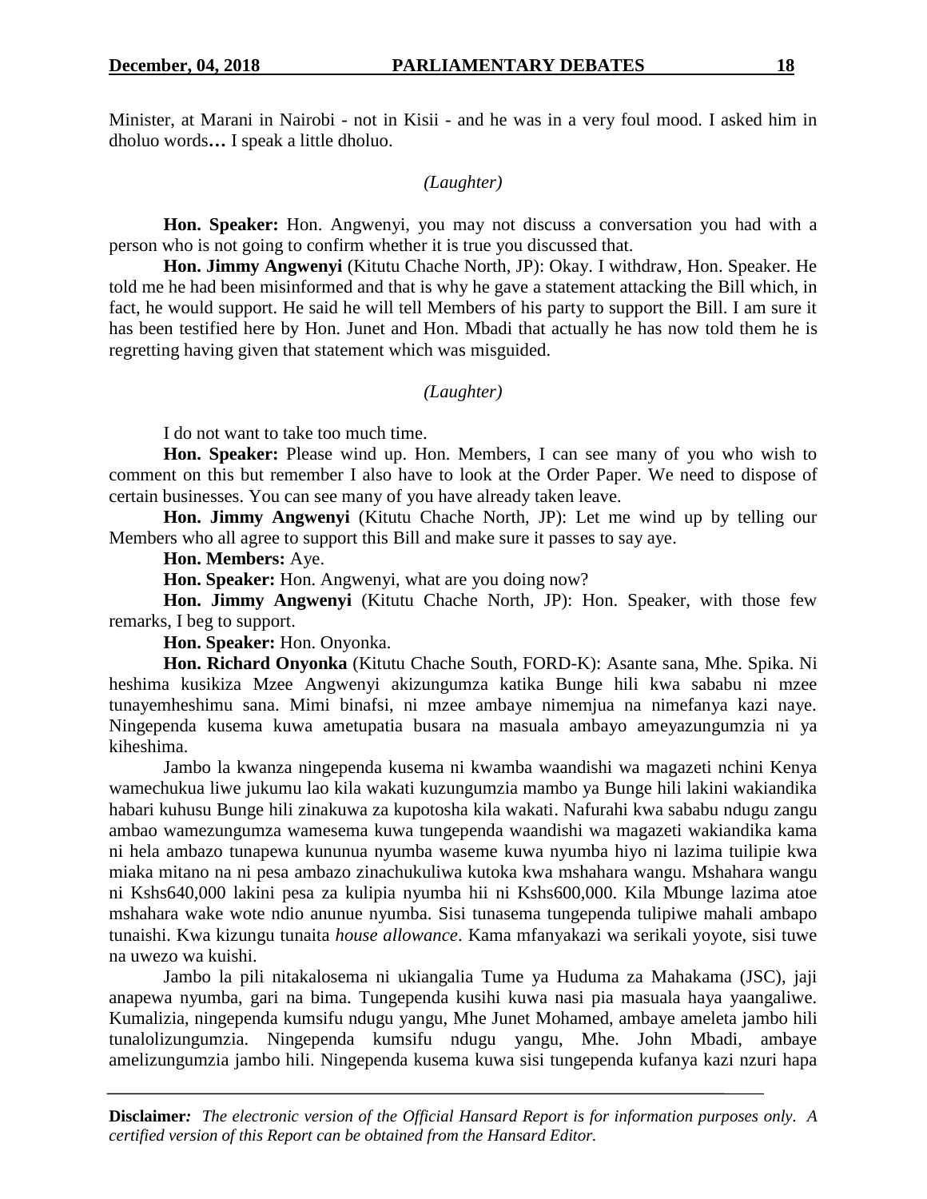Minister, at Marani in Nairobi - not in Kisii - and he was in a very foul mood. I asked him in dholuo words**…** I speak a little dholuo.

*(Laughter)*

**Hon. Speaker:** Hon. Angwenyi, you may not discuss a conversation you had with a person who is not going to confirm whether it is true you discussed that.

**Hon. Jimmy Angwenyi** (Kitutu Chache North, JP): Okay. I withdraw, Hon. Speaker. He told me he had been misinformed and that is why he gave a statement attacking the Bill which, in fact, he would support. He said he will tell Members of his party to support the Bill. I am sure it has been testified here by Hon. Junet and Hon. Mbadi that actually he has now told them he is regretting having given that statement which was misguided.

*(Laughter)*

I do not want to take too much time.

**Hon. Speaker:** Please wind up. Hon. Members, I can see many of you who wish to comment on this but remember I also have to look at the Order Paper. We need to dispose of certain businesses. You can see many of you have already taken leave.

**Hon. Jimmy Angwenyi** (Kitutu Chache North, JP): Let me wind up by telling our Members who all agree to support this Bill and make sure it passes to say aye.

**Hon. Members:** Aye.

**Hon. Speaker:** Hon. Angwenyi, what are you doing now?

**Hon. Jimmy Angwenyi** (Kitutu Chache North, JP): Hon. Speaker, with those few remarks, I beg to support.

**Hon. Speaker:** Hon. Onyonka.

**Hon. Richard Onyonka** (Kitutu Chache South, FORD-K): Asante sana, Mhe. Spika. Ni heshima kusikiza Mzee Angwenyi akizungumza katika Bunge hili kwa sababu ni mzee tunayemheshimu sana. Mimi binafsi, ni mzee ambaye nimemjua na nimefanya kazi naye. Ningependa kusema kuwa ametupatia busara na masuala ambayo ameyazungumzia ni ya kiheshima.

Jambo la kwanza ningependa kusema ni kwamba waandishi wa magazeti nchini Kenya wamechukua liwe jukumu lao kila wakati kuzungumzia mambo ya Bunge hili lakini wakiandika habari kuhusu Bunge hili zinakuwa za kupotosha kila wakati. Nafurahi kwa sababu ndugu zangu ambao wamezungumza wamesema kuwa tungependa waandishi wa magazeti wakiandika kama ni hela ambazo tunapewa kununua nyumba waseme kuwa nyumba hiyo ni lazima tuilipie kwa miaka mitano na ni pesa ambazo zinachukuliwa kutoka kwa mshahara wangu. Mshahara wangu ni Kshs640,000 lakini pesa za kulipia nyumba hii ni Kshs600,000. Kila Mbunge lazima atoe mshahara wake wote ndio anunue nyumba. Sisi tunasema tungependa tulipiwe mahali ambapo tunaishi. Kwa kizungu tunaita *house allowance*. Kama mfanyakazi wa serikali yoyote, sisi tuwe na uwezo wa kuishi.

Jambo la pili nitakalosema ni ukiangalia Tume ya Huduma za Mahakama (JSC), jaji anapewa nyumba, gari na bima. Tungependa kusihi kuwa nasi pia masuala haya yaangaliwe. Kumalizia, ningependa kumsifu ndugu yangu, Mhe Junet Mohamed, ambaye ameleta jambo hili tunalolizungumzia. Ningependa kumsifu ndugu yangu, Mhe. John Mbadi, ambaye amelizungumzia jambo hili. Ningependa kusema kuwa sisi tungependa kufanya kazi nzuri hapa

**Disclaimer***:* *The electronic version of the Official Hansard Report is for information purposes only. A certified version of this Report can be obtained from the Hansard Editor.*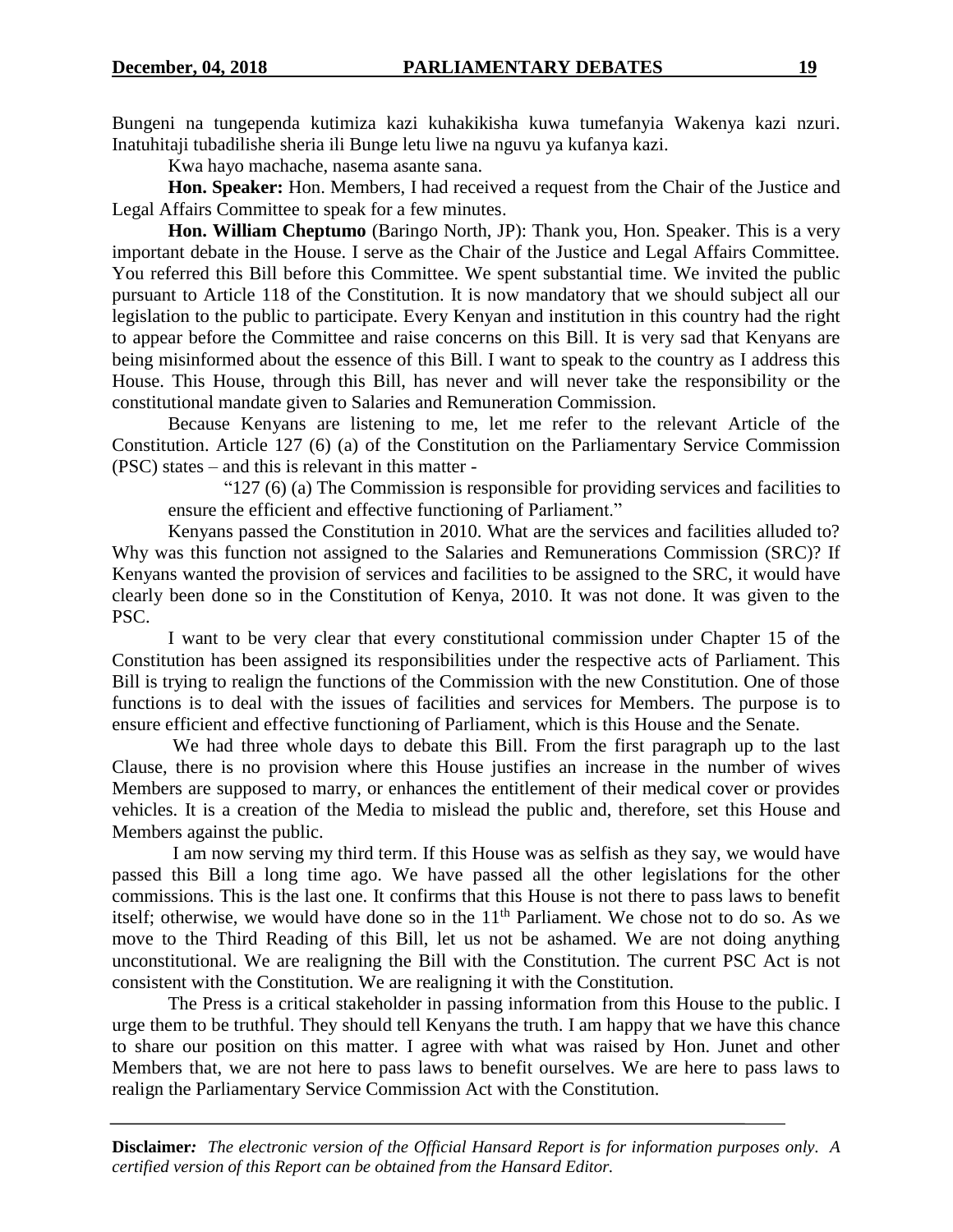Bungeni na tungependa kutimiza kazi kuhakikisha kuwa tumefanyia Wakenya kazi nzuri. Inatuhitaji tubadilishe sheria ili Bunge letu liwe na nguvu ya kufanya kazi.

Kwa hayo machache, nasema asante sana.

**Hon. Speaker:** Hon. Members, I had received a request from the Chair of the Justice and Legal Affairs Committee to speak for a few minutes.

**Hon. William Cheptumo** (Baringo North, JP): Thank you, Hon. Speaker. This is a very important debate in the House. I serve as the Chair of the Justice and Legal Affairs Committee. You referred this Bill before this Committee. We spent substantial time. We invited the public pursuant to Article 118 of the Constitution. It is now mandatory that we should subject all our legislation to the public to participate. Every Kenyan and institution in this country had the right to appear before the Committee and raise concerns on this Bill. It is very sad that Kenyans are being misinformed about the essence of this Bill. I want to speak to the country as I address this House. This House, through this Bill, has never and will never take the responsibility or the constitutional mandate given to Salaries and Remuneration Commission.

Because Kenyans are listening to me, let me refer to the relevant Article of the Constitution. Article 127 (6) (a) of the Constitution on the Parliamentary Service Commission (PSC) states – and this is relevant in this matter -

> "127 (6) (a) The Commission is responsible for providing services and facilities to ensure the efficient and effective functioning of Parliament."

Kenyans passed the Constitution in 2010. What are the services and facilities alluded to? Why was this function not assigned to the Salaries and Remunerations Commission (SRC)? If Kenyans wanted the provision of services and facilities to be assigned to the SRC, it would have clearly been done so in the Constitution of Kenya, 2010. It was not done. It was given to the PSC.

I want to be very clear that every constitutional commission under Chapter 15 of the Constitution has been assigned its responsibilities under the respective acts of Parliament. This Bill is trying to realign the functions of the Commission with the new Constitution. One of those functions is to deal with the issues of facilities and services for Members. The purpose is to ensure efficient and effective functioning of Parliament, which is this House and the Senate.

We had three whole days to debate this Bill. From the first paragraph up to the last Clause, there is no provision where this House justifies an increase in the number of wives Members are supposed to marry, or enhances the entitlement of their medical cover or provides vehicles. It is a creation of the Media to mislead the public and, therefore, set this House and Members against the public.

I am now serving my third term. If this House was as selfish as they say, we would have passed this Bill a long time ago. We have passed all the other legislations for the other commissions. This is the last one. It confirms that this House is not there to pass laws to benefit itself; otherwise, we would have done so in the 11th Parliament. We chose not to do so. As we move to the Third Reading of this Bill, let us not be ashamed. We are not doing anything unconstitutional. We are realigning the Bill with the Constitution. The current PSC Act is not consistent with the Constitution. We are realigning it with the Constitution.

The Press is a critical stakeholder in passing information from this House to the public. I urge them to be truthful. They should tell Kenyans the truth. I am happy that we have this chance to share our position on this matter. I agree with what was raised by Hon. Junet and other Members that, we are not here to pass laws to benefit ourselves. We are here to pass laws to realign the Parliamentary Service Commission Act with the Constitution.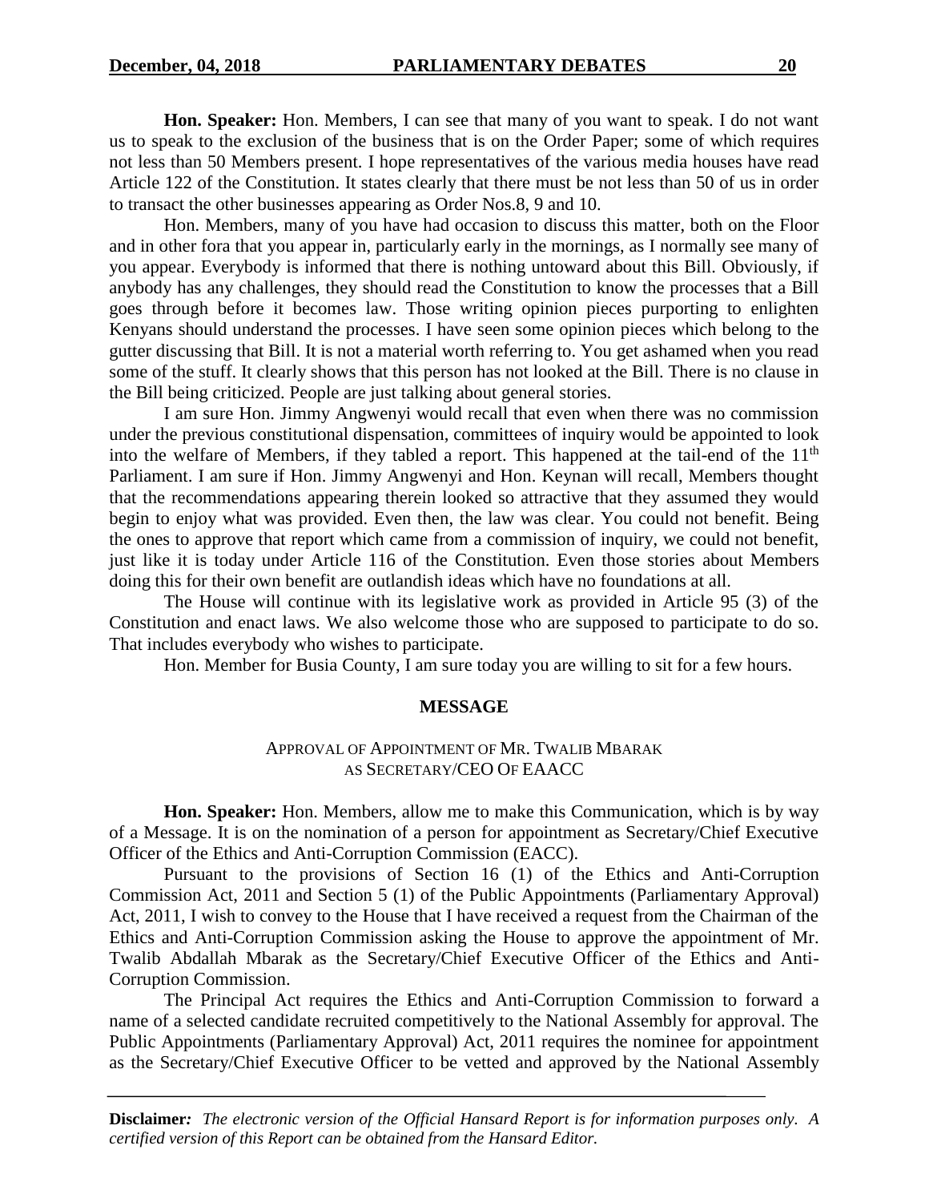**Hon. Speaker:** Hon. Members, I can see that many of you want to speak. I do not want us to speak to the exclusion of the business that is on the Order Paper; some of which requires not less than 50 Members present. I hope representatives of the various media houses have read Article 122 of the Constitution. It states clearly that there must be not less than 50 of us in order to transact the other businesses appearing as Order Nos.8, 9 and 10.

Hon. Members, many of you have had occasion to discuss this matter, both on the Floor and in other fora that you appear in, particularly early in the mornings, as I normally see many of you appear. Everybody is informed that there is nothing untoward about this Bill. Obviously, if anybody has any challenges, they should read the Constitution to know the processes that a Bill goes through before it becomes law. Those writing opinion pieces purporting to enlighten Kenyans should understand the processes. I have seen some opinion pieces which belong to the gutter discussing that Bill. It is not a material worth referring to. You get ashamed when you read some of the stuff. It clearly shows that this person has not looked at the Bill. There is no clause in the Bill being criticized. People are just talking about general stories.

I am sure Hon. Jimmy Angwenyi would recall that even when there was no commission under the previous constitutional dispensation, committees of inquiry would be appointed to look into the welfare of Members, if they tabled a report. This happened at the tail-end of the 11th Parliament. I am sure if Hon. Jimmy Angwenyi and Hon. Keynan will recall, Members thought that the recommendations appearing therein looked so attractive that they assumed they would begin to enjoy what was provided. Even then, the law was clear. You could not benefit. Being the ones to approve that report which came from a commission of inquiry, we could not benefit, just like it is today under Article 116 of the Constitution. Even those stories about Members doing this for their own benefit are outlandish ideas which have no foundations at all.

The House will continue with its legislative work as provided in Article 95 (3) of the Constitution and enact laws. We also welcome those who are supposed to participate to do so. That includes everybody who wishes to participate.

Hon. Member for Busia County, I am sure today you are willing to sit for a few hours.

## MESSAGE

### APPROVAL OF APPOINTMENT OF MR. TWALIB MBARAK AS SECRETARY/CEO OF EAACC

**Hon. Speaker:** Hon. Members, allow me to make this Communication, which is by way of a Message. It is on the nomination of a person for appointment as Secretary/Chief Executive Officer of the Ethics and Anti-Corruption Commission (EACC).

Pursuant to the provisions of Section 16 (1) of the Ethics and Anti-Corruption Commission Act, 2011 and Section 5 (1) of the Public Appointments (Parliamentary Approval) Act, 2011, I wish to convey to the House that I have received a request from the Chairman of the Ethics and Anti-Corruption Commission asking the House to approve the appointment of Mr. Twalib Abdallah Mbarak as the Secretary/Chief Executive Officer of the Ethics and Anti-Corruption Commission.

The Principal Act requires the Ethics and Anti-Corruption Commission to forward a name of a selected candidate recruited competitively to the National Assembly for approval. The Public Appointments (Parliamentary Approval) Act, 2011 requires the nominee for appointment as the Secretary/Chief Executive Officer to be vetted and approved by the National Assembly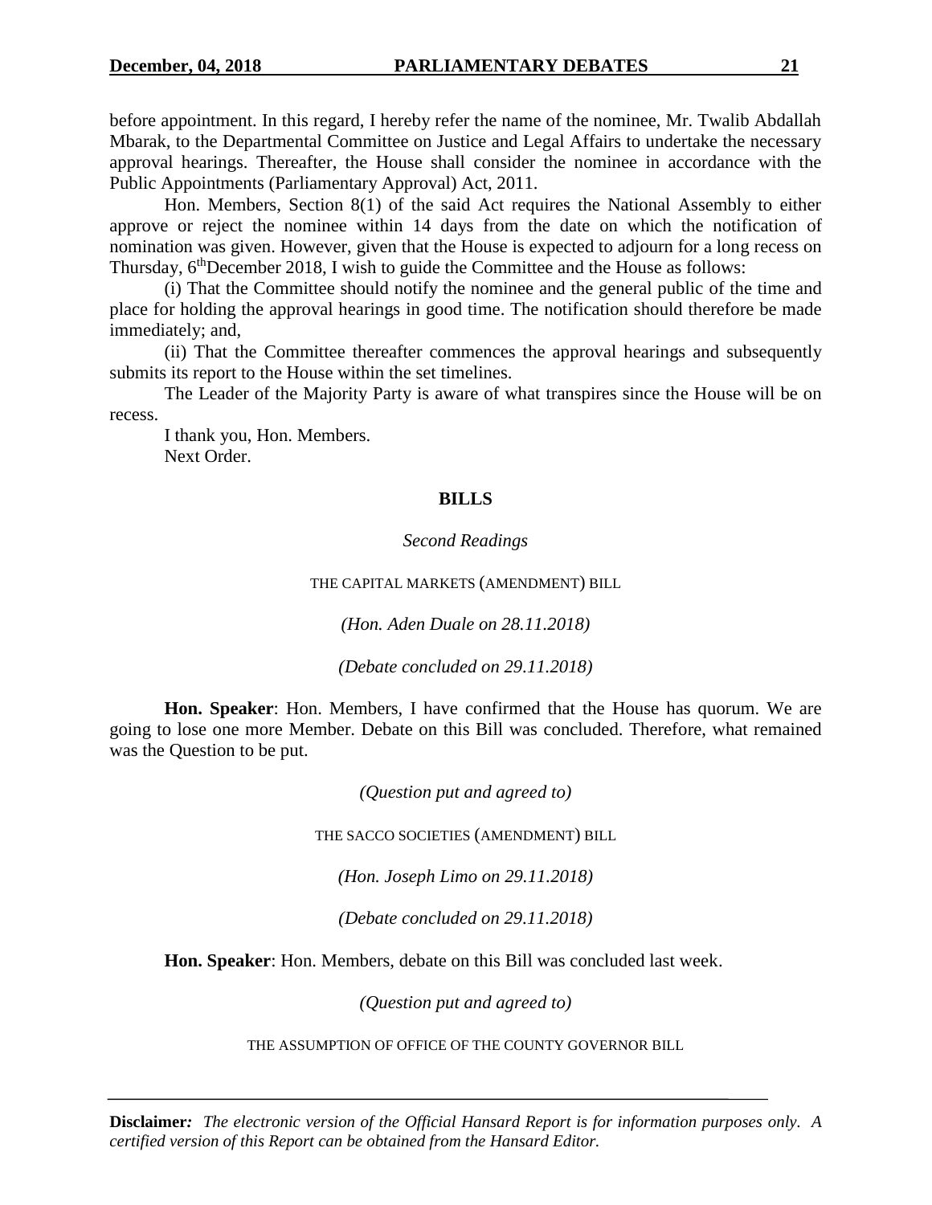before appointment. In this regard, I hereby refer the name of the nominee, Mr. Twalib Abdallah Mbarak, to the Departmental Committee on Justice and Legal Affairs to undertake the necessary approval hearings. Thereafter, the House shall consider the nominee in accordance with the Public Appointments (Parliamentary Approval) Act, 2011.

Hon. Members, Section 8(1) of the said Act requires the National Assembly to either approve or reject the nominee within 14 days from the date on which the notification of nomination was given. However, given that the House is expected to adjourn for a long recess on Thursday, 6th December 2018, I wish to guide the Committee and the House as follows:

(i) That the Committee should notify the nominee and the general public of the time and place for holding the approval hearings in good time. The notification should therefore be made immediately; and,

(ii) That the Committee thereafter commences the approval hearings and subsequently submits its report to the House within the set timelines.

The Leader of the Majority Party is aware of what transpires since the House will be on recess.

I thank you, Hon. Members.

Next Order.

## BILLS

*Second Readings*

THE CAPITAL MARKETS (AMENDMENT) BILL

*(Hon. Aden Duale on 28.11.2018)*

*(Debate concluded on 29.11.2018)*

**Hon. Speaker**: Hon. Members, I have confirmed that the House has quorum. We are going to lose one more Member. Debate on this Bill was concluded. Therefore, what remained was the Question to be put.

*(Question put and agreed to)*

THE SACCO SOCIETIES (AMENDMENT) BILL

*(Hon. Joseph Limo on 29.11.2018)*

*(Debate concluded on 29.11.2018)*

**Hon. Speaker**: Hon. Members, debate on this Bill was concluded last week.

*(Question put and agreed to)*

THE ASSUMPTION OF OFFICE OF THE COUNTY GOVERNOR BILL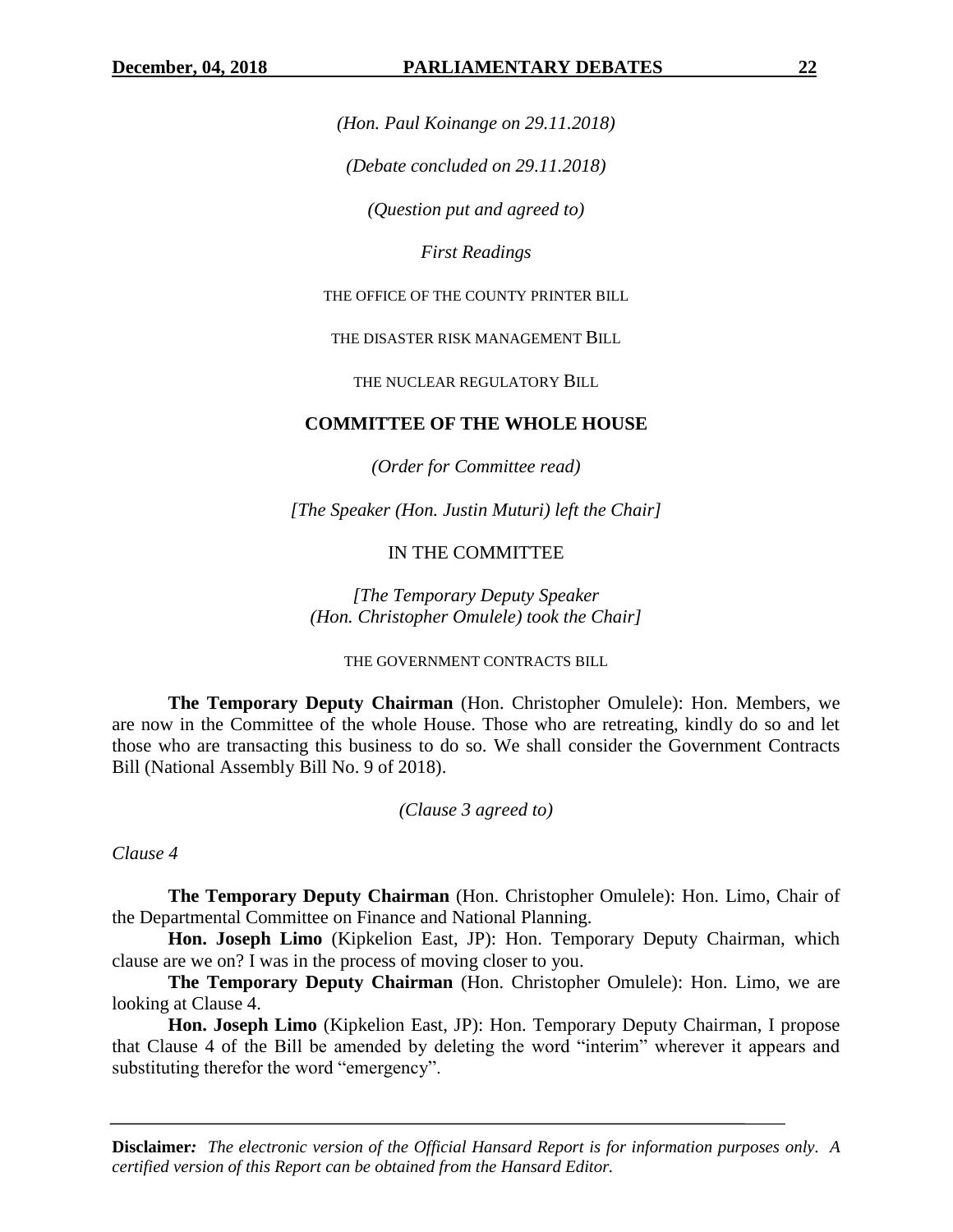*(Hon. Paul Koinange on 29.11.2018)*

*(Debate concluded on 29.11.2018)*

*(Question put and agreed to)*

*First Readings*

THE OFFICE OF THE COUNTY PRINTER BILL

THE DISASTER RISK MANAGEMENT BILL

THE NUCLEAR REGULATORY BILL

## COMMITTEE OF THE WHOLE HOUSE

*(Order for Committee read)*

*[The Speaker (Hon. Justin Muturi) left the Chair]*

IN THE COMMITTEE

*[The Temporary Deputy Speaker (Hon. Christopher Omulele) took the Chair]*

THE GOVERNMENT CONTRACTS BILL

**The Temporary Deputy Chairman** (Hon. Christopher Omulele): Hon. Members, we are now in the Committee of the whole House. Those who are retreating, kindly do so and let those who are transacting this business to do so. We shall consider the Government Contracts Bill (National Assembly Bill No. 9 of 2018).

*(Clause 3 agreed to)*

*Clause 4*

**The Temporary Deputy Chairman** (Hon. Christopher Omulele): Hon. Limo, Chair of the Departmental Committee on Finance and National Planning.

**Hon. Joseph Limo** (Kipkelion East, JP): Hon. Temporary Deputy Chairman, which clause are we on? I was in the process of moving closer to you.

**The Temporary Deputy Chairman** (Hon. Christopher Omulele): Hon. Limo, we are looking at Clause 4.

**Hon. Joseph Limo** (Kipkelion East, JP): Hon. Temporary Deputy Chairman, I propose that Clause 4 of the Bill be amended by deleting the word "interim" wherever it appears and substituting therefor the word "emergency".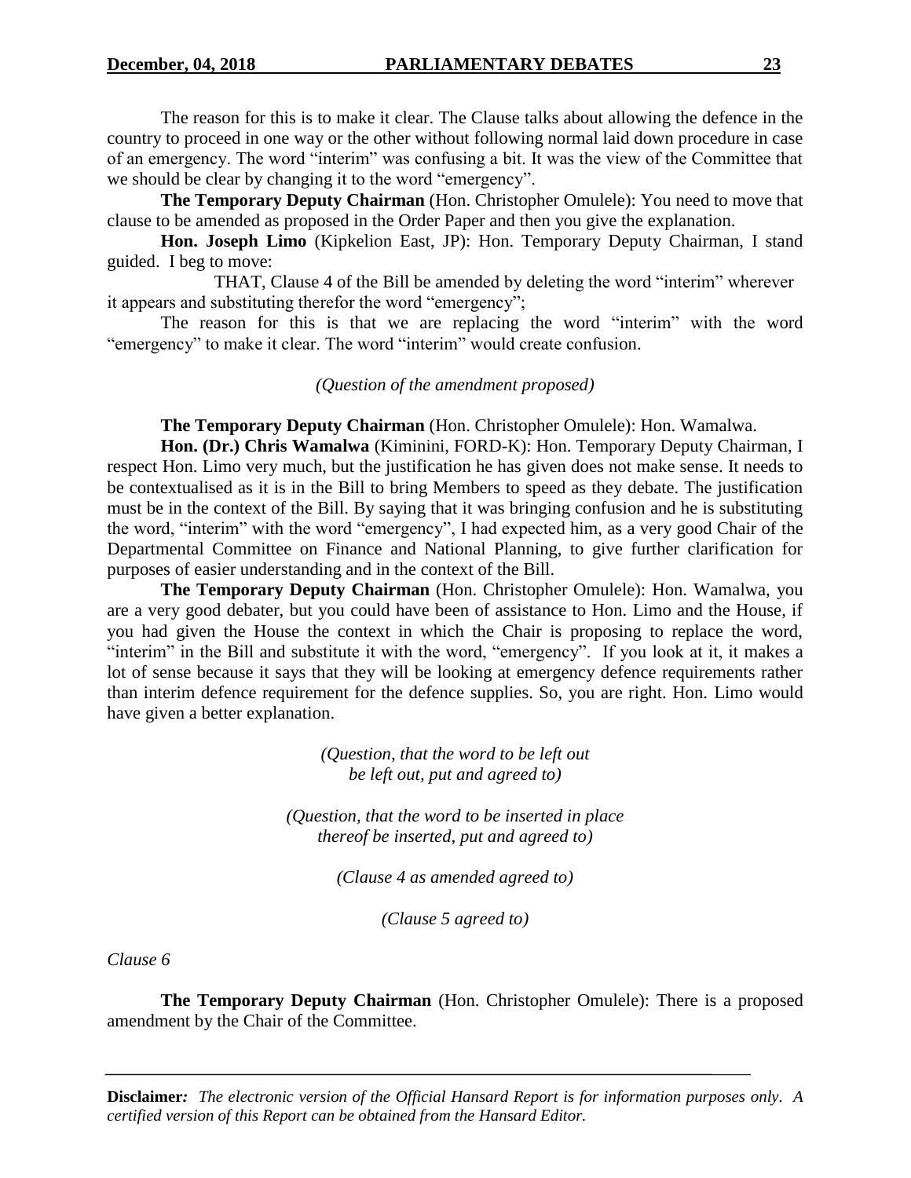The reason for this is to make it clear. The Clause talks about allowing the defence in the country to proceed in one way or the other without following normal laid down procedure in case of an emergency. The word "interim" was confusing a bit. It was the view of the Committee that we should be clear by changing it to the word "emergency".

**The Temporary Deputy Chairman** (Hon. Christopher Omulele): You need to move that clause to be amended as proposed in the Order Paper and then you give the explanation.

**Hon. Joseph Limo** (Kipkelion East, JP): Hon. Temporary Deputy Chairman, I stand guided. I beg to move:

THAT, Clause 4 of the Bill be amended by deleting the word "interim" wherever it appears and substituting therefor the word "emergency";

The reason for this is that we are replacing the word "interim" with the word "emergency" to make it clear. The word "interim" would create confusion.

*(Question of the amendment proposed)*

**The Temporary Deputy Chairman** (Hon. Christopher Omulele): Hon. Wamalwa.

**Hon. (Dr.) Chris Wamalwa** (Kiminini, FORD-K): Hon. Temporary Deputy Chairman, I respect Hon. Limo very much, but the justification he has given does not make sense. It needs to be contextualised as it is in the Bill to bring Members to speed as they debate. The justification must be in the context of the Bill. By saying that it was bringing confusion and he is substituting the word, "interim" with the word "emergency", I had expected him, as a very good Chair of the Departmental Committee on Finance and National Planning, to give further clarification for purposes of easier understanding and in the context of the Bill.

**The Temporary Deputy Chairman** (Hon. Christopher Omulele): Hon. Wamalwa, you are a very good debater, but you could have been of assistance to Hon. Limo and the House, if you had given the House the context in which the Chair is proposing to replace the word, "interim" in the Bill and substitute it with the word, "emergency". If you look at it, it makes a lot of sense because it says that they will be looking at emergency defence requirements rather than interim defence requirement for the defence supplies. So, you are right. Hon. Limo would have given a better explanation.

*(Question, that the word to be left out be left out, put and agreed to)*

*(Question, that the word to be inserted in place thereof be inserted, put and agreed to)*

*(Clause 4 as amended agreed to)*

*(Clause 5 agreed to)*

*Clause 6*

**The Temporary Deputy Chairman** (Hon. Christopher Omulele): There is a proposed amendment by the Chair of the Committee.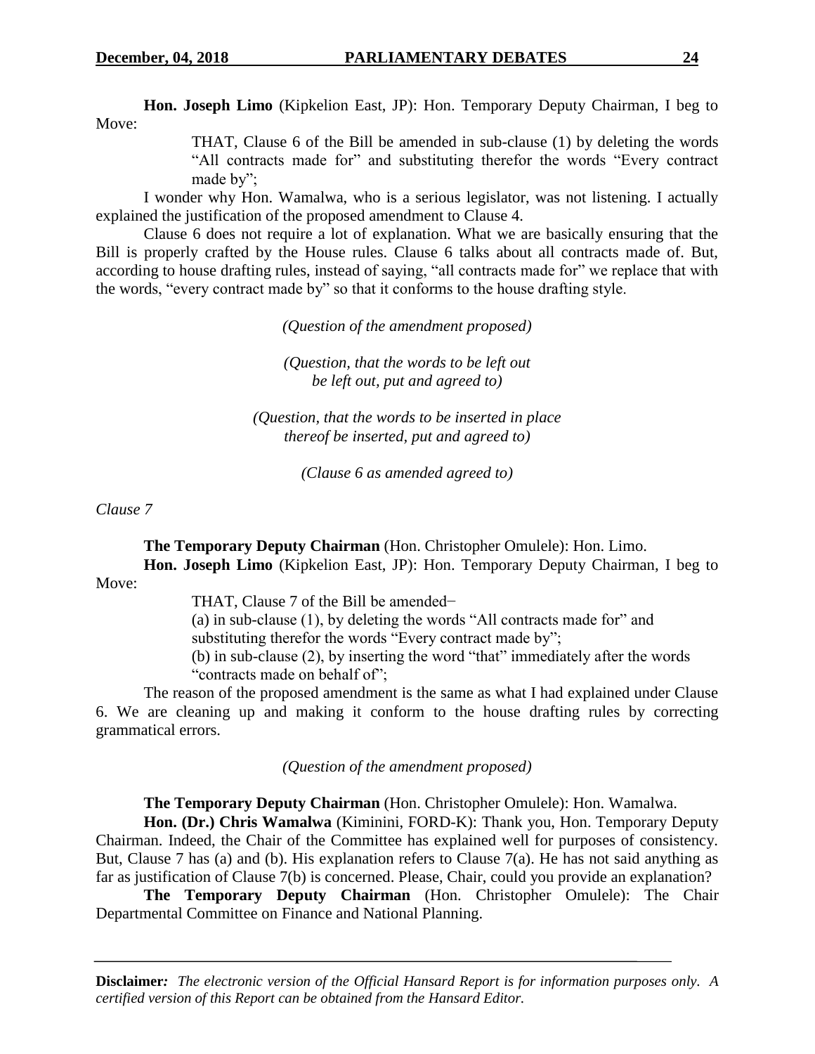**Hon. Joseph Limo** (Kipkelion East, JP): Hon. Temporary Deputy Chairman, I beg to Move:

> THAT, Clause 6 of the Bill be amended in sub-clause (1) by deleting the words "All contracts made for" and substituting therefor the words "Every contract made by";

I wonder why Hon. Wamalwa, who is a serious legislator, was not listening. I actually explained the justification of the proposed amendment to Clause 4.

Clause 6 does not require a lot of explanation. What we are basically ensuring that the Bill is properly crafted by the House rules. Clause 6 talks about all contracts made of. But, according to house drafting rules, instead of saying, "all contracts made for" we replace that with the words, "every contract made by" so that it conforms to the house drafting style.

*(Question of the amendment proposed)*

*(Question, that the words to be left out be left out, put and agreed to)*

*(Question, that the words to be inserted in place thereof be inserted, put and agreed to)*

*(Clause 6 as amended agreed to)*

*Clause 7*

**The Temporary Deputy Chairman** (Hon. Christopher Omulele): Hon. Limo.

**Hon. Joseph Limo** (Kipkelion East, JP): Hon. Temporary Deputy Chairman, I beg to Move:

> THAT, Clause 7 of the Bill be amended−
>
> (a) in sub-clause (1), by deleting the words "All contracts made for" and substituting therefor the words "Every contract made by";
>
> (b) in sub-clause (2), by inserting the word "that" immediately after the words "contracts made on behalf of";

The reason of the proposed amendment is the same as what I had explained under Clause 6. We are cleaning up and making it conform to the house drafting rules by correcting grammatical errors.

*(Question of the amendment proposed)*

**The Temporary Deputy Chairman** (Hon. Christopher Omulele): Hon. Wamalwa.

**Hon. (Dr.) Chris Wamalwa** (Kiminini, FORD-K): Thank you, Hon. Temporary Deputy Chairman. Indeed, the Chair of the Committee has explained well for purposes of consistency. But, Clause 7 has (a) and (b). His explanation refers to Clause 7(a). He has not said anything as far as justification of Clause 7(b) is concerned. Please, Chair, could you provide an explanation?

**The Temporary Deputy Chairman** (Hon. Christopher Omulele): The Chair Departmental Committee on Finance and National Planning.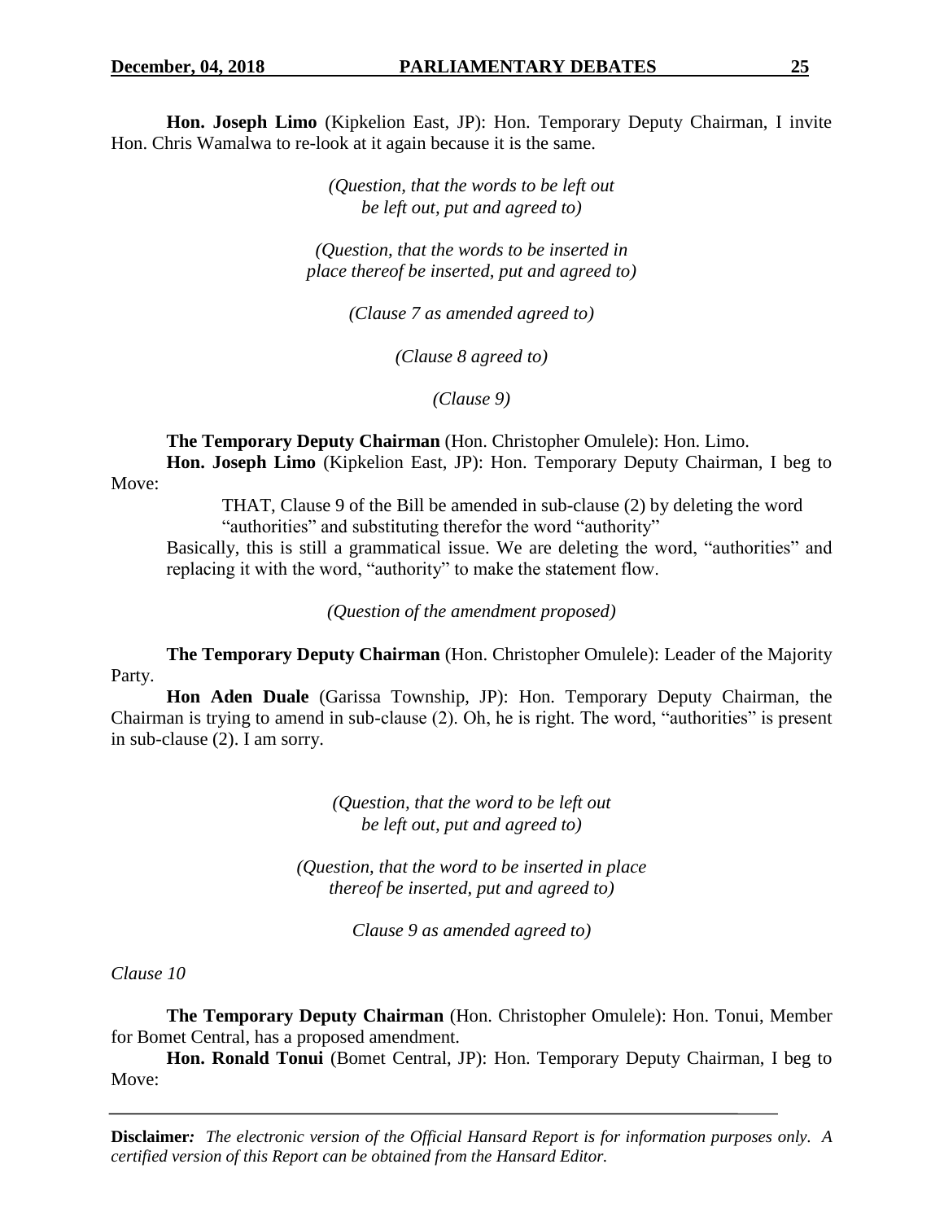**Hon. Joseph Limo** (Kipkelion East, JP): Hon. Temporary Deputy Chairman, I invite Hon. Chris Wamalwa to re-look at it again because it is the same.

*(Question, that the words to be left out be left out, put and agreed to)*

*(Question, that the words to be inserted in place thereof be inserted, put and agreed to)*

*(Clause 7 as amended agreed to)*

*(Clause 8 agreed to)*

*(Clause 9)*

**The Temporary Deputy Chairman** (Hon. Christopher Omulele): Hon. Limo.

**Hon. Joseph Limo** (Kipkelion East, JP): Hon. Temporary Deputy Chairman, I beg to Move:

> THAT, Clause 9 of the Bill be amended in sub-clause (2) by deleting the word "authorities" and substituting therefor the word "authority"

Basically, this is still a grammatical issue. We are deleting the word, "authorities" and replacing it with the word, "authority" to make the statement flow.

*(Question of the amendment proposed)*

**The Temporary Deputy Chairman** (Hon. Christopher Omulele): Leader of the Majority Party.

**Hon Aden Duale** (Garissa Township, JP): Hon. Temporary Deputy Chairman, the Chairman is trying to amend in sub-clause (2). Oh, he is right. The word, "authorities" is present in sub-clause (2). I am sorry.

*(Question, that the word to be left out be left out, put and agreed to)*

*(Question, that the word to be inserted in place thereof be inserted, put and agreed to)*

*Clause 9 as amended agreed to)*

*Clause 10*

**The Temporary Deputy Chairman** (Hon. Christopher Omulele): Hon. Tonui, Member for Bomet Central, has a proposed amendment.

**Hon. Ronald Tonui** (Bomet Central, JP): Hon. Temporary Deputy Chairman, I beg to Move:

**Disclaimer:** *The electronic version of the Official Hansard Report is for information purposes only. A certified version of this Report can be obtained from the Hansard Editor.*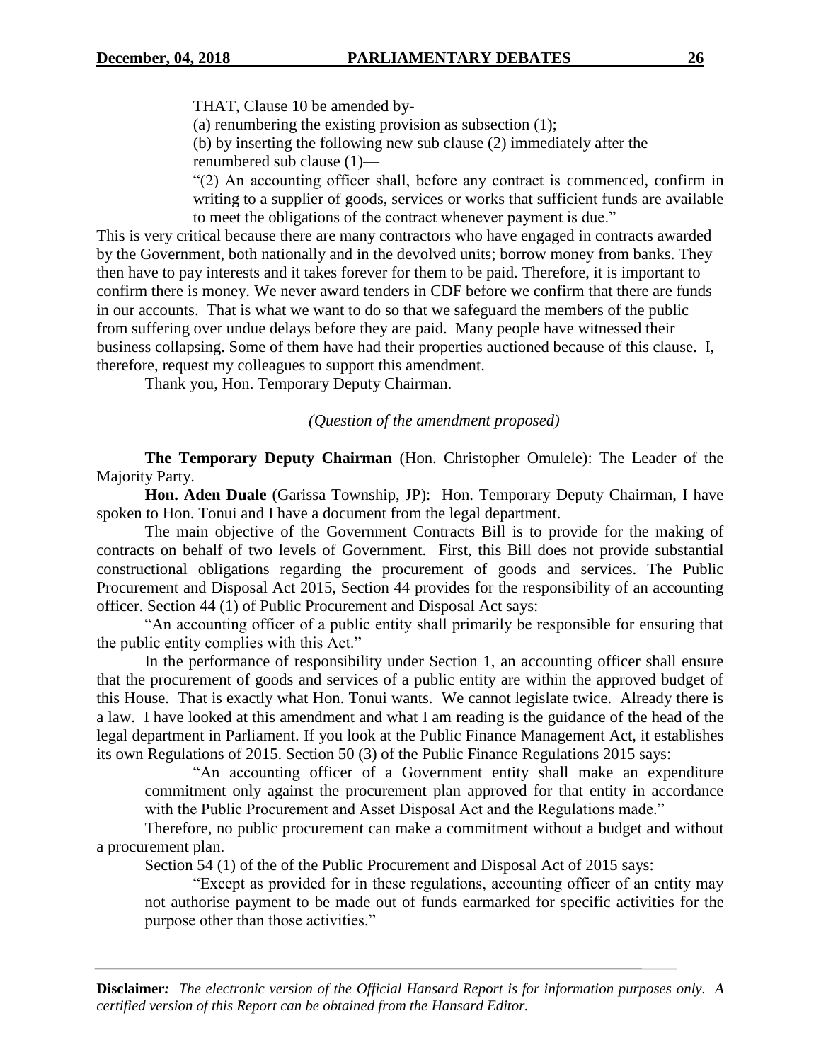THAT, Clause 10 be amended by-

(a) renumbering the existing provision as subsection (1);

(b) by inserting the following new sub clause (2) immediately after the renumbered sub clause (1)—

"(2) An accounting officer shall, before any contract is commenced, confirm in writing to a supplier of goods, services or works that sufficient funds are available to meet the obligations of the contract whenever payment is due."

This is very critical because there are many contractors who have engaged in contracts awarded by the Government, both nationally and in the devolved units; borrow money from banks. They then have to pay interests and it takes forever for them to be paid. Therefore, it is important to confirm there is money. We never award tenders in CDF before we confirm that there are funds in our accounts. That is what we want to do so that we safeguard the members of the public from suffering over undue delays before they are paid. Many people have witnessed their business collapsing. Some of them have had their properties auctioned because of this clause. I, therefore, request my colleagues to support this amendment.

Thank you, Hon. Temporary Deputy Chairman.

*(Question of the amendment proposed)*

**The Temporary Deputy Chairman** (Hon. Christopher Omulele): The Leader of the Majority Party.

**Hon. Aden Duale** (Garissa Township, JP): Hon. Temporary Deputy Chairman, I have spoken to Hon. Tonui and I have a document from the legal department.

The main objective of the Government Contracts Bill is to provide for the making of contracts on behalf of two levels of Government. First, this Bill does not provide substantial constructional obligations regarding the procurement of goods and services. The Public Procurement and Disposal Act 2015, Section 44 provides for the responsibility of an accounting officer. Section 44 (1) of Public Procurement and Disposal Act says:

"An accounting officer of a public entity shall primarily be responsible for ensuring that the public entity complies with this Act."

In the performance of responsibility under Section 1, an accounting officer shall ensure that the procurement of goods and services of a public entity are within the approved budget of this House. That is exactly what Hon. Tonui wants. We cannot legislate twice. Already there is a law. I have looked at this amendment and what I am reading is the guidance of the head of the legal department in Parliament. If you look at the Public Finance Management Act, it establishes its own Regulations of 2015. Section 50 (3) of the Public Finance Regulations 2015 says:

"An accounting officer of a Government entity shall make an expenditure commitment only against the procurement plan approved for that entity in accordance with the Public Procurement and Asset Disposal Act and the Regulations made."

Therefore, no public procurement can make a commitment without a budget and without a procurement plan.

Section 54 (1) of the of the Public Procurement and Disposal Act of 2015 says:

"Except as provided for in these regulations, accounting officer of an entity may not authorise payment to be made out of funds earmarked for specific activities for the purpose other than those activities."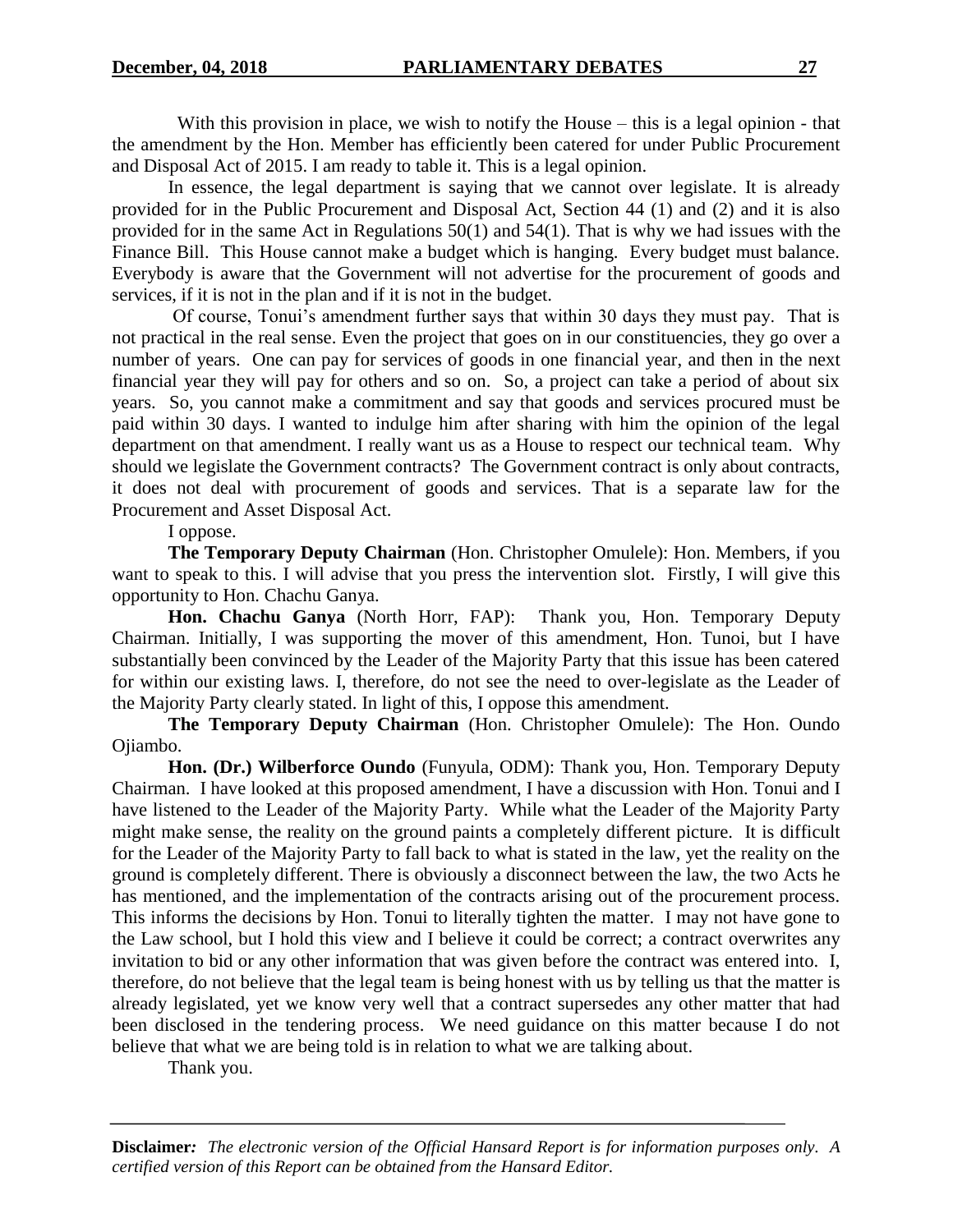With this provision in place, we wish to notify the House – this is a legal opinion - that the amendment by the Hon. Member has efficiently been catered for under Public Procurement and Disposal Act of 2015. I am ready to table it. This is a legal opinion.

In essence, the legal department is saying that we cannot over legislate. It is already provided for in the Public Procurement and Disposal Act, Section 44 (1) and (2) and it is also provided for in the same Act in Regulations 50(1) and 54(1). That is why we had issues with the Finance Bill. This House cannot make a budget which is hanging. Every budget must balance. Everybody is aware that the Government will not advertise for the procurement of goods and services, if it is not in the plan and if it is not in the budget.

Of course, Tonui's amendment further says that within 30 days they must pay. That is not practical in the real sense. Even the project that goes on in our constituencies, they go over a number of years. One can pay for services of goods in one financial year, and then in the next financial year they will pay for others and so on. So, a project can take a period of about six years. So, you cannot make a commitment and say that goods and services procured must be paid within 30 days. I wanted to indulge him after sharing with him the opinion of the legal department on that amendment. I really want us as a House to respect our technical team. Why should we legislate the Government contracts? The Government contract is only about contracts, it does not deal with procurement of goods and services. That is a separate law for the Procurement and Asset Disposal Act.

I oppose.

**The Temporary Deputy Chairman** (Hon. Christopher Omulele): Hon. Members, if you want to speak to this. I will advise that you press the intervention slot. Firstly, I will give this opportunity to Hon. Chachu Ganya.

**Hon. Chachu Ganya** (North Horr, FAP): Thank you, Hon. Temporary Deputy Chairman. Initially, I was supporting the mover of this amendment, Hon. Tunoi, but I have substantially been convinced by the Leader of the Majority Party that this issue has been catered for within our existing laws. I, therefore, do not see the need to over-legislate as the Leader of the Majority Party clearly stated. In light of this, I oppose this amendment.

**The Temporary Deputy Chairman** (Hon. Christopher Omulele): The Hon. Oundo Ojiambo.

**Hon. (Dr.) Wilberforce Oundo** (Funyula, ODM): Thank you, Hon. Temporary Deputy Chairman. I have looked at this proposed amendment, I have a discussion with Hon. Tonui and I have listened to the Leader of the Majority Party. While what the Leader of the Majority Party might make sense, the reality on the ground paints a completely different picture. It is difficult for the Leader of the Majority Party to fall back to what is stated in the law, yet the reality on the ground is completely different. There is obviously a disconnect between the law, the two Acts he has mentioned, and the implementation of the contracts arising out of the procurement process. This informs the decisions by Hon. Tonui to literally tighten the matter. I may not have gone to the Law school, but I hold this view and I believe it could be correct; a contract overwrites any invitation to bid or any other information that was given before the contract was entered into. I, therefore, do not believe that the legal team is being honest with us by telling us that the matter is already legislated, yet we know very well that a contract supersedes any other matter that had been disclosed in the tendering process. We need guidance on this matter because I do not believe that what we are being told is in relation to what we are talking about.

Thank you.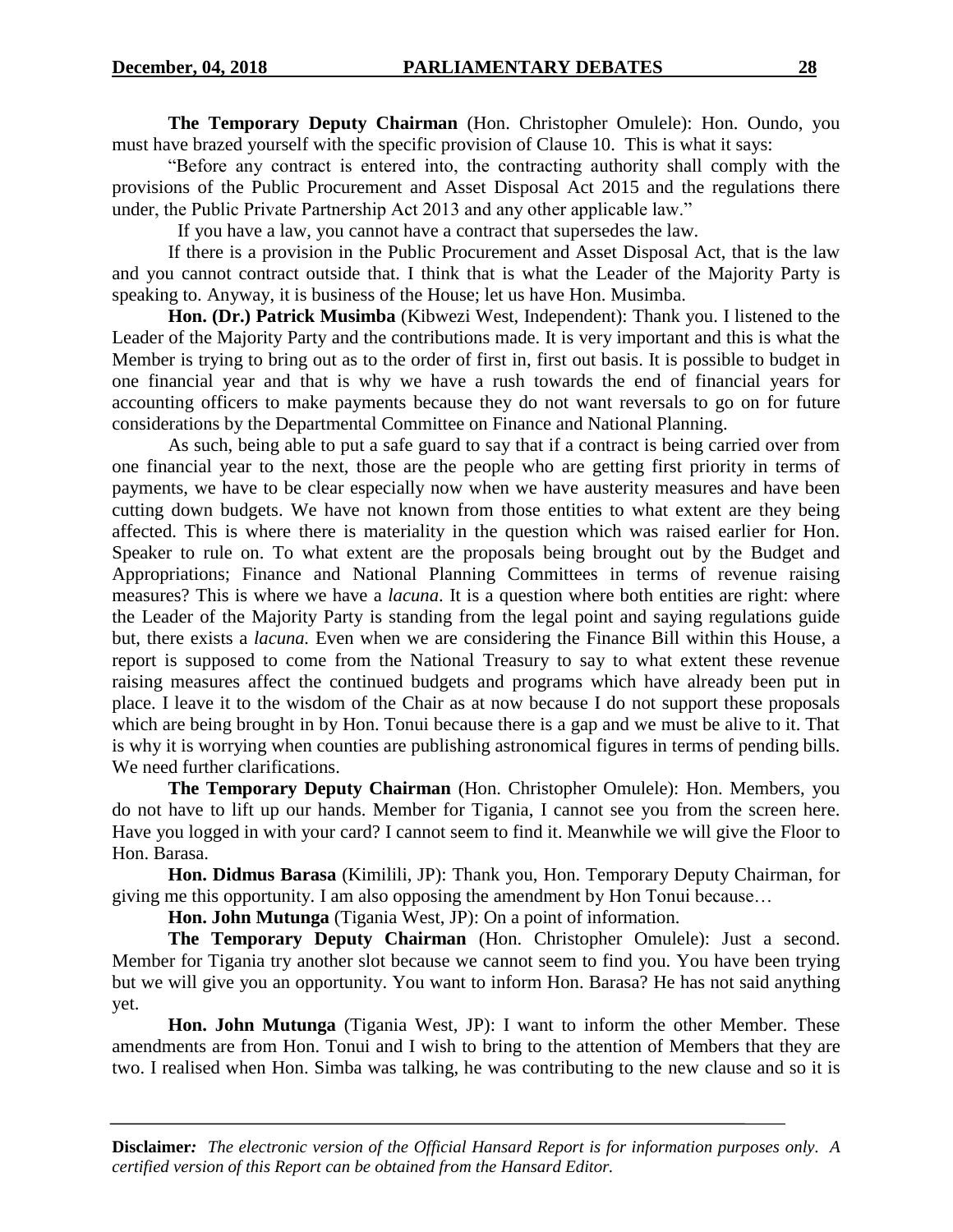**The Temporary Deputy Chairman** (Hon. Christopher Omulele): Hon. Oundo, you must have brazed yourself with the specific provision of Clause 10. This is what it says:

"Before any contract is entered into, the contracting authority shall comply with the provisions of the Public Procurement and Asset Disposal Act 2015 and the regulations there under, the Public Private Partnership Act 2013 and any other applicable law."

If you have a law, you cannot have a contract that supersedes the law.

If there is a provision in the Public Procurement and Asset Disposal Act, that is the law and you cannot contract outside that. I think that is what the Leader of the Majority Party is speaking to. Anyway, it is business of the House; let us have Hon. Musimba.

**Hon. (Dr.) Patrick Musimba** (Kibwezi West, Independent): Thank you. I listened to the Leader of the Majority Party and the contributions made. It is very important and this is what the Member is trying to bring out as to the order of first in, first out basis. It is possible to budget in one financial year and that is why we have a rush towards the end of financial years for accounting officers to make payments because they do not want reversals to go on for future considerations by the Departmental Committee on Finance and National Planning.

As such, being able to put a safe guard to say that if a contract is being carried over from one financial year to the next, those are the people who are getting first priority in terms of payments, we have to be clear especially now when we have austerity measures and have been cutting down budgets. We have not known from those entities to what extent are they being affected. This is where there is materiality in the question which was raised earlier for Hon. Speaker to rule on. To what extent are the proposals being brought out by the Budget and Appropriations; Finance and National Planning Committees in terms of revenue raising measures? This is where we have a *lacuna*. It is a question where both entities are right: where the Leader of the Majority Party is standing from the legal point and saying regulations guide but, there exists a *lacuna*. Even when we are considering the Finance Bill within this House, a report is supposed to come from the National Treasury to say to what extent these revenue raising measures affect the continued budgets and programs which have already been put in place. I leave it to the wisdom of the Chair as at now because I do not support these proposals which are being brought in by Hon. Tonui because there is a gap and we must be alive to it. That is why it is worrying when counties are publishing astronomical figures in terms of pending bills. We need further clarifications.

**The Temporary Deputy Chairman** (Hon. Christopher Omulele): Hon. Members, you do not have to lift up our hands. Member for Tigania, I cannot see you from the screen here. Have you logged in with your card? I cannot seem to find it. Meanwhile we will give the Floor to Hon. Barasa.

**Hon. Didmus Barasa** (Kimilili, JP): Thank you, Hon. Temporary Deputy Chairman, for giving me this opportunity. I am also opposing the amendment by Hon Tonui because…

**Hon. John Mutunga** (Tigania West, JP): On a point of information.

**The Temporary Deputy Chairman** (Hon. Christopher Omulele): Just a second. Member for Tigania try another slot because we cannot seem to find you. You have been trying but we will give you an opportunity. You want to inform Hon. Barasa? He has not said anything yet.

**Hon. John Mutunga** (Tigania West, JP): I want to inform the other Member. These amendments are from Hon. Tonui and I wish to bring to the attention of Members that they are two. I realised when Hon. Simba was talking, he was contributing to the new clause and so it is

**Disclaimer***:* *The electronic version of the Official Hansard Report is for information purposes only. A certified version of this Report can be obtained from the Hansard Editor.*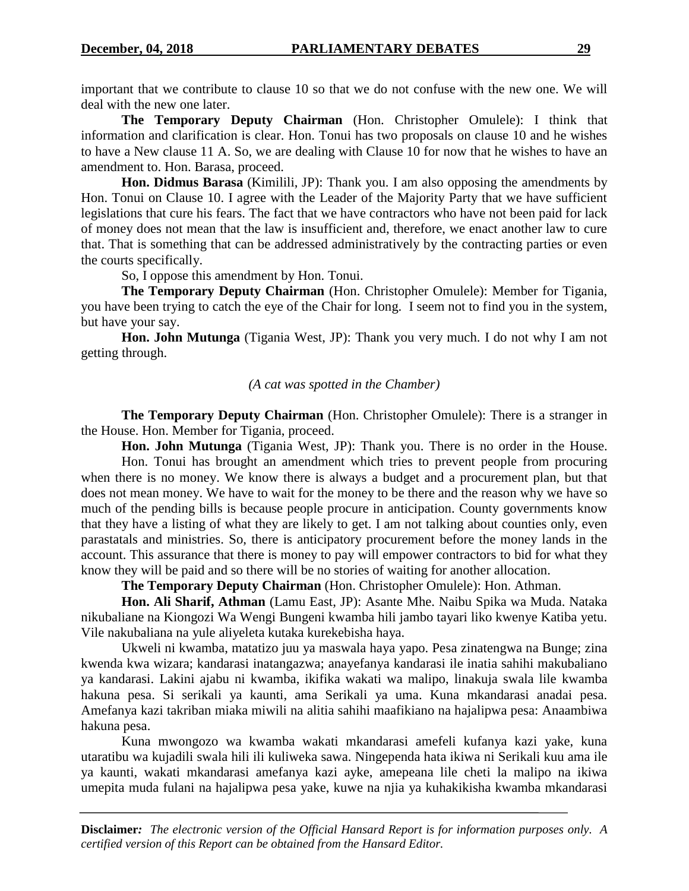important that we contribute to clause 10 so that we do not confuse with the new one. We will deal with the new one later.

**The Temporary Deputy Chairman** (Hon. Christopher Omulele): I think that information and clarification is clear. Hon. Tonui has two proposals on clause 10 and he wishes to have a New clause 11 A. So, we are dealing with Clause 10 for now that he wishes to have an amendment to. Hon. Barasa, proceed.

**Hon. Didmus Barasa** (Kimilili, JP): Thank you. I am also opposing the amendments by Hon. Tonui on Clause 10. I agree with the Leader of the Majority Party that we have sufficient legislations that cure his fears. The fact that we have contractors who have not been paid for lack of money does not mean that the law is insufficient and, therefore, we enact another law to cure that. That is something that can be addressed administratively by the contracting parties or even the courts specifically.

So, I oppose this amendment by Hon. Tonui.

**The Temporary Deputy Chairman** (Hon. Christopher Omulele): Member for Tigania, you have been trying to catch the eye of the Chair for long. I seem not to find you in the system, but have your say.

**Hon. John Mutunga** (Tigania West, JP): Thank you very much. I do not why I am not getting through.

*(A cat was spotted in the Chamber)*

**The Temporary Deputy Chairman** (Hon. Christopher Omulele): There is a stranger in the House. Hon. Member for Tigania, proceed.

**Hon. John Mutunga** (Tigania West, JP): Thank you. There is no order in the House.

Hon. Tonui has brought an amendment which tries to prevent people from procuring when there is no money. We know there is always a budget and a procurement plan, but that does not mean money. We have to wait for the money to be there and the reason why we have so much of the pending bills is because people procure in anticipation. County governments know that they have a listing of what they are likely to get. I am not talking about counties only, even parastatals and ministries. So, there is anticipatory procurement before the money lands in the account. This assurance that there is money to pay will empower contractors to bid for what they know they will be paid and so there will be no stories of waiting for another allocation.

**The Temporary Deputy Chairman** (Hon. Christopher Omulele): Hon. Athman.

**Hon. Ali Sharif, Athman** (Lamu East, JP): Asante Mhe. Naibu Spika wa Muda. Nataka nikubaliane na Kiongozi Wa Wengi Bungeni kwamba hili jambo tayari liko kwenye Katiba yetu. Vile nakubaliana na yule aliyeleta kutaka kurekebisha haya.

Ukweli ni kwamba, matatizo juu ya maswala haya yapo. Pesa zinatengwa na Bunge; zina kwenda kwa wizara; kandarasi inatangazwa; anayefanya kandarasi ile inatia sahihi makubaliano ya kandarasi. Lakini ajabu ni kwamba, ikifika wakati wa malipo, linakuja swala lile kwamba hakuna pesa. Si serikali ya kaunti, ama Serikali ya uma. Kuna mkandarasi anadai pesa. Amefanya kazi takriban miaka miwili na alitia sahihi maafikiano na hajalipwa pesa: Anaambiwa hakuna pesa.

Kuna mwongozo wa kwamba wakati mkandarasi amefeli kufanya kazi yake, kuna utaratibu wa kujadili swala hili ili kuliweka sawa. Ningependa hata ikiwa ni Serikali kuu ama ile ya kaunti, wakati mkandarasi amefanya kazi ayke, amepeana lile cheti la malipo na ikiwa umepita muda fulani na hajalipwa pesa yake, kuwe na njia ya kuhakikisha kwamba mkandarasi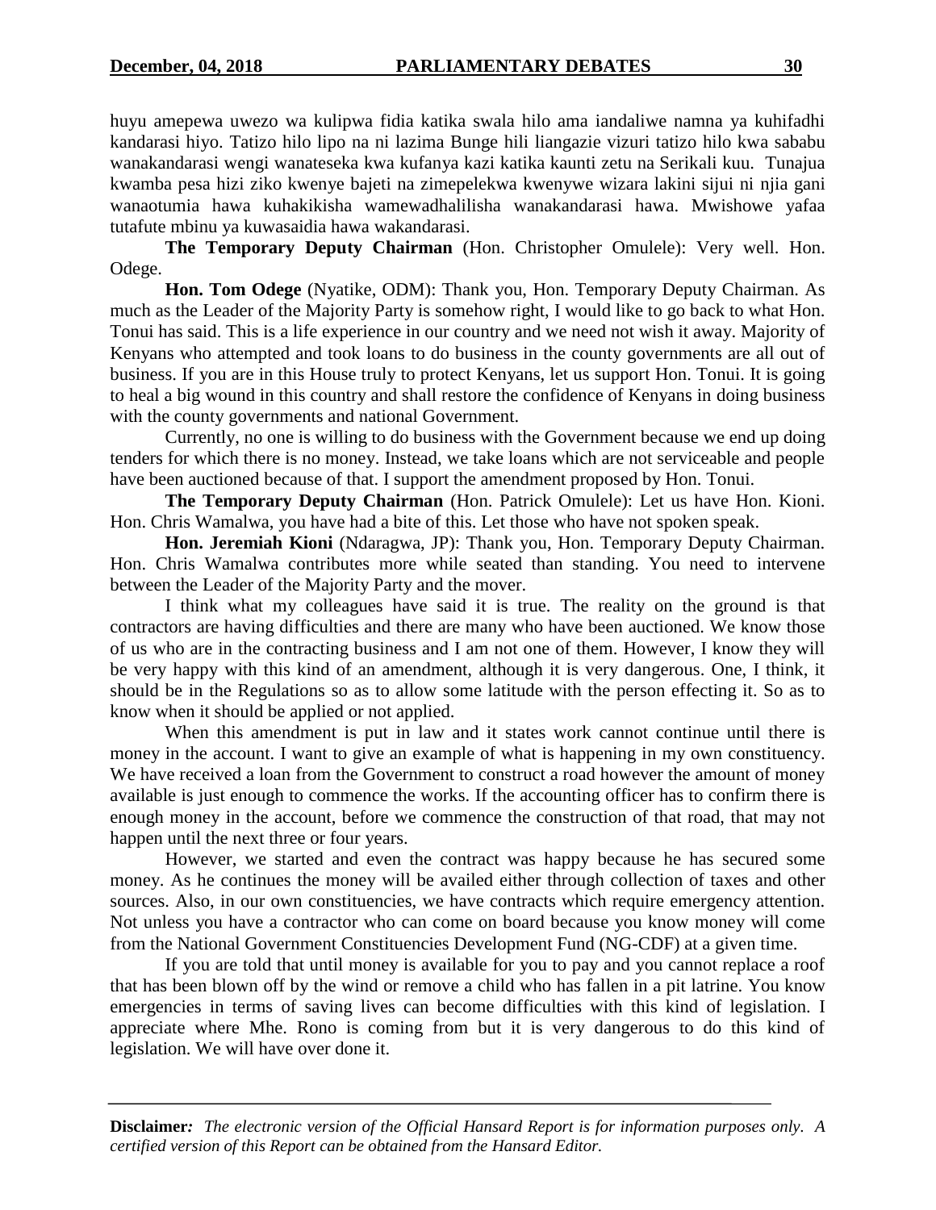huyu amepewa uwezo wa kulipwa fidia katika swala hilo ama iandaliwe namna ya kuhifadhi kandarasi hiyo. Tatizo hilo lipo na ni lazima Bunge hili liangazie vizuri tatizo hilo kwa sababu wanakandarasi wengi wanateseka kwa kufanya kazi katika kaunti zetu na Serikali kuu. Tunajua kwamba pesa hizi ziko kwenye bajeti na zimepelekwa kwenywe wizara lakini sijui ni njia gani wanaotumia hawa kuhakikisha wamewadhalilisha wanakandarasi hawa. Mwishowe yafaa tutafute mbinu ya kuwasaidia hawa wakandarasi.

**The Temporary Deputy Chairman** (Hon. Christopher Omulele): Very well. Hon. Odege.

**Hon. Tom Odege** (Nyatike, ODM): Thank you, Hon. Temporary Deputy Chairman. As much as the Leader of the Majority Party is somehow right, I would like to go back to what Hon. Tonui has said. This is a life experience in our country and we need not wish it away. Majority of Kenyans who attempted and took loans to do business in the county governments are all out of business. If you are in this House truly to protect Kenyans, let us support Hon. Tonui. It is going to heal a big wound in this country and shall restore the confidence of Kenyans in doing business with the county governments and national Government.

Currently, no one is willing to do business with the Government because we end up doing tenders for which there is no money. Instead, we take loans which are not serviceable and people have been auctioned because of that. I support the amendment proposed by Hon. Tonui.

**The Temporary Deputy Chairman** (Hon. Patrick Omulele): Let us have Hon. Kioni. Hon. Chris Wamalwa, you have had a bite of this. Let those who have not spoken speak.

**Hon. Jeremiah Kioni** (Ndaragwa, JP): Thank you, Hon. Temporary Deputy Chairman. Hon. Chris Wamalwa contributes more while seated than standing. You need to intervene between the Leader of the Majority Party and the mover.

I think what my colleagues have said it is true. The reality on the ground is that contractors are having difficulties and there are many who have been auctioned. We know those of us who are in the contracting business and I am not one of them. However, I know they will be very happy with this kind of an amendment, although it is very dangerous. One, I think, it should be in the Regulations so as to allow some latitude with the person effecting it. So as to know when it should be applied or not applied.

When this amendment is put in law and it states work cannot continue until there is money in the account. I want to give an example of what is happening in my own constituency. We have received a loan from the Government to construct a road however the amount of money available is just enough to commence the works. If the accounting officer has to confirm there is enough money in the account, before we commence the construction of that road, that may not happen until the next three or four years.

However, we started and even the contract was happy because he has secured some money. As he continues the money will be availed either through collection of taxes and other sources. Also, in our own constituencies, we have contracts which require emergency attention. Not unless you have a contractor who can come on board because you know money will come from the National Government Constituencies Development Fund (NG-CDF) at a given time.

If you are told that until money is available for you to pay and you cannot replace a roof that has been blown off by the wind or remove a child who has fallen in a pit latrine. You know emergencies in terms of saving lives can become difficulties with this kind of legislation. I appreciate where Mhe. Rono is coming from but it is very dangerous to do this kind of legislation. We will have over done it.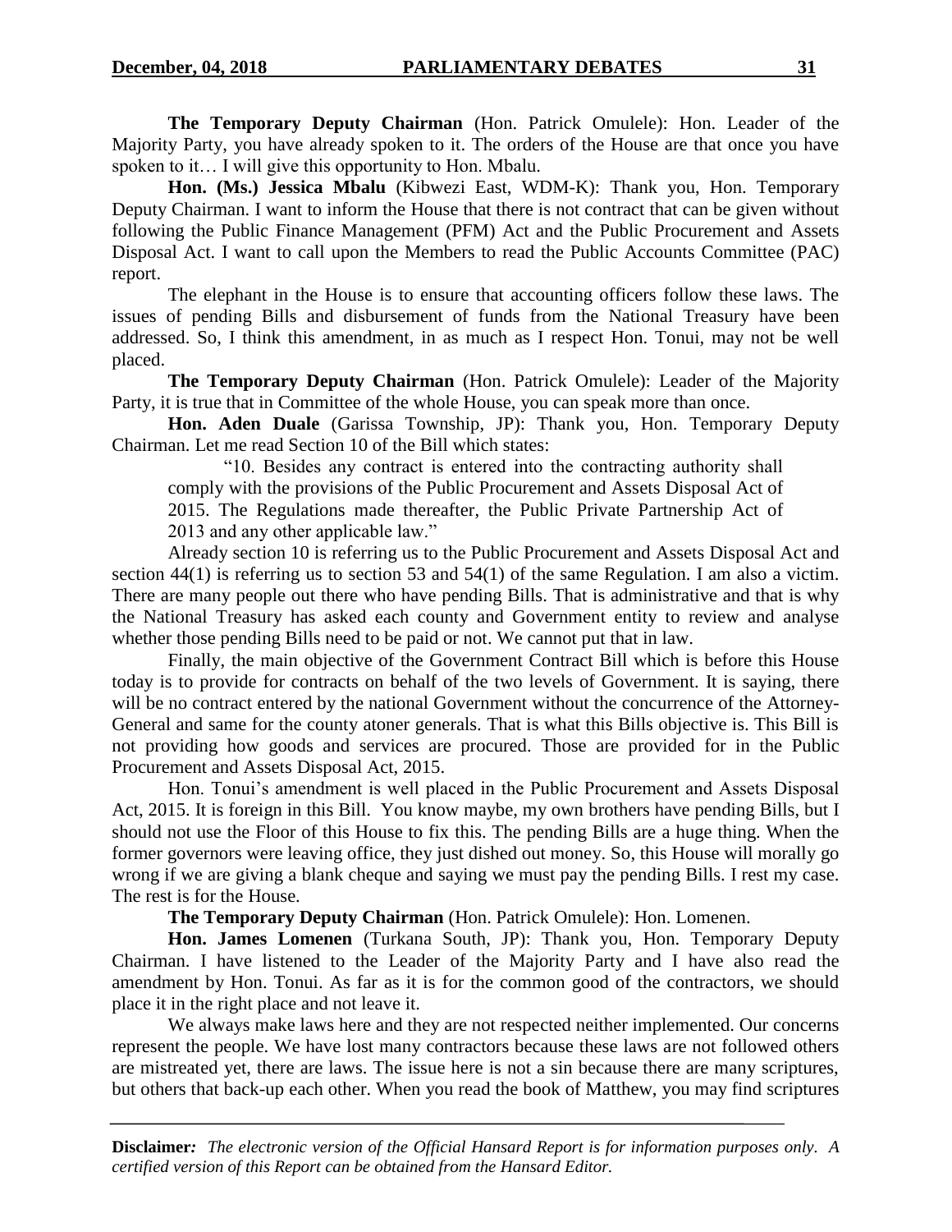**The Temporary Deputy Chairman** (Hon. Patrick Omulele): Hon. Leader of the Majority Party, you have already spoken to it. The orders of the House are that once you have spoken to it… I will give this opportunity to Hon. Mbalu.

**Hon. (Ms.) Jessica Mbalu** (Kibwezi East, WDM-K): Thank you, Hon. Temporary Deputy Chairman. I want to inform the House that there is not contract that can be given without following the Public Finance Management (PFM) Act and the Public Procurement and Assets Disposal Act. I want to call upon the Members to read the Public Accounts Committee (PAC) report.

The elephant in the House is to ensure that accounting officers follow these laws. The issues of pending Bills and disbursement of funds from the National Treasury have been addressed. So, I think this amendment, in as much as I respect Hon. Tonui, may not be well placed.

**The Temporary Deputy Chairman** (Hon. Patrick Omulele): Leader of the Majority Party, it is true that in Committee of the whole House, you can speak more than once.

**Hon. Aden Duale** (Garissa Township, JP): Thank you, Hon. Temporary Deputy Chairman. Let me read Section 10 of the Bill which states:

> "10. Besides any contract is entered into the contracting authority shall comply with the provisions of the Public Procurement and Assets Disposal Act of 2015. The Regulations made thereafter, the Public Private Partnership Act of 2013 and any other applicable law."

Already section 10 is referring us to the Public Procurement and Assets Disposal Act and section 44(1) is referring us to section 53 and 54(1) of the same Regulation. I am also a victim. There are many people out there who have pending Bills. That is administrative and that is why the National Treasury has asked each county and Government entity to review and analyse whether those pending Bills need to be paid or not. We cannot put that in law.

Finally, the main objective of the Government Contract Bill which is before this House today is to provide for contracts on behalf of the two levels of Government. It is saying, there will be no contract entered by the national Government without the concurrence of the Attorney-General and same for the county atoner generals. That is what this Bills objective is. This Bill is not providing how goods and services are procured. Those are provided for in the Public Procurement and Assets Disposal Act, 2015.

Hon. Tonui's amendment is well placed in the Public Procurement and Assets Disposal Act, 2015. It is foreign in this Bill. You know maybe, my own brothers have pending Bills, but I should not use the Floor of this House to fix this. The pending Bills are a huge thing. When the former governors were leaving office, they just dished out money. So, this House will morally go wrong if we are giving a blank cheque and saying we must pay the pending Bills. I rest my case. The rest is for the House.

**The Temporary Deputy Chairman** (Hon. Patrick Omulele): Hon. Lomenen.

**Hon. James Lomenen** (Turkana South, JP): Thank you, Hon. Temporary Deputy Chairman. I have listened to the Leader of the Majority Party and I have also read the amendment by Hon. Tonui. As far as it is for the common good of the contractors, we should place it in the right place and not leave it.

We always make laws here and they are not respected neither implemented. Our concerns represent the people. We have lost many contractors because these laws are not followed others are mistreated yet, there are laws. The issue here is not a sin because there are many scriptures, but others that back-up each other. When you read the book of Matthew, you may find scriptures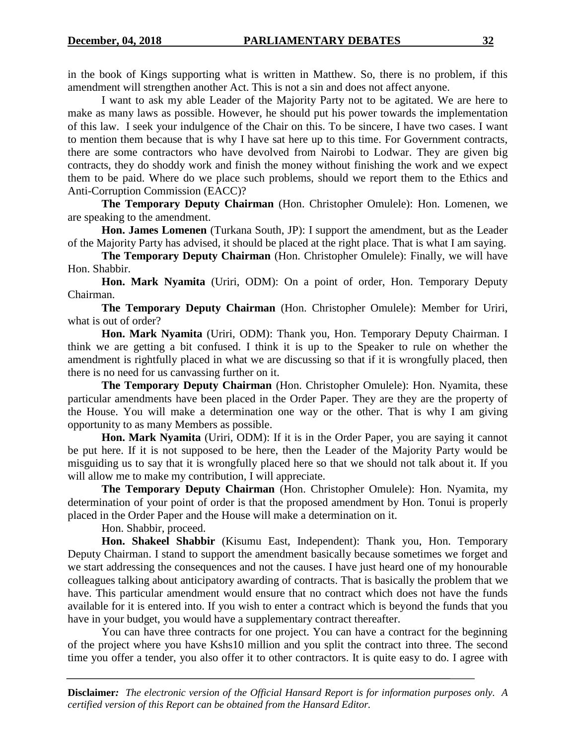in the book of Kings supporting what is written in Matthew. So, there is no problem, if this amendment will strengthen another Act. This is not a sin and does not affect anyone.

I want to ask my able Leader of the Majority Party not to be agitated. We are here to make as many laws as possible. However, he should put his power towards the implementation of this law. I seek your indulgence of the Chair on this. To be sincere, I have two cases. I want to mention them because that is why I have sat here up to this time. For Government contracts, there are some contractors who have devolved from Nairobi to Lodwar. They are given big contracts, they do shoddy work and finish the money without finishing the work and we expect them to be paid. Where do we place such problems, should we report them to the Ethics and Anti-Corruption Commission (EACC)?

**The Temporary Deputy Chairman** (Hon. Christopher Omulele): Hon. Lomenen, we are speaking to the amendment.

**Hon. James Lomenen** (Turkana South, JP): I support the amendment, but as the Leader of the Majority Party has advised, it should be placed at the right place. That is what I am saying.

**The Temporary Deputy Chairman** (Hon. Christopher Omulele): Finally, we will have Hon. Shabbir.

**Hon. Mark Nyamita** (Uriri, ODM): On a point of order, Hon. Temporary Deputy Chairman.

**The Temporary Deputy Chairman** (Hon. Christopher Omulele): Member for Uriri, what is out of order?

**Hon. Mark Nyamita** (Uriri, ODM): Thank you, Hon. Temporary Deputy Chairman. I think we are getting a bit confused. I think it is up to the Speaker to rule on whether the amendment is rightfully placed in what we are discussing so that if it is wrongfully placed, then there is no need for us canvassing further on it.

**The Temporary Deputy Chairman** (Hon. Christopher Omulele): Hon. Nyamita, these particular amendments have been placed in the Order Paper. They are they are the property of the House. You will make a determination one way or the other. That is why I am giving opportunity to as many Members as possible.

**Hon. Mark Nyamita** (Uriri, ODM): If it is in the Order Paper, you are saying it cannot be put here. If it is not supposed to be here, then the Leader of the Majority Party would be misguiding us to say that it is wrongfully placed here so that we should not talk about it. If you will allow me to make my contribution, I will appreciate.

**The Temporary Deputy Chairman** (Hon. Christopher Omulele): Hon. Nyamita, my determination of your point of order is that the proposed amendment by Hon. Tonui is properly placed in the Order Paper and the House will make a determination on it.

Hon. Shabbir, proceed.

**Hon. Shakeel Shabbir** (Kisumu East, Independent): Thank you, Hon. Temporary Deputy Chairman. I stand to support the amendment basically because sometimes we forget and we start addressing the consequences and not the causes. I have just heard one of my honourable colleagues talking about anticipatory awarding of contracts. That is basically the problem that we have. This particular amendment would ensure that no contract which does not have the funds available for it is entered into. If you wish to enter a contract which is beyond the funds that you have in your budget, you would have a supplementary contract thereafter.

You can have three contracts for one project. You can have a contract for the beginning of the project where you have Kshs10 million and you split the contract into three. The second time you offer a tender, you also offer it to other contractors. It is quite easy to do. I agree with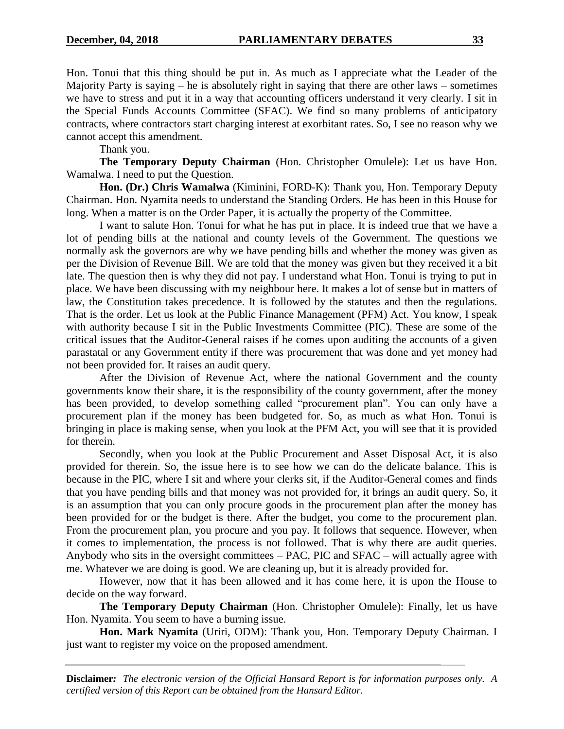Hon. Tonui that this thing should be put in. As much as I appreciate what the Leader of the Majority Party is saying – he is absolutely right in saying that there are other laws – sometimes we have to stress and put it in a way that accounting officers understand it very clearly. I sit in the Special Funds Accounts Committee (SFAC). We find so many problems of anticipatory contracts, where contractors start charging interest at exorbitant rates. So, I see no reason why we cannot accept this amendment.

Thank you.

**The Temporary Deputy Chairman** (Hon. Christopher Omulele): Let us have Hon. Wamalwa. I need to put the Question.

**Hon. (Dr.) Chris Wamalwa** (Kiminini, FORD-K): Thank you, Hon. Temporary Deputy Chairman. Hon. Nyamita needs to understand the Standing Orders. He has been in this House for long. When a matter is on the Order Paper, it is actually the property of the Committee.

I want to salute Hon. Tonui for what he has put in place. It is indeed true that we have a lot of pending bills at the national and county levels of the Government. The questions we normally ask the governors are why we have pending bills and whether the money was given as per the Division of Revenue Bill. We are told that the money was given but they received it a bit late. The question then is why they did not pay. I understand what Hon. Tonui is trying to put in place. We have been discussing with my neighbour here. It makes a lot of sense but in matters of law, the Constitution takes precedence. It is followed by the statutes and then the regulations. That is the order. Let us look at the Public Finance Management (PFM) Act. You know, I speak with authority because I sit in the Public Investments Committee (PIC). These are some of the critical issues that the Auditor-General raises if he comes upon auditing the accounts of a given parastatal or any Government entity if there was procurement that was done and yet money had not been provided for. It raises an audit query.

After the Division of Revenue Act, where the national Government and the county governments know their share, it is the responsibility of the county government, after the money has been provided, to develop something called "procurement plan". You can only have a procurement plan if the money has been budgeted for. So, as much as what Hon. Tonui is bringing in place is making sense, when you look at the PFM Act, you will see that it is provided for therein.

Secondly, when you look at the Public Procurement and Asset Disposal Act, it is also provided for therein. So, the issue here is to see how we can do the delicate balance. This is because in the PIC, where I sit and where your clerks sit, if the Auditor-General comes and finds that you have pending bills and that money was not provided for, it brings an audit query. So, it is an assumption that you can only procure goods in the procurement plan after the money has been provided for or the budget is there. After the budget, you come to the procurement plan. From the procurement plan, you procure and you pay. It follows that sequence. However, when it comes to implementation, the process is not followed. That is why there are audit queries. Anybody who sits in the oversight committees – PAC, PIC and SFAC – will actually agree with me. Whatever we are doing is good. We are cleaning up, but it is already provided for.

However, now that it has been allowed and it has come here, it is upon the House to decide on the way forward.

**The Temporary Deputy Chairman** (Hon. Christopher Omulele): Finally, let us have Hon. Nyamita. You seem to have a burning issue.

**Hon. Mark Nyamita** (Uriri, ODM): Thank you, Hon. Temporary Deputy Chairman. I just want to register my voice on the proposed amendment.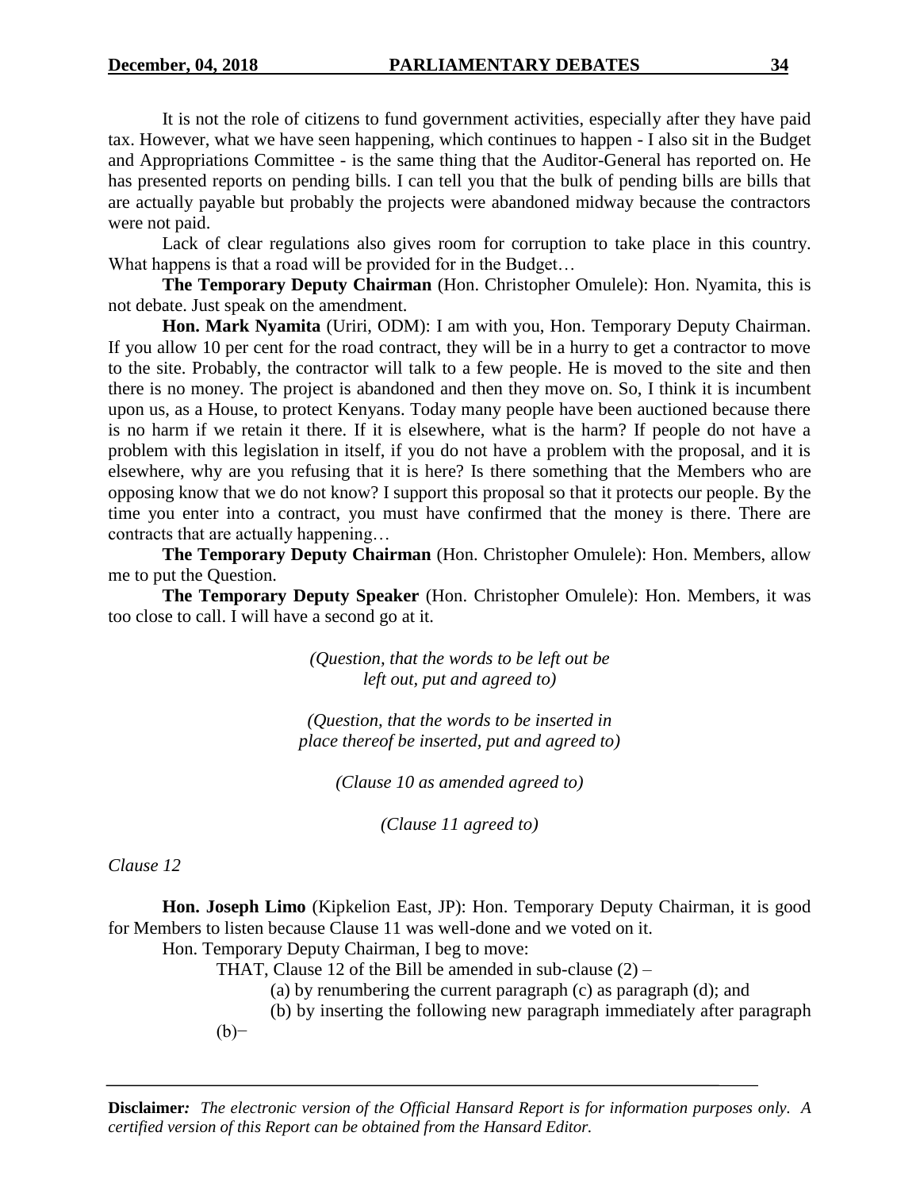It is not the role of citizens to fund government activities, especially after they have paid tax. However, what we have seen happening, which continues to happen - I also sit in the Budget and Appropriations Committee - is the same thing that the Auditor-General has reported on. He has presented reports on pending bills. I can tell you that the bulk of pending bills are bills that are actually payable but probably the projects were abandoned midway because the contractors were not paid.

Lack of clear regulations also gives room for corruption to take place in this country. What happens is that a road will be provided for in the Budget…

**The Temporary Deputy Chairman** (Hon. Christopher Omulele): Hon. Nyamita, this is not debate. Just speak on the amendment.

**Hon. Mark Nyamita** (Uriri, ODM): I am with you, Hon. Temporary Deputy Chairman. If you allow 10 per cent for the road contract, they will be in a hurry to get a contractor to move to the site. Probably, the contractor will talk to a few people. He is moved to the site and then there is no money. The project is abandoned and then they move on. So, I think it is incumbent upon us, as a House, to protect Kenyans. Today many people have been auctioned because there is no harm if we retain it there. If it is elsewhere, what is the harm? If people do not have a problem with this legislation in itself, if you do not have a problem with the proposal, and it is elsewhere, why are you refusing that it is here? Is there something that the Members who are opposing know that we do not know? I support this proposal so that it protects our people. By the time you enter into a contract, you must have confirmed that the money is there. There are contracts that are actually happening…

**The Temporary Deputy Chairman** (Hon. Christopher Omulele): Hon. Members, allow me to put the Question.

**The Temporary Deputy Speaker** (Hon. Christopher Omulele): Hon. Members, it was too close to call. I will have a second go at it.

*(Question, that the words to be left out be left out, put and agreed to)*

*(Question, that the words to be inserted in place thereof be inserted, put and agreed to)*

*(Clause 10 as amended agreed to)*

*(Clause 11 agreed to)*

*Clause 12*

**Hon. Joseph Limo** (Kipkelion East, JP): Hon. Temporary Deputy Chairman, it is good for Members to listen because Clause 11 was well-done and we voted on it.

Hon. Temporary Deputy Chairman, I beg to move:

THAT, Clause 12 of the Bill be amended in sub-clause (2) –

(a) by renumbering the current paragraph (c) as paragraph (d); and

(b) by inserting the following new paragraph immediately after paragraph (b)−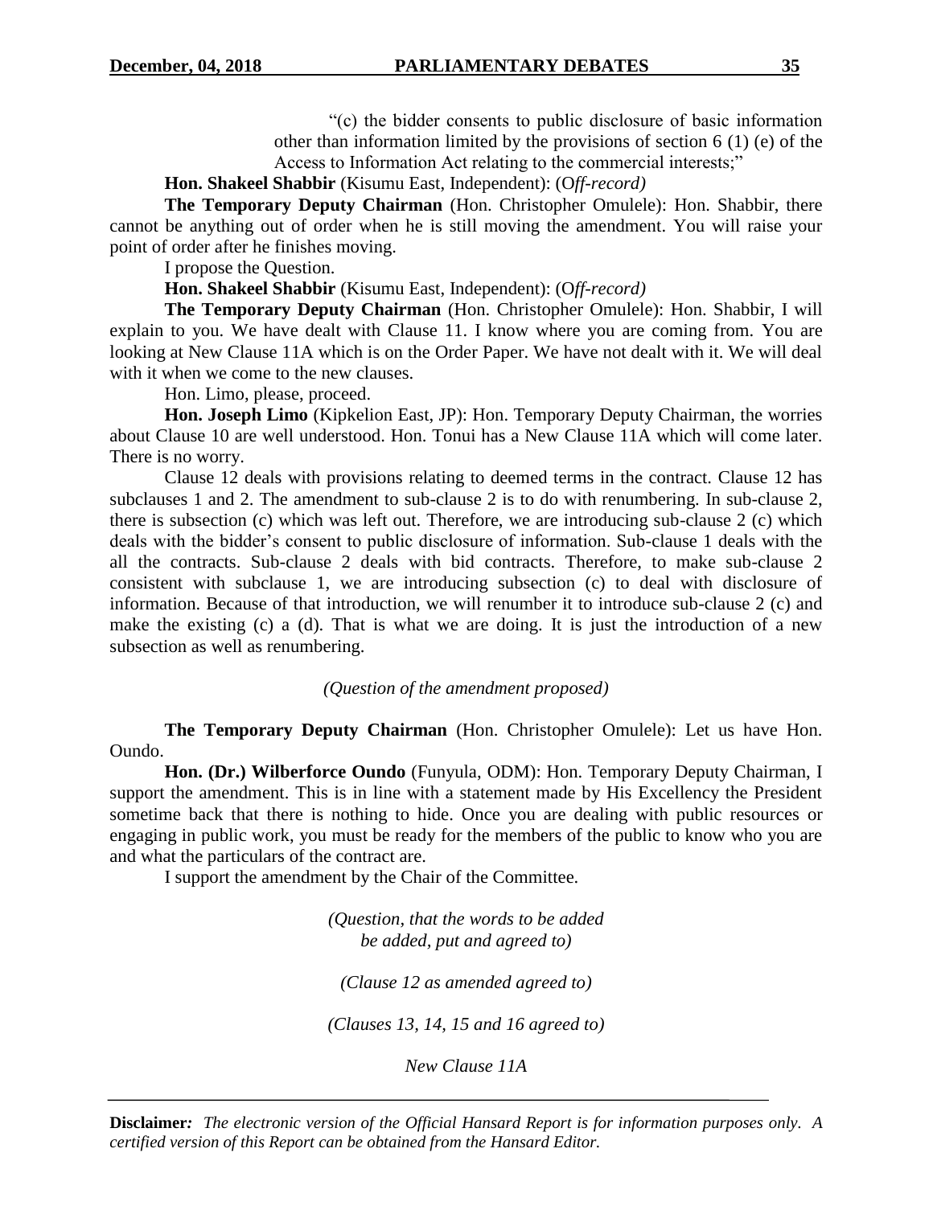"(c) the bidder consents to public disclosure of basic information other than information limited by the provisions of section 6 (1) (e) of the Access to Information Act relating to the commercial interests;"

**Hon. Shakeel Shabbir** (Kisumu East, Independent): (O*ff-record)*

**The Temporary Deputy Chairman** (Hon. Christopher Omulele): Hon. Shabbir, there cannot be anything out of order when he is still moving the amendment. You will raise your point of order after he finishes moving.

I propose the Question.

**Hon. Shakeel Shabbir** (Kisumu East, Independent): (O*ff-record)*

**The Temporary Deputy Chairman** (Hon. Christopher Omulele): Hon. Shabbir, I will explain to you. We have dealt with Clause 11. I know where you are coming from. You are looking at New Clause 11A which is on the Order Paper. We have not dealt with it. We will deal with it when we come to the new clauses.

Hon. Limo, please, proceed.

**Hon. Joseph Limo** (Kipkelion East, JP): Hon. Temporary Deputy Chairman, the worries about Clause 10 are well understood. Hon. Tonui has a New Clause 11A which will come later. There is no worry.

Clause 12 deals with provisions relating to deemed terms in the contract. Clause 12 has subclauses 1 and 2. The amendment to sub-clause 2 is to do with renumbering. In sub-clause 2, there is subsection (c) which was left out. Therefore, we are introducing sub-clause 2 (c) which deals with the bidder's consent to public disclosure of information. Sub-clause 1 deals with the all the contracts. Sub-clause 2 deals with bid contracts. Therefore, to make sub-clause 2 consistent with subclause 1, we are introducing subsection (c) to deal with disclosure of information. Because of that introduction, we will renumber it to introduce sub-clause 2 (c) and make the existing (c) a (d). That is what we are doing. It is just the introduction of a new subsection as well as renumbering.

*(Question of the amendment proposed)*

**The Temporary Deputy Chairman** (Hon. Christopher Omulele): Let us have Hon. Oundo.

**Hon. (Dr.) Wilberforce Oundo** (Funyula, ODM): Hon. Temporary Deputy Chairman, I support the amendment. This is in line with a statement made by His Excellency the President sometime back that there is nothing to hide. Once you are dealing with public resources or engaging in public work, you must be ready for the members of the public to know who you are and what the particulars of the contract are.

I support the amendment by the Chair of the Committee.

*(Question, that the words to be added be added, put and agreed to)*

*(Clause 12 as amended agreed to)*

*(Clauses 13, 14, 15 and 16 agreed to)*

*New Clause 11A*

**Disclaimer***:* *The electronic version of the Official Hansard Report is for information purposes only. A certified version of this Report can be obtained from the Hansard Editor.*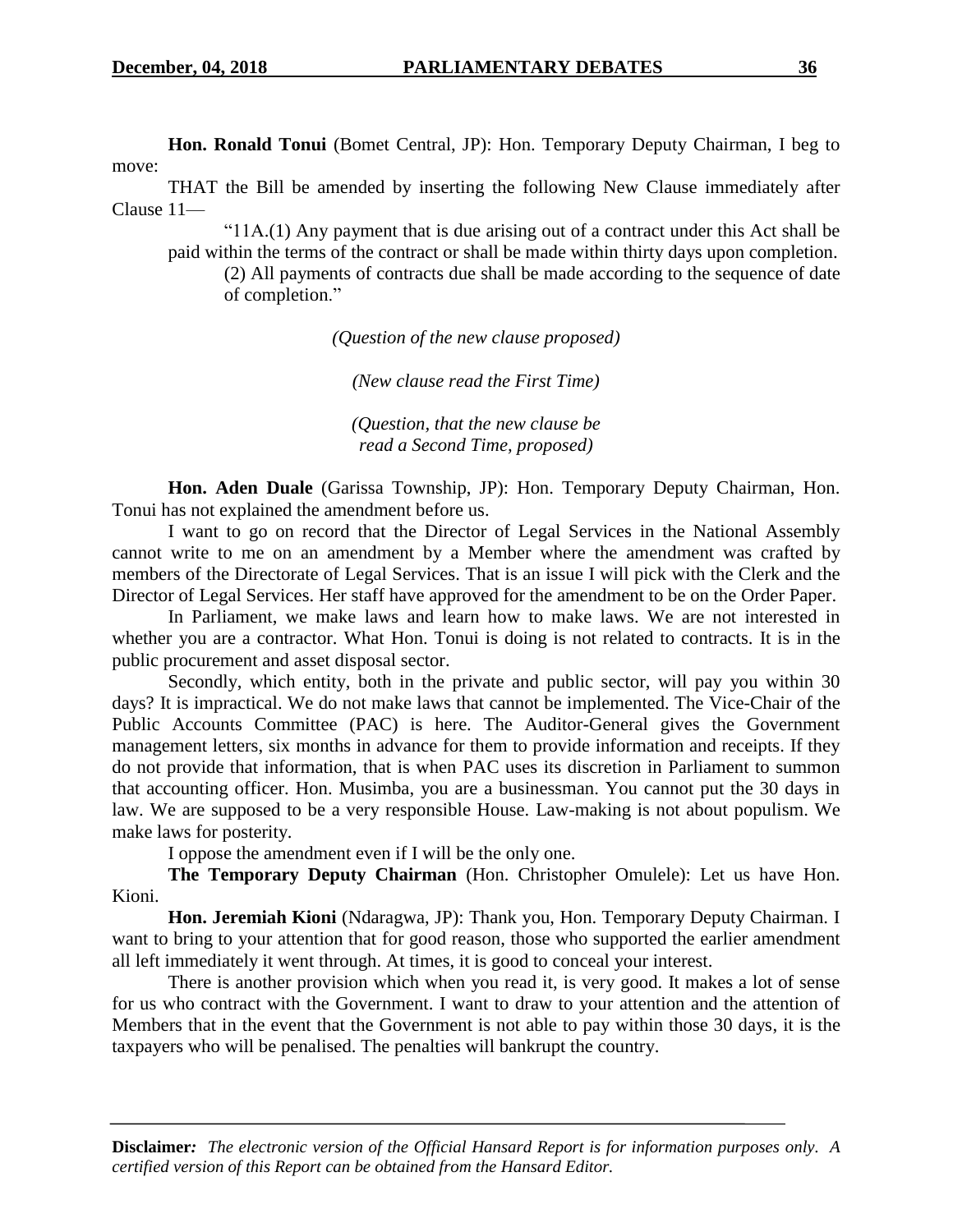**Hon. Ronald Tonui** (Bomet Central, JP): Hon. Temporary Deputy Chairman, I beg to move:

THAT the Bill be amended by inserting the following New Clause immediately after Clause 11—

> "11A.(1) Any payment that is due arising out of a contract under this Act shall be paid within the terms of the contract or shall be made within thirty days upon completion.
>
> (2) All payments of contracts due shall be made according to the sequence of date of completion."

*(Question of the new clause proposed)*

*(New clause read the First Time)*

*(Question, that the new clause be read a Second Time, proposed)*

**Hon. Aden Duale** (Garissa Township, JP): Hon. Temporary Deputy Chairman, Hon. Tonui has not explained the amendment before us.

I want to go on record that the Director of Legal Services in the National Assembly cannot write to me on an amendment by a Member where the amendment was crafted by members of the Directorate of Legal Services. That is an issue I will pick with the Clerk and the Director of Legal Services. Her staff have approved for the amendment to be on the Order Paper.

In Parliament, we make laws and learn how to make laws. We are not interested in whether you are a contractor. What Hon. Tonui is doing is not related to contracts. It is in the public procurement and asset disposal sector.

Secondly, which entity, both in the private and public sector, will pay you within 30 days? It is impractical. We do not make laws that cannot be implemented. The Vice-Chair of the Public Accounts Committee (PAC) is here. The Auditor-General gives the Government management letters, six months in advance for them to provide information and receipts. If they do not provide that information, that is when PAC uses its discretion in Parliament to summon that accounting officer. Hon. Musimba, you are a businessman. You cannot put the 30 days in law. We are supposed to be a very responsible House. Law-making is not about populism. We make laws for posterity.

I oppose the amendment even if I will be the only one.

**The Temporary Deputy Chairman** (Hon. Christopher Omulele): Let us have Hon. Kioni.

**Hon. Jeremiah Kioni** (Ndaragwa, JP): Thank you, Hon. Temporary Deputy Chairman. I want to bring to your attention that for good reason, those who supported the earlier amendment all left immediately it went through. At times, it is good to conceal your interest.

There is another provision which when you read it, is very good. It makes a lot of sense for us who contract with the Government. I want to draw to your attention and the attention of Members that in the event that the Government is not able to pay within those 30 days, it is the taxpayers who will be penalised. The penalties will bankrupt the country.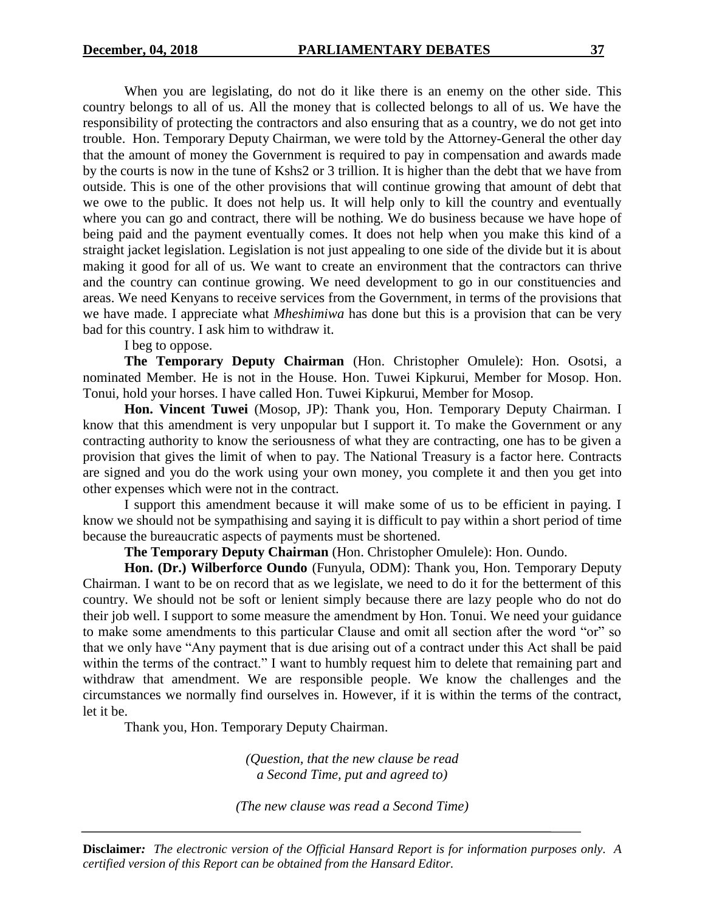When you are legislating, do not do it like there is an enemy on the other side. This country belongs to all of us. All the money that is collected belongs to all of us. We have the responsibility of protecting the contractors and also ensuring that as a country, we do not get into trouble. Hon. Temporary Deputy Chairman, we were told by the Attorney-General the other day that the amount of money the Government is required to pay in compensation and awards made by the courts is now in the tune of Kshs2 or 3 trillion. It is higher than the debt that we have from outside. This is one of the other provisions that will continue growing that amount of debt that we owe to the public. It does not help us. It will help only to kill the country and eventually where you can go and contract, there will be nothing. We do business because we have hope of being paid and the payment eventually comes. It does not help when you make this kind of a straight jacket legislation. Legislation is not just appealing to one side of the divide but it is about making it good for all of us. We want to create an environment that the contractors can thrive and the country can continue growing. We need development to go in our constituencies and areas. We need Kenyans to receive services from the Government, in terms of the provisions that we have made. I appreciate what *Mheshimiwa* has done but this is a provision that can be very bad for this country. I ask him to withdraw it.

I beg to oppose.

**The Temporary Deputy Chairman** (Hon. Christopher Omulele): Hon. Osotsi, a nominated Member. He is not in the House. Hon. Tuwei Kipkurui, Member for Mosop. Hon. Tonui, hold your horses. I have called Hon. Tuwei Kipkurui, Member for Mosop.

**Hon. Vincent Tuwei** (Mosop, JP): Thank you, Hon. Temporary Deputy Chairman. I know that this amendment is very unpopular but I support it. To make the Government or any contracting authority to know the seriousness of what they are contracting, one has to be given a provision that gives the limit of when to pay. The National Treasury is a factor here. Contracts are signed and you do the work using your own money, you complete it and then you get into other expenses which were not in the contract.

I support this amendment because it will make some of us to be efficient in paying. I know we should not be sympathising and saying it is difficult to pay within a short period of time because the bureaucratic aspects of payments must be shortened.

**The Temporary Deputy Chairman** (Hon. Christopher Omulele): Hon. Oundo.

**Hon. (Dr.) Wilberforce Oundo** (Funyula, ODM): Thank you, Hon. Temporary Deputy Chairman. I want to be on record that as we legislate, we need to do it for the betterment of this country. We should not be soft or lenient simply because there are lazy people who do not do their job well. I support to some measure the amendment by Hon. Tonui. We need your guidance to make some amendments to this particular Clause and omit all section after the word "or" so that we only have "Any payment that is due arising out of a contract under this Act shall be paid within the terms of the contract." I want to humbly request him to delete that remaining part and withdraw that amendment. We are responsible people. We know the challenges and the circumstances we normally find ourselves in. However, if it is within the terms of the contract, let it be.

Thank you, Hon. Temporary Deputy Chairman.

*(Question, that the new clause be read a Second Time, put and agreed to)*

*(The new clause was read a Second Time)*

**Disclaimer:** *The electronic version of the Official Hansard Report is for information purposes only. A certified version of this Report can be obtained from the Hansard Editor.*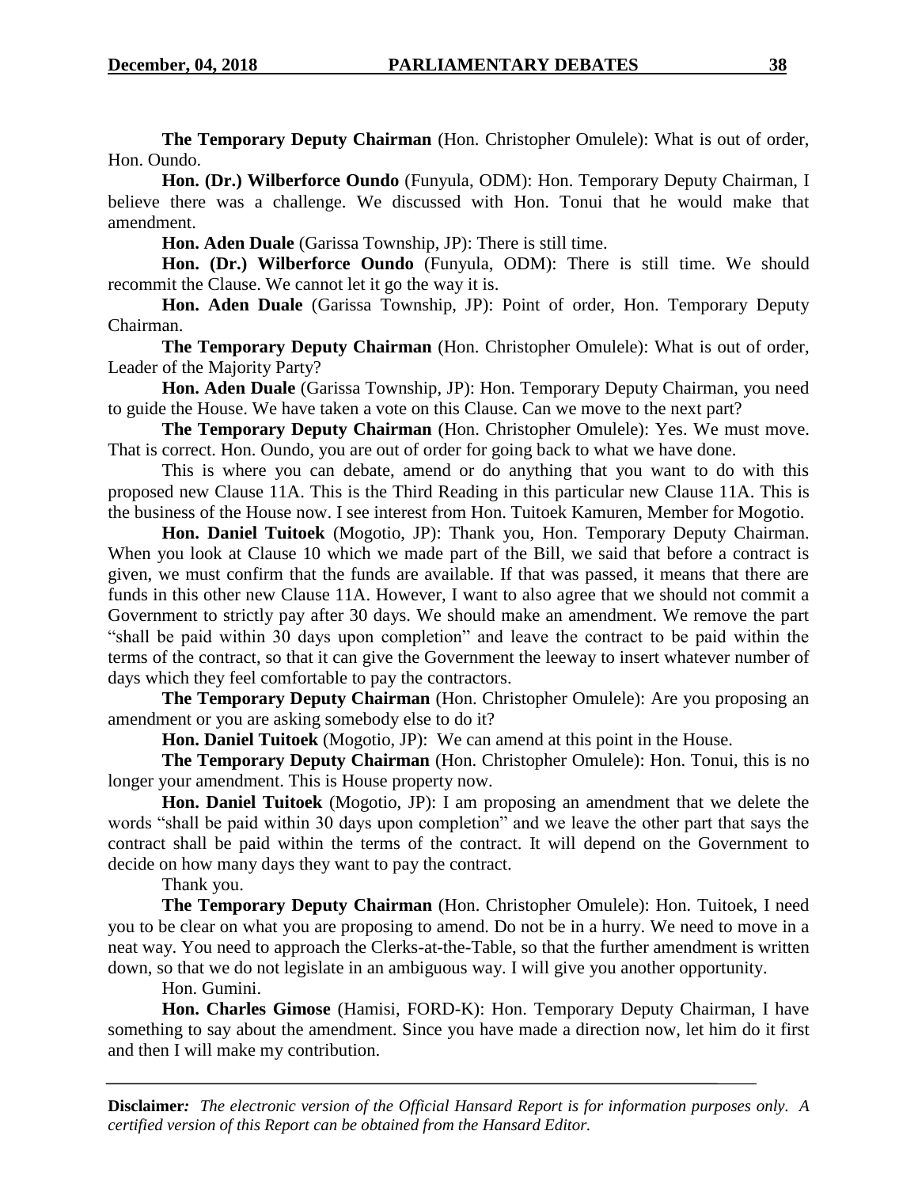**The Temporary Deputy Chairman** (Hon. Christopher Omulele): What is out of order, Hon. Oundo.

**Hon. (Dr.) Wilberforce Oundo** (Funyula, ODM): Hon. Temporary Deputy Chairman, I believe there was a challenge. We discussed with Hon. Tonui that he would make that amendment.

**Hon. Aden Duale** (Garissa Township, JP): There is still time.

**Hon. (Dr.) Wilberforce Oundo** (Funyula, ODM): There is still time. We should recommit the Clause. We cannot let it go the way it is.

**Hon. Aden Duale** (Garissa Township, JP): Point of order, Hon. Temporary Deputy Chairman.

**The Temporary Deputy Chairman** (Hon. Christopher Omulele): What is out of order, Leader of the Majority Party?

**Hon. Aden Duale** (Garissa Township, JP): Hon. Temporary Deputy Chairman, you need to guide the House. We have taken a vote on this Clause. Can we move to the next part?

**The Temporary Deputy Chairman** (Hon. Christopher Omulele): Yes. We must move. That is correct. Hon. Oundo, you are out of order for going back to what we have done.

This is where you can debate, amend or do anything that you want to do with this proposed new Clause 11A. This is the Third Reading in this particular new Clause 11A. This is the business of the House now. I see interest from Hon. Tuitoek Kamuren, Member for Mogotio.

**Hon. Daniel Tuitoek** (Mogotio, JP): Thank you, Hon. Temporary Deputy Chairman. When you look at Clause 10 which we made part of the Bill, we said that before a contract is given, we must confirm that the funds are available. If that was passed, it means that there are funds in this other new Clause 11A. However, I want to also agree that we should not commit a Government to strictly pay after 30 days. We should make an amendment. We remove the part "shall be paid within 30 days upon completion" and leave the contract to be paid within the terms of the contract, so that it can give the Government the leeway to insert whatever number of days which they feel comfortable to pay the contractors.

**The Temporary Deputy Chairman** (Hon. Christopher Omulele): Are you proposing an amendment or you are asking somebody else to do it?

**Hon. Daniel Tuitoek** (Mogotio, JP): We can amend at this point in the House.

**The Temporary Deputy Chairman** (Hon. Christopher Omulele): Hon. Tonui, this is no longer your amendment. This is House property now.

**Hon. Daniel Tuitoek** (Mogotio, JP): I am proposing an amendment that we delete the words "shall be paid within 30 days upon completion" and we leave the other part that says the contract shall be paid within the terms of the contract. It will depend on the Government to decide on how many days they want to pay the contract.

Thank you.

**The Temporary Deputy Chairman** (Hon. Christopher Omulele): Hon. Tuitoek, I need you to be clear on what you are proposing to amend. Do not be in a hurry. We need to move in a neat way. You need to approach the Clerks-at-the-Table, so that the further amendment is written down, so that we do not legislate in an ambiguous way. I will give you another opportunity.

Hon. Gumini.

**Hon. Charles Gimose** (Hamisi, FORD-K): Hon. Temporary Deputy Chairman, I have something to say about the amendment. Since you have made a direction now, let him do it first and then I will make my contribution.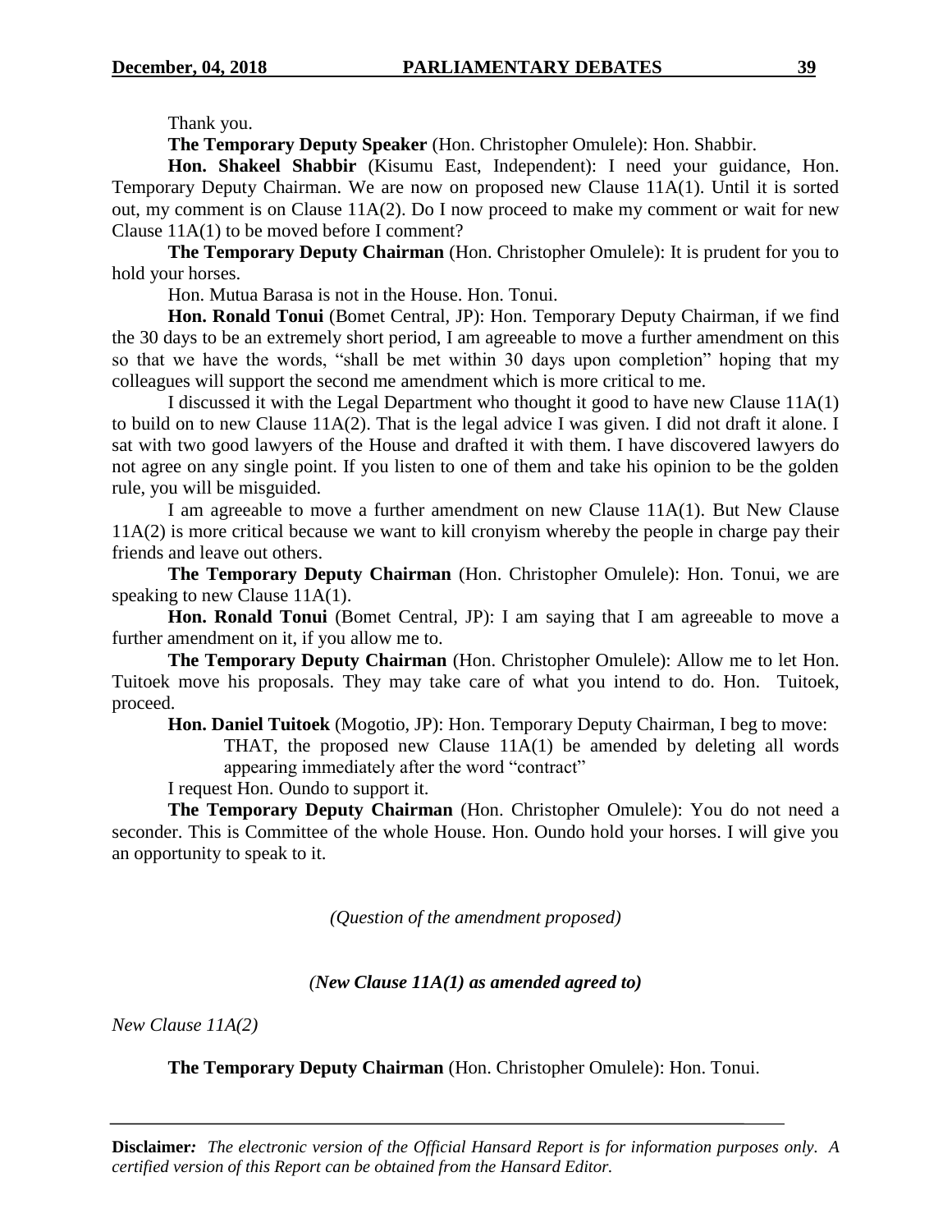Thank you.

**The Temporary Deputy Speaker** (Hon. Christopher Omulele): Hon. Shabbir.

**Hon. Shakeel Shabbir** (Kisumu East, Independent): I need your guidance, Hon. Temporary Deputy Chairman. We are now on proposed new Clause 11A(1). Until it is sorted out, my comment is on Clause 11A(2). Do I now proceed to make my comment or wait for new Clause 11A(1) to be moved before I comment?

**The Temporary Deputy Chairman** (Hon. Christopher Omulele): It is prudent for you to hold your horses.

Hon. Mutua Barasa is not in the House. Hon. Tonui.

**Hon. Ronald Tonui** (Bomet Central, JP): Hon. Temporary Deputy Chairman, if we find the 30 days to be an extremely short period, I am agreeable to move a further amendment on this so that we have the words, "shall be met within 30 days upon completion" hoping that my colleagues will support the second me amendment which is more critical to me.

I discussed it with the Legal Department who thought it good to have new Clause 11A(1) to build on to new Clause 11A(2). That is the legal advice I was given. I did not draft it alone. I sat with two good lawyers of the House and drafted it with them. I have discovered lawyers do not agree on any single point. If you listen to one of them and take his opinion to be the golden rule, you will be misguided.

I am agreeable to move a further amendment on new Clause 11A(1). But New Clause 11A(2) is more critical because we want to kill cronyism whereby the people in charge pay their friends and leave out others.

**The Temporary Deputy Chairman** (Hon. Christopher Omulele): Hon. Tonui, we are speaking to new Clause 11A(1).

**Hon. Ronald Tonui** (Bomet Central, JP): I am saying that I am agreeable to move a further amendment on it, if you allow me to.

**The Temporary Deputy Chairman** (Hon. Christopher Omulele): Allow me to let Hon. Tuitoek move his proposals. They may take care of what you intend to do. Hon. Tuitoek, proceed.

**Hon. Daniel Tuitoek** (Mogotio, JP): Hon. Temporary Deputy Chairman, I beg to move:

> THAT, the proposed new Clause 11A(1) be amended by deleting all words appearing immediately after the word "contract"

I request Hon. Oundo to support it.

**The Temporary Deputy Chairman** (Hon. Christopher Omulele): You do not need a seconder. This is Committee of the whole House. Hon. Oundo hold your horses. I will give you an opportunity to speak to it.

*(Question of the amendment proposed)*

***(New Clause 11A(1) as amended agreed to)***

*New Clause 11A(2)*

**The Temporary Deputy Chairman** (Hon. Christopher Omulele): Hon. Tonui.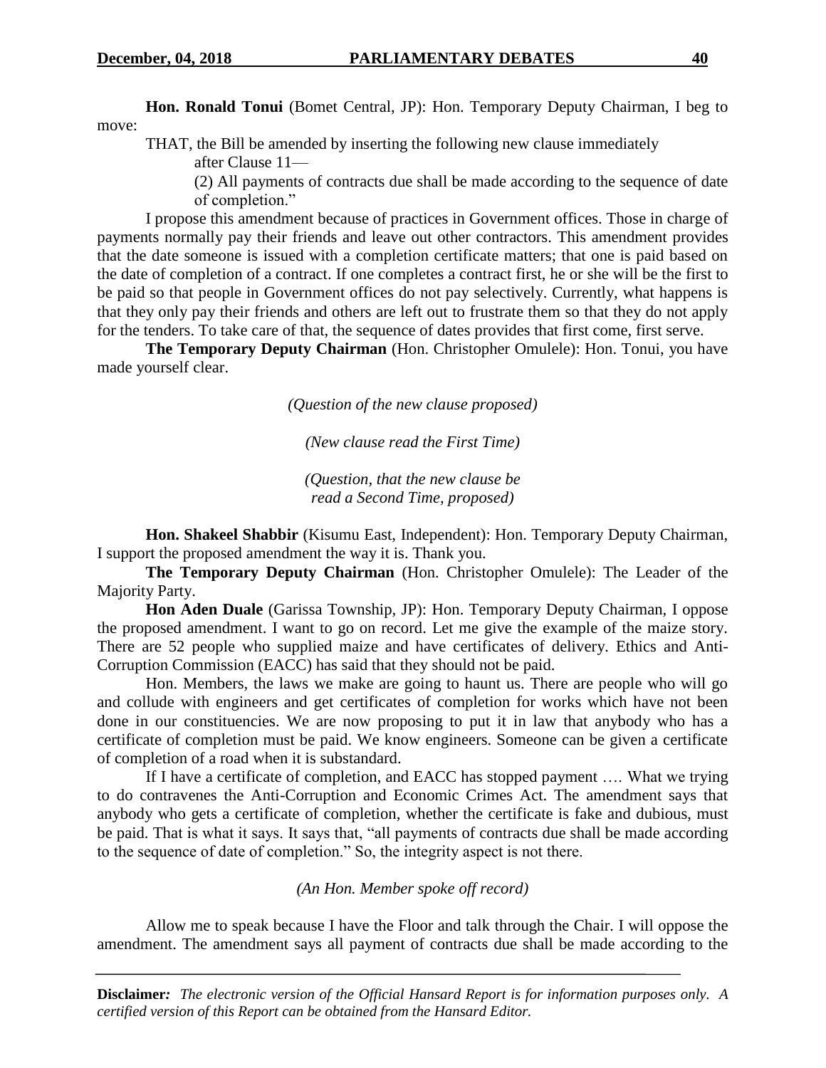**Hon. Ronald Tonui** (Bomet Central, JP): Hon. Temporary Deputy Chairman, I beg to move:

THAT, the Bill be amended by inserting the following new clause immediately after Clause 11—

(2) All payments of contracts due shall be made according to the sequence of date of completion."

I propose this amendment because of practices in Government offices. Those in charge of payments normally pay their friends and leave out other contractors. This amendment provides that the date someone is issued with a completion certificate matters; that one is paid based on the date of completion of a contract. If one completes a contract first, he or she will be the first to be paid so that people in Government offices do not pay selectively. Currently, what happens is that they only pay their friends and others are left out to frustrate them so that they do not apply for the tenders. To take care of that, the sequence of dates provides that first come, first serve.

**The Temporary Deputy Chairman** (Hon. Christopher Omulele): Hon. Tonui, you have made yourself clear.

*(Question of the new clause proposed)*

*(New clause read the First Time)*

*(Question, that the new clause be read a Second Time, proposed)*

**Hon. Shakeel Shabbir** (Kisumu East, Independent): Hon. Temporary Deputy Chairman, I support the proposed amendment the way it is. Thank you.

**The Temporary Deputy Chairman** (Hon. Christopher Omulele): The Leader of the Majority Party.

**Hon Aden Duale** (Garissa Township, JP): Hon. Temporary Deputy Chairman, I oppose the proposed amendment. I want to go on record. Let me give the example of the maize story. There are 52 people who supplied maize and have certificates of delivery. Ethics and Anti-Corruption Commission (EACC) has said that they should not be paid.

Hon. Members, the laws we make are going to haunt us. There are people who will go and collude with engineers and get certificates of completion for works which have not been done in our constituencies. We are now proposing to put it in law that anybody who has a certificate of completion must be paid. We know engineers. Someone can be given a certificate of completion of a road when it is substandard.

If I have a certificate of completion, and EACC has stopped payment …. What we trying to do contravenes the Anti-Corruption and Economic Crimes Act. The amendment says that anybody who gets a certificate of completion, whether the certificate is fake and dubious, must be paid. That is what it says. It says that, "all payments of contracts due shall be made according to the sequence of date of completion." So, the integrity aspect is not there.

*(An Hon. Member spoke off record)*

Allow me to speak because I have the Floor and talk through the Chair. I will oppose the amendment. The amendment says all payment of contracts due shall be made according to the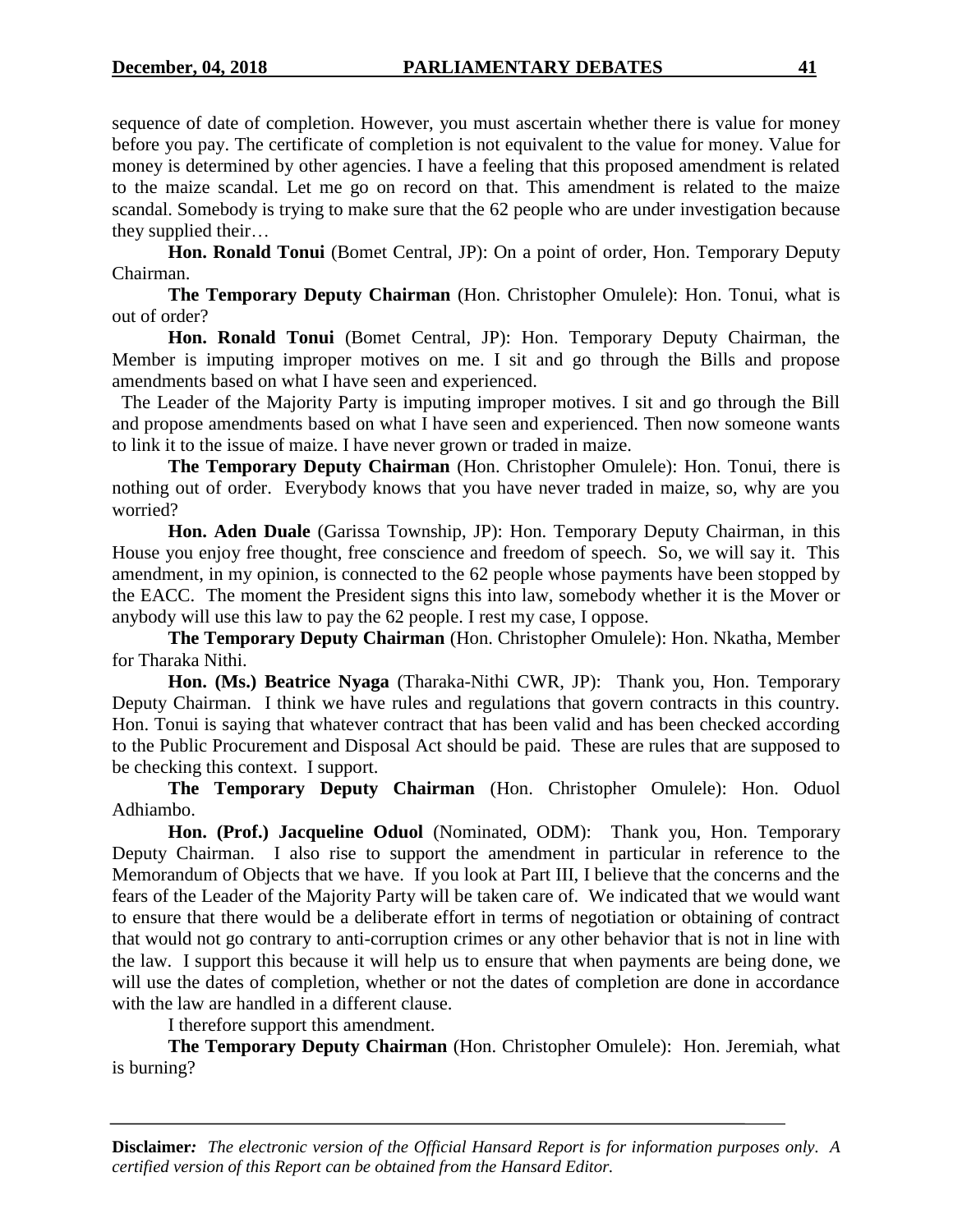sequence of date of completion. However, you must ascertain whether there is value for money before you pay. The certificate of completion is not equivalent to the value for money. Value for money is determined by other agencies. I have a feeling that this proposed amendment is related to the maize scandal. Let me go on record on that. This amendment is related to the maize scandal. Somebody is trying to make sure that the 62 people who are under investigation because they supplied their…

**Hon. Ronald Tonui** (Bomet Central, JP): On a point of order, Hon. Temporary Deputy Chairman.

**The Temporary Deputy Chairman** (Hon. Christopher Omulele): Hon. Tonui, what is out of order?

**Hon. Ronald Tonui** (Bomet Central, JP): Hon. Temporary Deputy Chairman, the Member is imputing improper motives on me. I sit and go through the Bills and propose amendments based on what I have seen and experienced.

The Leader of the Majority Party is imputing improper motives. I sit and go through the Bill and propose amendments based on what I have seen and experienced. Then now someone wants to link it to the issue of maize. I have never grown or traded in maize.

**The Temporary Deputy Chairman** (Hon. Christopher Omulele): Hon. Tonui, there is nothing out of order. Everybody knows that you have never traded in maize, so, why are you worried?

**Hon. Aden Duale** (Garissa Township, JP): Hon. Temporary Deputy Chairman, in this House you enjoy free thought, free conscience and freedom of speech. So, we will say it. This amendment, in my opinion, is connected to the 62 people whose payments have been stopped by the EACC. The moment the President signs this into law, somebody whether it is the Mover or anybody will use this law to pay the 62 people. I rest my case, I oppose.

**The Temporary Deputy Chairman** (Hon. Christopher Omulele): Hon. Nkatha, Member for Tharaka Nithi.

**Hon. (Ms.) Beatrice Nyaga** (Tharaka-Nithi CWR, JP): Thank you, Hon. Temporary Deputy Chairman. I think we have rules and regulations that govern contracts in this country. Hon. Tonui is saying that whatever contract that has been valid and has been checked according to the Public Procurement and Disposal Act should be paid. These are rules that are supposed to be checking this context. I support.

**The Temporary Deputy Chairman** (Hon. Christopher Omulele): Hon. Oduol Adhiambo.

**Hon. (Prof.) Jacqueline Oduol** (Nominated, ODM): Thank you, Hon. Temporary Deputy Chairman. I also rise to support the amendment in particular in reference to the Memorandum of Objects that we have. If you look at Part III, I believe that the concerns and the fears of the Leader of the Majority Party will be taken care of. We indicated that we would want to ensure that there would be a deliberate effort in terms of negotiation or obtaining of contract that would not go contrary to anti-corruption crimes or any other behavior that is not in line with the law. I support this because it will help us to ensure that when payments are being done, we will use the dates of completion, whether or not the dates of completion are done in accordance with the law are handled in a different clause.

I therefore support this amendment.

**The Temporary Deputy Chairman** (Hon. Christopher Omulele): Hon. Jeremiah, what is burning?

---

**Disclaimer:** *The electronic version of the Official Hansard Report is for information purposes only. A certified version of this Report can be obtained from the Hansard Editor.*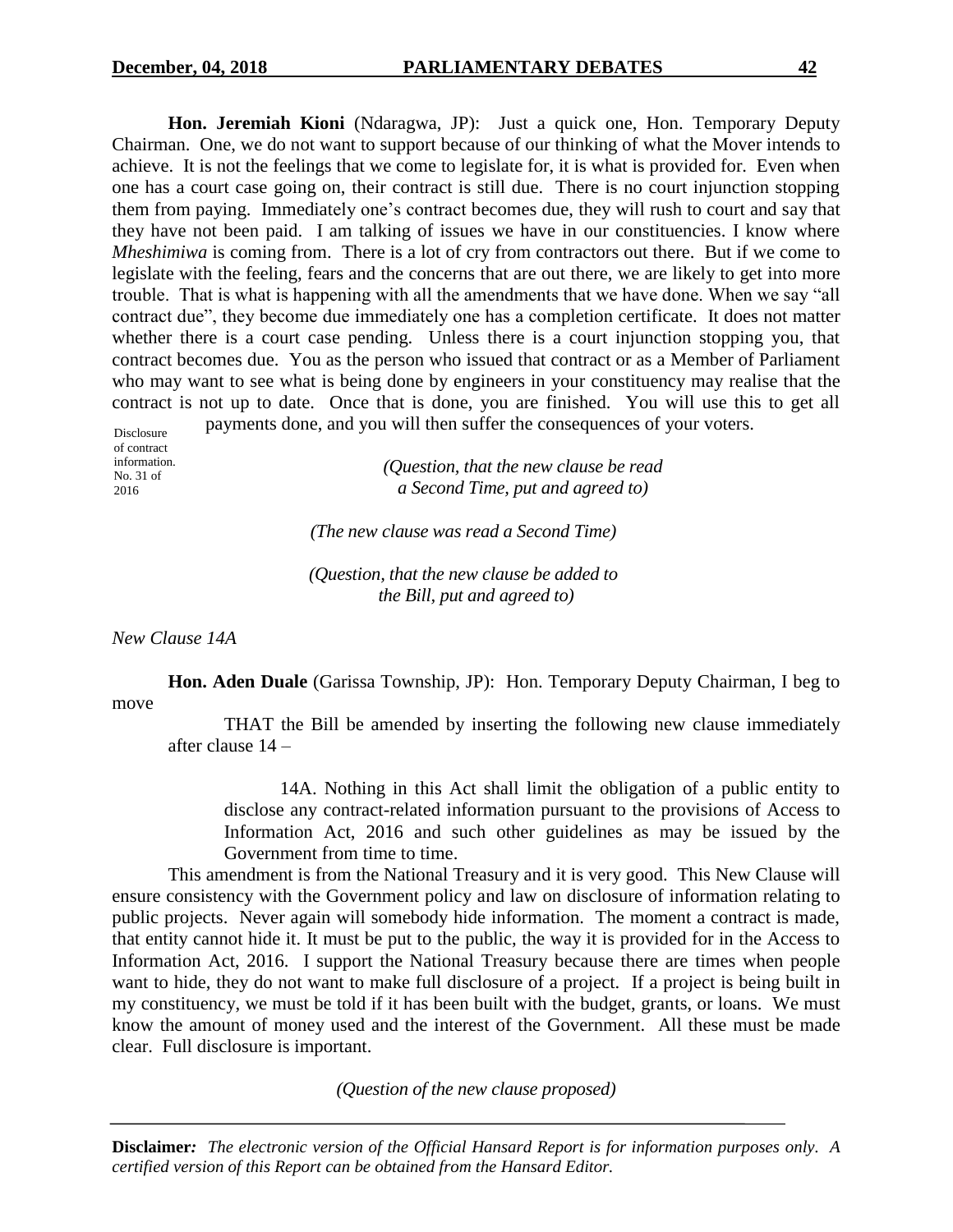**Hon. Jeremiah Kioni** (Ndaragwa, JP): Just a quick one, Hon. Temporary Deputy Chairman. One, we do not want to support because of our thinking of what the Mover intends to achieve. It is not the feelings that we come to legislate for, it is what is provided for. Even when one has a court case going on, their contract is still due. There is no court injunction stopping them from paying. Immediately one's contract becomes due, they will rush to court and say that they have not been paid. I am talking of issues we have in our constituencies. I know where *Mheshimiwa* is coming from. There is a lot of cry from contractors out there. But if we come to legislate with the feeling, fears and the concerns that are out there, we are likely to get into more trouble. That is what is happening with all the amendments that we have done. When we say "all contract due", they become due immediately one has a completion certificate. It does not matter whether there is a court case pending. Unless there is a court injunction stopping you, that contract becomes due. You as the person who issued that contract or as a Member of Parliament who may want to see what is being done by engineers in your constituency may realise that the contract is not up to date. Once that is done, you are finished. You will use this to get all payments done, and you will then suffer the consequences of your voters.

*(Question, that the new clause be read a Second Time, put and agreed to)*

*(The new clause was read a Second Time)*

*(Question, that the new clause be added to the Bill, put and agreed to)*

*New Clause 14A*

**Hon. Aden Duale** (Garissa Township, JP): Hon. Temporary Deputy Chairman, I beg to move

THAT the Bill be amended by inserting the following new clause immediately after clause 14 –

Disclosure of contract information. No. 31 of 2016

> 14A. Nothing in this Act shall limit the obligation of a public entity to disclose any contract-related information pursuant to the provisions of Access to Information Act, 2016 and such other guidelines as may be issued by the Government from time to time.

This amendment is from the National Treasury and it is very good. This New Clause will ensure consistency with the Government policy and law on disclosure of information relating to public projects. Never again will somebody hide information. The moment a contract is made, that entity cannot hide it. It must be put to the public, the way it is provided for in the Access to Information Act, 2016. I support the National Treasury because there are times when people want to hide, they do not want to make full disclosure of a project. If a project is being built in my constituency, we must be told if it has been built with the budget, grants, or loans. We must know the amount of money used and the interest of the Government. All these must be made clear. Full disclosure is important.

*(Question of the new clause proposed)*

**Disclaimer:** *The electronic version of the Official Hansard Report is for information purposes only. A certified version of this Report can be obtained from the Hansard Editor.*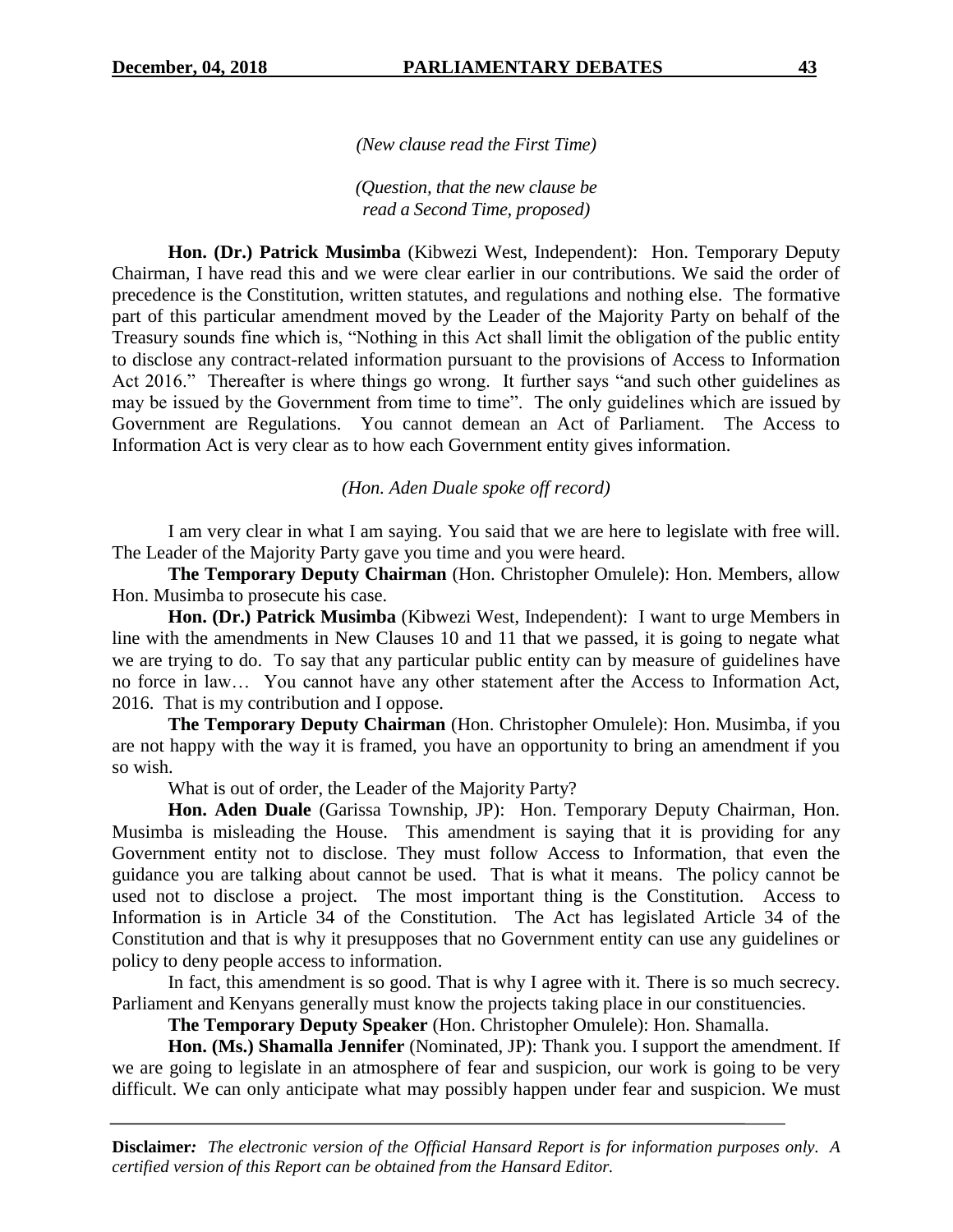*(New clause read the First Time)*

*(Question, that the new clause be read a Second Time, proposed)*

**Hon. (Dr.) Patrick Musimba** (Kibwezi West, Independent): Hon. Temporary Deputy Chairman, I have read this and we were clear earlier in our contributions. We said the order of precedence is the Constitution, written statutes, and regulations and nothing else. The formative part of this particular amendment moved by the Leader of the Majority Party on behalf of the Treasury sounds fine which is, "Nothing in this Act shall limit the obligation of the public entity to disclose any contract-related information pursuant to the provisions of Access to Information Act 2016." Thereafter is where things go wrong. It further says "and such other guidelines as may be issued by the Government from time to time". The only guidelines which are issued by Government are Regulations. You cannot demean an Act of Parliament. The Access to Information Act is very clear as to how each Government entity gives information.

*(Hon. Aden Duale spoke off record)*

I am very clear in what I am saying. You said that we are here to legislate with free will. The Leader of the Majority Party gave you time and you were heard.

**The Temporary Deputy Chairman** (Hon. Christopher Omulele): Hon. Members, allow Hon. Musimba to prosecute his case.

**Hon. (Dr.) Patrick Musimba** (Kibwezi West, Independent): I want to urge Members in line with the amendments in New Clauses 10 and 11 that we passed, it is going to negate what we are trying to do. To say that any particular public entity can by measure of guidelines have no force in law… You cannot have any other statement after the Access to Information Act, 2016. That is my contribution and I oppose.

**The Temporary Deputy Chairman** (Hon. Christopher Omulele): Hon. Musimba, if you are not happy with the way it is framed, you have an opportunity to bring an amendment if you so wish.

What is out of order, the Leader of the Majority Party?

**Hon. Aden Duale** (Garissa Township, JP): Hon. Temporary Deputy Chairman, Hon. Musimba is misleading the House. This amendment is saying that it is providing for any Government entity not to disclose. They must follow Access to Information, that even the guidance you are talking about cannot be used. That is what it means. The policy cannot be used not to disclose a project. The most important thing is the Constitution. Access to Information is in Article 34 of the Constitution. The Act has legislated Article 34 of the Constitution and that is why it presupposes that no Government entity can use any guidelines or policy to deny people access to information.

In fact, this amendment is so good. That is why I agree with it. There is so much secrecy. Parliament and Kenyans generally must know the projects taking place in our constituencies.

**The Temporary Deputy Speaker** (Hon. Christopher Omulele): Hon. Shamalla.

**Hon. (Ms.) Shamalla Jennifer** (Nominated, JP): Thank you. I support the amendment. If we are going to legislate in an atmosphere of fear and suspicion, our work is going to be very difficult. We can only anticipate what may possibly happen under fear and suspicion. We must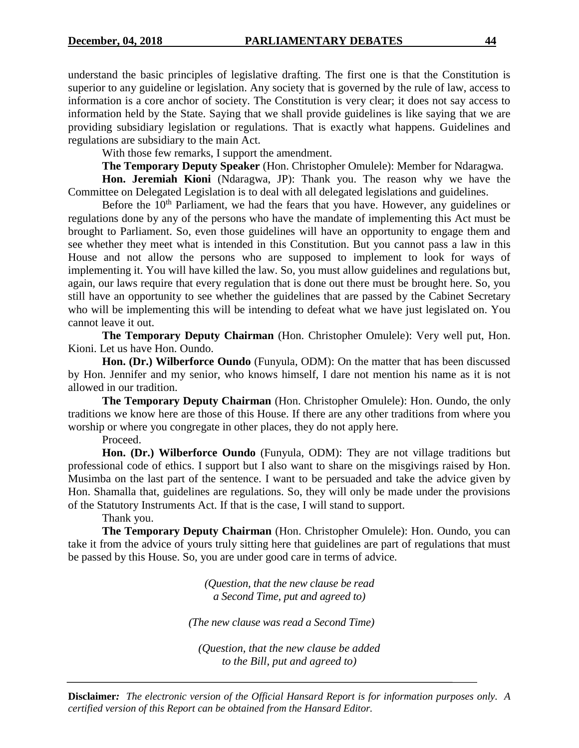understand the basic principles of legislative drafting. The first one is that the Constitution is superior to any guideline or legislation. Any society that is governed by the rule of law, access to information is a core anchor of society. The Constitution is very clear; it does not say access to information held by the State. Saying that we shall provide guidelines is like saying that we are providing subsidiary legislation or regulations. That is exactly what happens. Guidelines and regulations are subsidiary to the main Act.

With those few remarks, I support the amendment.

**The Temporary Deputy Speaker** (Hon. Christopher Omulele): Member for Ndaragwa.

**Hon. Jeremiah Kioni** (Ndaragwa, JP): Thank you. The reason why we have the Committee on Delegated Legislation is to deal with all delegated legislations and guidelines.

Before the 10th Parliament, we had the fears that you have. However, any guidelines or regulations done by any of the persons who have the mandate of implementing this Act must be brought to Parliament. So, even those guidelines will have an opportunity to engage them and see whether they meet what is intended in this Constitution. But you cannot pass a law in this House and not allow the persons who are supposed to implement to look for ways of implementing it. You will have killed the law. So, you must allow guidelines and regulations but, again, our laws require that every regulation that is done out there must be brought here. So, you still have an opportunity to see whether the guidelines that are passed by the Cabinet Secretary who will be implementing this will be intending to defeat what we have just legislated on. You cannot leave it out.

**The Temporary Deputy Chairman** (Hon. Christopher Omulele): Very well put, Hon. Kioni. Let us have Hon. Oundo.

**Hon. (Dr.) Wilberforce Oundo** (Funyula, ODM): On the matter that has been discussed by Hon. Jennifer and my senior, who knows himself, I dare not mention his name as it is not allowed in our tradition.

**The Temporary Deputy Chairman** (Hon. Christopher Omulele): Hon. Oundo, the only traditions we know here are those of this House. If there are any other traditions from where you worship or where you congregate in other places, they do not apply here.

Proceed.

**Hon. (Dr.) Wilberforce Oundo** (Funyula, ODM): They are not village traditions but professional code of ethics. I support but I also want to share on the misgivings raised by Hon. Musimba on the last part of the sentence. I want to be persuaded and take the advice given by Hon. Shamalla that, guidelines are regulations. So, they will only be made under the provisions of the Statutory Instruments Act. If that is the case, I will stand to support.

Thank you.

**The Temporary Deputy Chairman** (Hon. Christopher Omulele): Hon. Oundo, you can take it from the advice of yours truly sitting here that guidelines are part of regulations that must be passed by this House. So, you are under good care in terms of advice.

*(Question, that the new clause be read a Second Time, put and agreed to)*

*(The new clause was read a Second Time)*

*(Question, that the new clause be added to the Bill, put and agreed to)*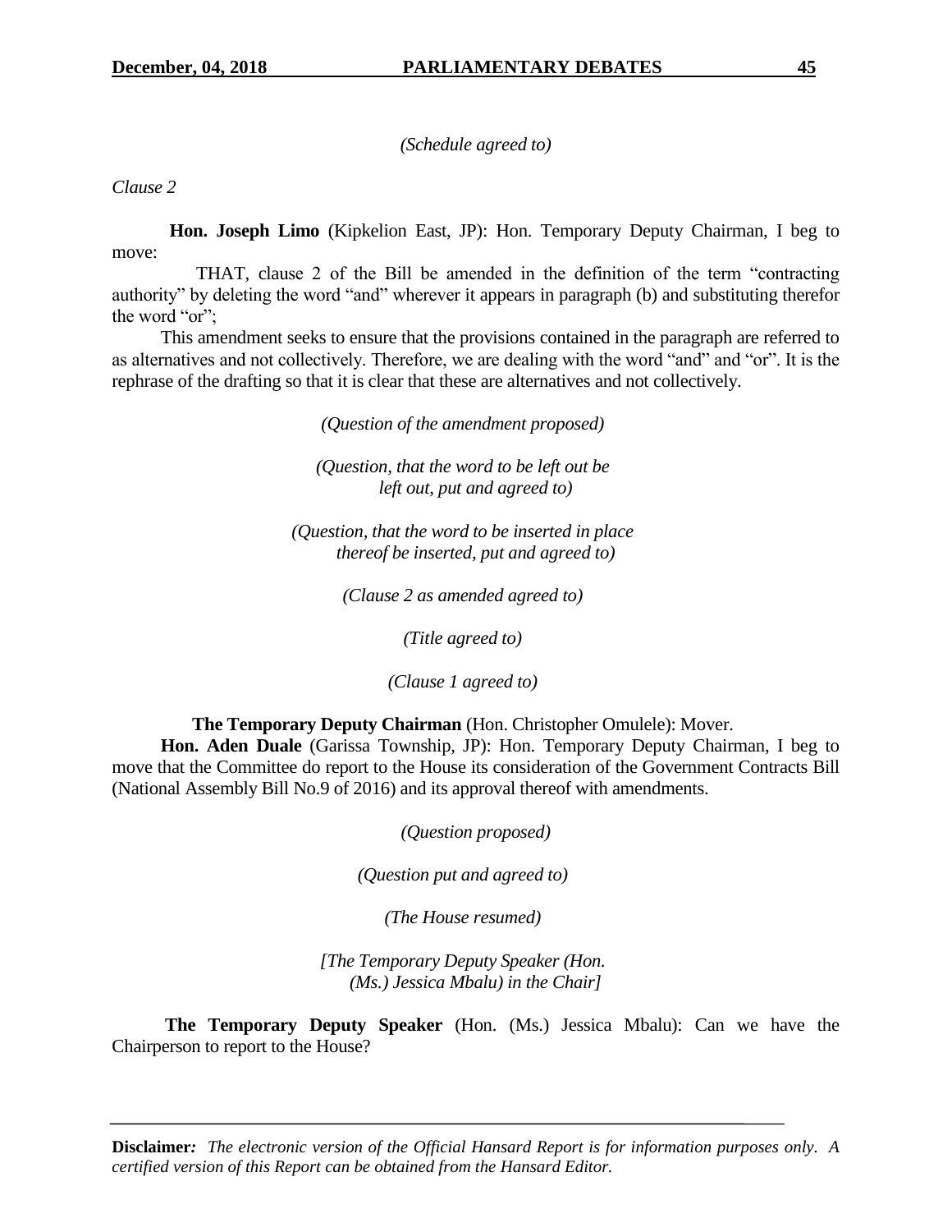*(Schedule agreed to)*

*Clause 2*

**Hon. Joseph Limo** (Kipkelion East, JP): Hon. Temporary Deputy Chairman, I beg to move:

THAT, clause 2 of the Bill be amended in the definition of the term "contracting authority" by deleting the word "and" wherever it appears in paragraph (b) and substituting therefor the word "or";

This amendment seeks to ensure that the provisions contained in the paragraph are referred to as alternatives and not collectively. Therefore, we are dealing with the word "and" and "or". It is the rephrase of the drafting so that it is clear that these are alternatives and not collectively.

*(Question of the amendment proposed)*

*(Question, that the word to be left out be left out, put and agreed to)*

*(Question, that the word to be inserted in place thereof be inserted, put and agreed to)*

*(Clause 2 as amended agreed to)*

*(Title agreed to)*

*(Clause 1 agreed to)*

**The Temporary Deputy Chairman** (Hon. Christopher Omulele): Mover.

**Hon. Aden Duale** (Garissa Township, JP): Hon. Temporary Deputy Chairman, I beg to move that the Committee do report to the House its consideration of the Government Contracts Bill (National Assembly Bill No.9 of 2016) and its approval thereof with amendments.

*(Question proposed)*

*(Question put and agreed to)*

*(The House resumed)*

*[The Temporary Deputy Speaker (Hon. (Ms.) Jessica Mbalu) in the Chair]*

**The Temporary Deputy Speaker** (Hon. (Ms.) Jessica Mbalu): Can we have the Chairperson to report to the House?

**Disclaimer***:* *The electronic version of the Official Hansard Report is for information purposes only. A certified version of this Report can be obtained from the Hansard Editor.*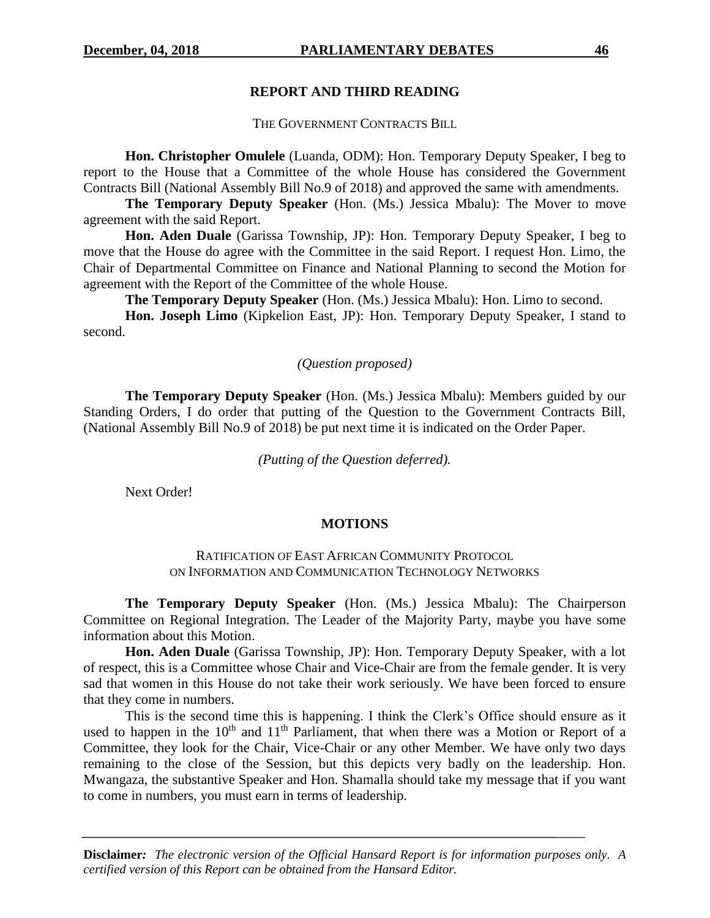## REPORT AND THIRD READING

THE GOVERNMENT CONTRACTS BILL

**Hon. Christopher Omulele** (Luanda, ODM): Hon. Temporary Deputy Speaker, I beg to report to the House that a Committee of the whole House has considered the Government Contracts Bill (National Assembly Bill No.9 of 2018) and approved the same with amendments.

**The Temporary Deputy Speaker** (Hon. (Ms.) Jessica Mbalu): The Mover to move agreement with the said Report.

**Hon. Aden Duale** (Garissa Township, JP): Hon. Temporary Deputy Speaker, I beg to move that the House do agree with the Committee in the said Report. I request Hon. Limo, the Chair of Departmental Committee on Finance and National Planning to second the Motion for agreement with the Report of the Committee of the whole House.

**The Temporary Deputy Speaker** (Hon. (Ms.) Jessica Mbalu): Hon. Limo to second.

**Hon. Joseph Limo** (Kipkelion East, JP): Hon. Temporary Deputy Speaker, I stand to second.

*(Question proposed)*

**The Temporary Deputy Speaker** (Hon. (Ms.) Jessica Mbalu): Members guided by our Standing Orders, I do order that putting of the Question to the Government Contracts Bill, (National Assembly Bill No.9 of 2018) be put next time it is indicated on the Order Paper.

*(Putting of the Question deferred).*

Next Order!

## MOTIONS

RATIFICATION OF EAST AFRICAN COMMUNITY PROTOCOL ON INFORMATION AND COMMUNICATION TECHNOLOGY NETWORKS

**The Temporary Deputy Speaker** (Hon. (Ms.) Jessica Mbalu): The Chairperson Committee on Regional Integration. The Leader of the Majority Party, maybe you have some information about this Motion.

**Hon. Aden Duale** (Garissa Township, JP): Hon. Temporary Deputy Speaker, with a lot of respect, this is a Committee whose Chair and Vice-Chair are from the female gender. It is very sad that women in this House do not take their work seriously. We have been forced to ensure that they come in numbers.

This is the second time this is happening. I think the Clerk's Office should ensure as it used to happen in the 10th and 11th Parliament, that when there was a Motion or Report of a Committee, they look for the Chair, Vice-Chair or any other Member. We have only two days remaining to the close of the Session, but this depicts very badly on the leadership. Hon. Mwangaza, the substantive Speaker and Hon. Shamalla should take my message that if you want to come in numbers, you must earn in terms of leadership.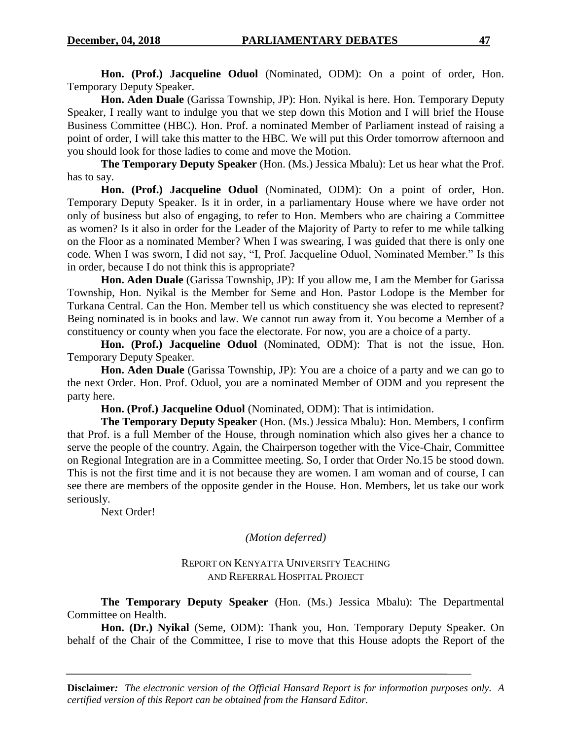**Hon. (Prof.) Jacqueline Oduol** (Nominated, ODM): On a point of order, Hon. Temporary Deputy Speaker.

**Hon. Aden Duale** (Garissa Township, JP): Hon. Nyikal is here. Hon. Temporary Deputy Speaker, I really want to indulge you that we step down this Motion and I will brief the House Business Committee (HBC). Hon. Prof. a nominated Member of Parliament instead of raising a point of order, I will take this matter to the HBC. We will put this Order tomorrow afternoon and you should look for those ladies to come and move the Motion.

**The Temporary Deputy Speaker** (Hon. (Ms.) Jessica Mbalu): Let us hear what the Prof. has to say.

**Hon. (Prof.) Jacqueline Oduol** (Nominated, ODM): On a point of order, Hon. Temporary Deputy Speaker. Is it in order, in a parliamentary House where we have order not only of business but also of engaging, to refer to Hon. Members who are chairing a Committee as women? Is it also in order for the Leader of the Majority of Party to refer to me while talking on the Floor as a nominated Member? When I was swearing, I was guided that there is only one code. When I was sworn, I did not say, "I, Prof. Jacqueline Oduol, Nominated Member." Is this in order, because I do not think this is appropriate?

**Hon. Aden Duale** (Garissa Township, JP): If you allow me, I am the Member for Garissa Township, Hon. Nyikal is the Member for Seme and Hon. Pastor Lodope is the Member for Turkana Central. Can the Hon. Member tell us which constituency she was elected to represent? Being nominated is in books and law. We cannot run away from it. You become a Member of a constituency or county when you face the electorate. For now, you are a choice of a party.

**Hon. (Prof.) Jacqueline Oduol** (Nominated, ODM): That is not the issue, Hon. Temporary Deputy Speaker.

**Hon. Aden Duale** (Garissa Township, JP): You are a choice of a party and we can go to the next Order. Hon. Prof. Oduol, you are a nominated Member of ODM and you represent the party here.

**Hon. (Prof.) Jacqueline Oduol** (Nominated, ODM): That is intimidation.

**The Temporary Deputy Speaker** (Hon. (Ms.) Jessica Mbalu): Hon. Members, I confirm that Prof. is a full Member of the House, through nomination which also gives her a chance to serve the people of the country. Again, the Chairperson together with the Vice-Chair, Committee on Regional Integration are in a Committee meeting. So, I order that Order No.15 be stood down. This is not the first time and it is not because they are women. I am woman and of course, I can see there are members of the opposite gender in the House. Hon. Members, let us take our work seriously.

Next Order!

*(Motion deferred)*

## REPORT ON KENYATTA UNIVERSITY TEACHING AND REFERRAL HOSPITAL PROJECT

**The Temporary Deputy Speaker** (Hon. (Ms.) Jessica Mbalu): The Departmental Committee on Health.

**Hon. (Dr.) Nyikal** (Seme, ODM): Thank you, Hon. Temporary Deputy Speaker. On behalf of the Chair of the Committee, I rise to move that this House adopts the Report of the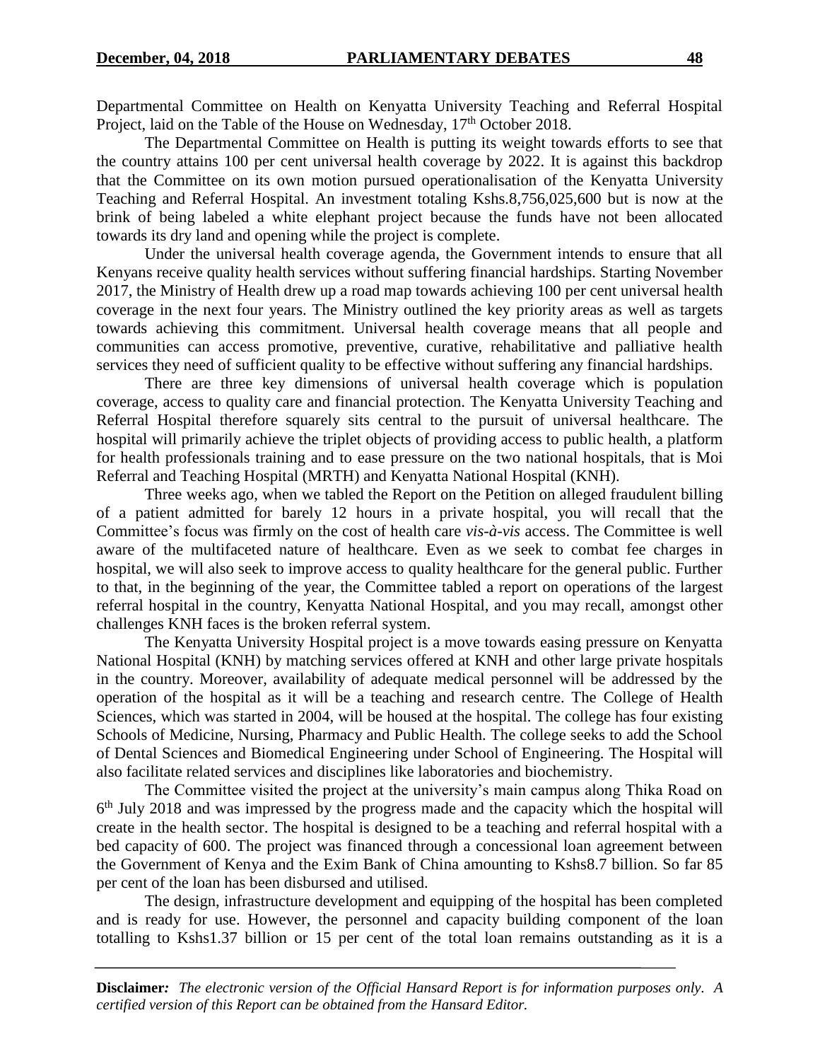Departmental Committee on Health on Kenyatta University Teaching and Referral Hospital Project, laid on the Table of the House on Wednesday, 17th October 2018.

The Departmental Committee on Health is putting its weight towards efforts to see that the country attains 100 per cent universal health coverage by 2022. It is against this backdrop that the Committee on its own motion pursued operationalisation of the Kenyatta University Teaching and Referral Hospital. An investment totaling Kshs.8,756,025,600 but is now at the brink of being labeled a white elephant project because the funds have not been allocated towards its dry land and opening while the project is complete.

Under the universal health coverage agenda, the Government intends to ensure that all Kenyans receive quality health services without suffering financial hardships. Starting November 2017, the Ministry of Health drew up a road map towards achieving 100 per cent universal health coverage in the next four years. The Ministry outlined the key priority areas as well as targets towards achieving this commitment. Universal health coverage means that all people and communities can access promotive, preventive, curative, rehabilitative and palliative health services they need of sufficient quality to be effective without suffering any financial hardships.

There are three key dimensions of universal health coverage which is population coverage, access to quality care and financial protection. The Kenyatta University Teaching and Referral Hospital therefore squarely sits central to the pursuit of universal healthcare. The hospital will primarily achieve the triplet objects of providing access to public health, a platform for health professionals training and to ease pressure on the two national hospitals, that is Moi Referral and Teaching Hospital (MRTH) and Kenyatta National Hospital (KNH).

Three weeks ago, when we tabled the Report on the Petition on alleged fraudulent billing of a patient admitted for barely 12 hours in a private hospital, you will recall that the Committee's focus was firmly on the cost of health care *vis-à-vis* access. The Committee is well aware of the multifaceted nature of healthcare. Even as we seek to combat fee charges in hospital, we will also seek to improve access to quality healthcare for the general public. Further to that, in the beginning of the year, the Committee tabled a report on operations of the largest referral hospital in the country, Kenyatta National Hospital, and you may recall, amongst other challenges KNH faces is the broken referral system.

The Kenyatta University Hospital project is a move towards easing pressure on Kenyatta National Hospital (KNH) by matching services offered at KNH and other large private hospitals in the country. Moreover, availability of adequate medical personnel will be addressed by the operation of the hospital as it will be a teaching and research centre. The College of Health Sciences, which was started in 2004, will be housed at the hospital. The college has four existing Schools of Medicine, Nursing, Pharmacy and Public Health. The college seeks to add the School of Dental Sciences and Biomedical Engineering under School of Engineering. The Hospital will also facilitate related services and disciplines like laboratories and biochemistry.

The Committee visited the project at the university's main campus along Thika Road on 6th July 2018 and was impressed by the progress made and the capacity which the hospital will create in the health sector. The hospital is designed to be a teaching and referral hospital with a bed capacity of 600. The project was financed through a concessional loan agreement between the Government of Kenya and the Exim Bank of China amounting to Kshs8.7 billion. So far 85 per cent of the loan has been disbursed and utilised.

The design, infrastructure development and equipping of the hospital has been completed and is ready for use. However, the personnel and capacity building component of the loan totalling to Kshs1.37 billion or 15 per cent of the total loan remains outstanding as it is a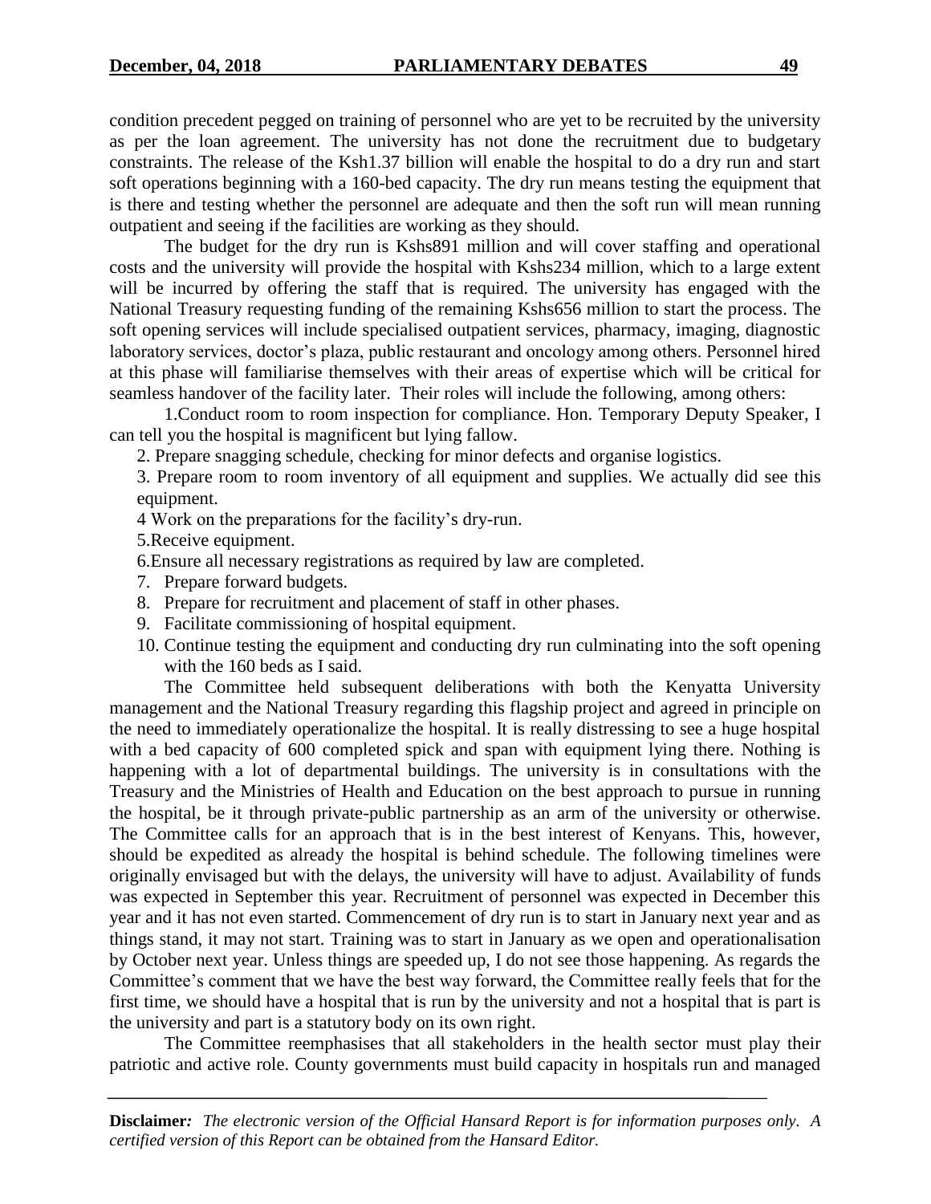condition precedent pegged on training of personnel who are yet to be recruited by the university as per the loan agreement. The university has not done the recruitment due to budgetary constraints. The release of the Ksh1.37 billion will enable the hospital to do a dry run and start soft operations beginning with a 160-bed capacity. The dry run means testing the equipment that is there and testing whether the personnel are adequate and then the soft run will mean running outpatient and seeing if the facilities are working as they should.

The budget for the dry run is Kshs891 million and will cover staffing and operational costs and the university will provide the hospital with Kshs234 million, which to a large extent will be incurred by offering the staff that is required. The university has engaged with the National Treasury requesting funding of the remaining Kshs656 million to start the process. The soft opening services will include specialised outpatient services, pharmacy, imaging, diagnostic laboratory services, doctor's plaza, public restaurant and oncology among others. Personnel hired at this phase will familiarise themselves with their areas of expertise which will be critical for seamless handover of the facility later. Their roles will include the following, among others:

1.Conduct room to room inspection for compliance. Hon. Temporary Deputy Speaker, I can tell you the hospital is magnificent but lying fallow.

2. Prepare snagging schedule, checking for minor defects and organise logistics.

3. Prepare room to room inventory of all equipment and supplies. We actually did see this equipment.

4 Work on the preparations for the facility's dry-run.

5.Receive equipment.

6.Ensure all necessary registrations as required by law are completed.

7. Prepare forward budgets.

8. Prepare for recruitment and placement of staff in other phases.

9. Facilitate commissioning of hospital equipment.

10. Continue testing the equipment and conducting dry run culminating into the soft opening with the 160 beds as I said.

The Committee held subsequent deliberations with both the Kenyatta University management and the National Treasury regarding this flagship project and agreed in principle on the need to immediately operationalize the hospital. It is really distressing to see a huge hospital with a bed capacity of 600 completed spick and span with equipment lying there. Nothing is happening with a lot of departmental buildings. The university is in consultations with the Treasury and the Ministries of Health and Education on the best approach to pursue in running the hospital, be it through private-public partnership as an arm of the university or otherwise. The Committee calls for an approach that is in the best interest of Kenyans. This, however, should be expedited as already the hospital is behind schedule. The following timelines were originally envisaged but with the delays, the university will have to adjust. Availability of funds was expected in September this year. Recruitment of personnel was expected in December this year and it has not even started. Commencement of dry run is to start in January next year and as things stand, it may not start. Training was to start in January as we open and operationalisation by October next year. Unless things are speeded up, I do not see those happening. As regards the Committee's comment that we have the best way forward, the Committee really feels that for the first time, we should have a hospital that is run by the university and not a hospital that is part is the university and part is a statutory body on its own right.

The Committee reemphasises that all stakeholders in the health sector must play their patriotic and active role. County governments must build capacity in hospitals run and managed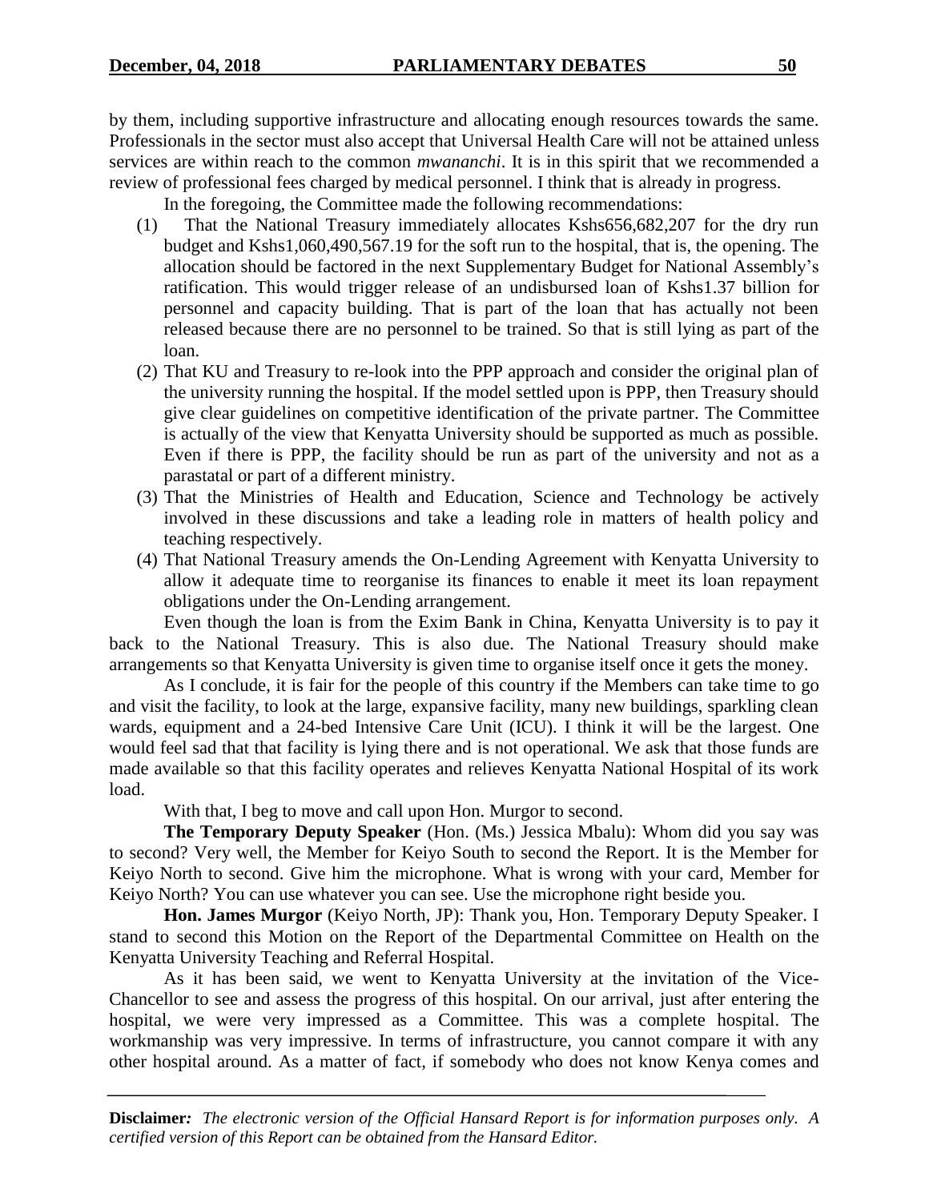by them, including supportive infrastructure and allocating enough resources towards the same. Professionals in the sector must also accept that Universal Health Care will not be attained unless services are within reach to the common *mwananchi*. It is in this spirit that we recommended a review of professional fees charged by medical personnel. I think that is already in progress.

In the foregoing, the Committee made the following recommendations:

(1) That the National Treasury immediately allocates Kshs656,682,207 for the dry run budget and Kshs1,060,490,567.19 for the soft run to the hospital, that is, the opening. The allocation should be factored in the next Supplementary Budget for National Assembly's ratification. This would trigger release of an undisbursed loan of Kshs1.37 billion for personnel and capacity building. That is part of the loan that has actually not been released because there are no personnel to be trained. So that is still lying as part of the loan.

(2) That KU and Treasury to re-look into the PPP approach and consider the original plan of the university running the hospital. If the model settled upon is PPP, then Treasury should give clear guidelines on competitive identification of the private partner. The Committee is actually of the view that Kenyatta University should be supported as much as possible. Even if there is PPP, the facility should be run as part of the university and not as a parastatal or part of a different ministry.

(3) That the Ministries of Health and Education, Science and Technology be actively involved in these discussions and take a leading role in matters of health policy and teaching respectively.

(4) That National Treasury amends the On-Lending Agreement with Kenyatta University to allow it adequate time to reorganise its finances to enable it meet its loan repayment obligations under the On-Lending arrangement.

Even though the loan is from the Exim Bank in China, Kenyatta University is to pay it back to the National Treasury. This is also due. The National Treasury should make arrangements so that Kenyatta University is given time to organise itself once it gets the money.

As I conclude, it is fair for the people of this country if the Members can take time to go and visit the facility, to look at the large, expansive facility, many new buildings, sparkling clean wards, equipment and a 24-bed Intensive Care Unit (ICU). I think it will be the largest. One would feel sad that that facility is lying there and is not operational. We ask that those funds are made available so that this facility operates and relieves Kenyatta National Hospital of its work load.

With that, I beg to move and call upon Hon. Murgor to second.

**The Temporary Deputy Speaker** (Hon. (Ms.) Jessica Mbalu): Whom did you say was to second? Very well, the Member for Keiyo South to second the Report. It is the Member for Keiyo North to second. Give him the microphone. What is wrong with your card, Member for Keiyo North? You can use whatever you can see. Use the microphone right beside you.

**Hon. James Murgor** (Keiyo North, JP): Thank you, Hon. Temporary Deputy Speaker. I stand to second this Motion on the Report of the Departmental Committee on Health on the Kenyatta University Teaching and Referral Hospital.

As it has been said, we went to Kenyatta University at the invitation of the Vice-Chancellor to see and assess the progress of this hospital. On our arrival, just after entering the hospital, we were very impressed as a Committee. This was a complete hospital. The workmanship was very impressive. In terms of infrastructure, you cannot compare it with any other hospital around. As a matter of fact, if somebody who does not know Kenya comes and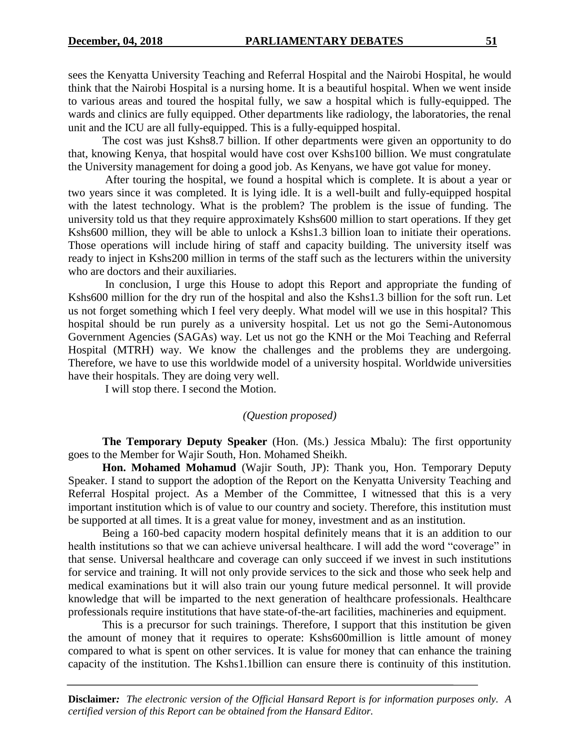sees the Kenyatta University Teaching and Referral Hospital and the Nairobi Hospital, he would think that the Nairobi Hospital is a nursing home. It is a beautiful hospital. When we went inside to various areas and toured the hospital fully, we saw a hospital which is fully-equipped. The wards and clinics are fully equipped. Other departments like radiology, the laboratories, the renal unit and the ICU are all fully-equipped. This is a fully-equipped hospital.

The cost was just Kshs8.7 billion. If other departments were given an opportunity to do that, knowing Kenya, that hospital would have cost over Kshs100 billion. We must congratulate the University management for doing a good job. As Kenyans, we have got value for money.

After touring the hospital, we found a hospital which is complete. It is about a year or two years since it was completed. It is lying idle. It is a well-built and fully-equipped hospital with the latest technology. What is the problem? The problem is the issue of funding. The university told us that they require approximately Kshs600 million to start operations. If they get Kshs600 million, they will be able to unlock a Kshs1.3 billion loan to initiate their operations. Those operations will include hiring of staff and capacity building. The university itself was ready to inject in Kshs200 million in terms of the staff such as the lecturers within the university who are doctors and their auxiliaries.

In conclusion, I urge this House to adopt this Report and appropriate the funding of Kshs600 million for the dry run of the hospital and also the Kshs1.3 billion for the soft run. Let us not forget something which I feel very deeply. What model will we use in this hospital? This hospital should be run purely as a university hospital. Let us not go the Semi-Autonomous Government Agencies (SAGAs) way. Let us not go the KNH or the Moi Teaching and Referral Hospital (MTRH) way. We know the challenges and the problems they are undergoing. Therefore, we have to use this worldwide model of a university hospital. Worldwide universities have their hospitals. They are doing very well.

I will stop there. I second the Motion.

*(Question proposed)*

**The Temporary Deputy Speaker** (Hon. (Ms.) Jessica Mbalu): The first opportunity goes to the Member for Wajir South, Hon. Mohamed Sheikh.

**Hon. Mohamed Mohamud** (Wajir South, JP): Thank you, Hon. Temporary Deputy Speaker. I stand to support the adoption of the Report on the Kenyatta University Teaching and Referral Hospital project. As a Member of the Committee, I witnessed that this is a very important institution which is of value to our country and society. Therefore, this institution must be supported at all times. It is a great value for money, investment and as an institution.

Being a 160-bed capacity modern hospital definitely means that it is an addition to our health institutions so that we can achieve universal healthcare. I will add the word "coverage" in that sense. Universal healthcare and coverage can only succeed if we invest in such institutions for service and training. It will not only provide services to the sick and those who seek help and medical examinations but it will also train our young future medical personnel. It will provide knowledge that will be imparted to the next generation of healthcare professionals. Healthcare professionals require institutions that have state-of-the-art facilities, machineries and equipment.

This is a precursor for such trainings. Therefore, I support that this institution be given the amount of money that it requires to operate: Kshs600million is little amount of money compared to what is spent on other services. It is value for money that can enhance the training capacity of the institution. The Kshs1.1billion can ensure there is continuity of this institution.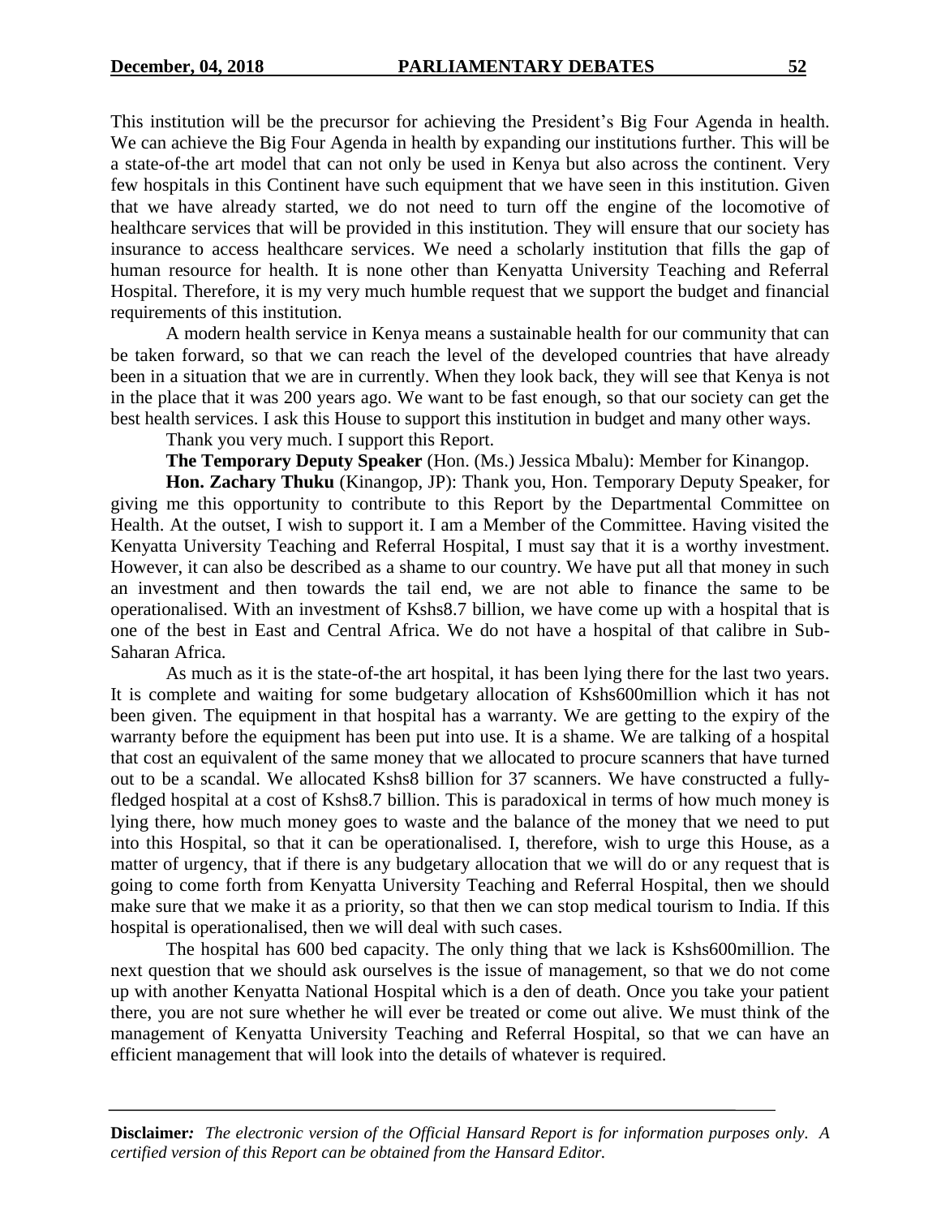This institution will be the precursor for achieving the President's Big Four Agenda in health. We can achieve the Big Four Agenda in health by expanding our institutions further. This will be a state-of-the art model that can not only be used in Kenya but also across the continent. Very few hospitals in this Continent have such equipment that we have seen in this institution. Given that we have already started, we do not need to turn off the engine of the locomotive of healthcare services that will be provided in this institution. They will ensure that our society has insurance to access healthcare services. We need a scholarly institution that fills the gap of human resource for health. It is none other than Kenyatta University Teaching and Referral Hospital. Therefore, it is my very much humble request that we support the budget and financial requirements of this institution.

A modern health service in Kenya means a sustainable health for our community that can be taken forward, so that we can reach the level of the developed countries that have already been in a situation that we are in currently. When they look back, they will see that Kenya is not in the place that it was 200 years ago. We want to be fast enough, so that our society can get the best health services. I ask this House to support this institution in budget and many other ways.

Thank you very much. I support this Report.

**The Temporary Deputy Speaker** (Hon. (Ms.) Jessica Mbalu): Member for Kinangop.

**Hon. Zachary Thuku** (Kinangop, JP): Thank you, Hon. Temporary Deputy Speaker, for giving me this opportunity to contribute to this Report by the Departmental Committee on Health. At the outset, I wish to support it. I am a Member of the Committee. Having visited the Kenyatta University Teaching and Referral Hospital, I must say that it is a worthy investment. However, it can also be described as a shame to our country. We have put all that money in such an investment and then towards the tail end, we are not able to finance the same to be operationalised. With an investment of Kshs8.7 billion, we have come up with a hospital that is one of the best in East and Central Africa. We do not have a hospital of that calibre in Sub-Saharan Africa.

As much as it is the state-of-the art hospital, it has been lying there for the last two years. It is complete and waiting for some budgetary allocation of Kshs600million which it has not been given. The equipment in that hospital has a warranty. We are getting to the expiry of the warranty before the equipment has been put into use. It is a shame. We are talking of a hospital that cost an equivalent of the same money that we allocated to procure scanners that have turned out to be a scandal. We allocated Kshs8 billion for 37 scanners. We have constructed a fully-fledged hospital at a cost of Kshs8.7 billion. This is paradoxical in terms of how much money is lying there, how much money goes to waste and the balance of the money that we need to put into this Hospital, so that it can be operationalised. I, therefore, wish to urge this House, as a matter of urgency, that if there is any budgetary allocation that we will do or any request that is going to come forth from Kenyatta University Teaching and Referral Hospital, then we should make sure that we make it as a priority, so that then we can stop medical tourism to India. If this hospital is operationalised, then we will deal with such cases.

The hospital has 600 bed capacity. The only thing that we lack is Kshs600million. The next question that we should ask ourselves is the issue of management, so that we do not come up with another Kenyatta National Hospital which is a den of death. Once you take your patient there, you are not sure whether he will ever be treated or come out alive. We must think of the management of Kenyatta University Teaching and Referral Hospital, so that we can have an efficient management that will look into the details of whatever is required.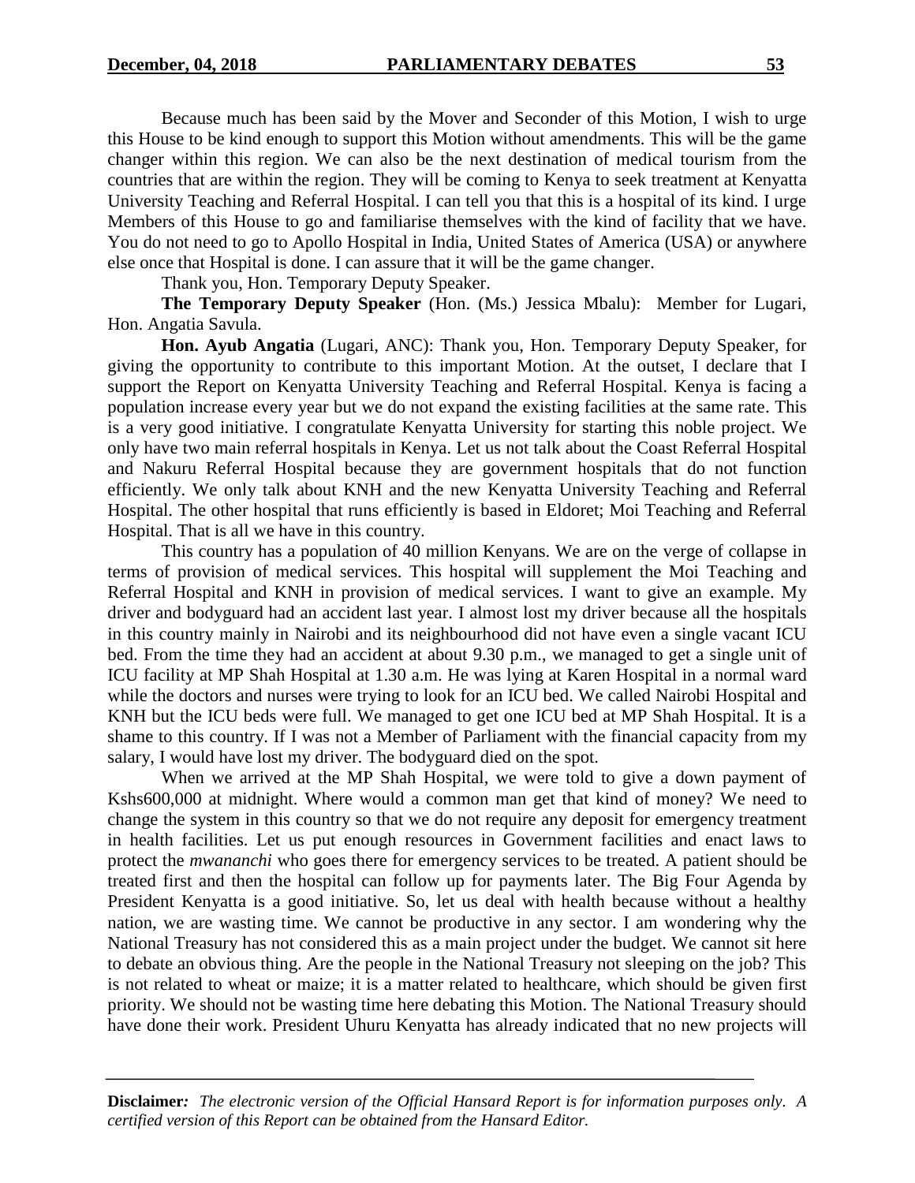Because much has been said by the Mover and Seconder of this Motion, I wish to urge this House to be kind enough to support this Motion without amendments. This will be the game changer within this region. We can also be the next destination of medical tourism from the countries that are within the region. They will be coming to Kenya to seek treatment at Kenyatta University Teaching and Referral Hospital. I can tell you that this is a hospital of its kind. I urge Members of this House to go and familiarise themselves with the kind of facility that we have. You do not need to go to Apollo Hospital in India, United States of America (USA) or anywhere else once that Hospital is done. I can assure that it will be the game changer.

Thank you, Hon. Temporary Deputy Speaker.

**The Temporary Deputy Speaker** (Hon. (Ms.) Jessica Mbalu): Member for Lugari, Hon. Angatia Savula.

**Hon. Ayub Angatia** (Lugari, ANC): Thank you, Hon. Temporary Deputy Speaker, for giving the opportunity to contribute to this important Motion. At the outset, I declare that I support the Report on Kenyatta University Teaching and Referral Hospital. Kenya is facing a population increase every year but we do not expand the existing facilities at the same rate. This is a very good initiative. I congratulate Kenyatta University for starting this noble project. We only have two main referral hospitals in Kenya. Let us not talk about the Coast Referral Hospital and Nakuru Referral Hospital because they are government hospitals that do not function efficiently. We only talk about KNH and the new Kenyatta University Teaching and Referral Hospital. The other hospital that runs efficiently is based in Eldoret; Moi Teaching and Referral Hospital. That is all we have in this country.

This country has a population of 40 million Kenyans. We are on the verge of collapse in terms of provision of medical services. This hospital will supplement the Moi Teaching and Referral Hospital and KNH in provision of medical services. I want to give an example. My driver and bodyguard had an accident last year. I almost lost my driver because all the hospitals in this country mainly in Nairobi and its neighbourhood did not have even a single vacant ICU bed. From the time they had an accident at about 9.30 p.m., we managed to get a single unit of ICU facility at MP Shah Hospital at 1.30 a.m. He was lying at Karen Hospital in a normal ward while the doctors and nurses were trying to look for an ICU bed. We called Nairobi Hospital and KNH but the ICU beds were full. We managed to get one ICU bed at MP Shah Hospital. It is a shame to this country. If I was not a Member of Parliament with the financial capacity from my salary, I would have lost my driver. The bodyguard died on the spot.

When we arrived at the MP Shah Hospital, we were told to give a down payment of Kshs600,000 at midnight. Where would a common man get that kind of money? We need to change the system in this country so that we do not require any deposit for emergency treatment in health facilities. Let us put enough resources in Government facilities and enact laws to protect the *mwananchi* who goes there for emergency services to be treated. A patient should be treated first and then the hospital can follow up for payments later. The Big Four Agenda by President Kenyatta is a good initiative. So, let us deal with health because without a healthy nation, we are wasting time. We cannot be productive in any sector. I am wondering why the National Treasury has not considered this as a main project under the budget. We cannot sit here to debate an obvious thing. Are the people in the National Treasury not sleeping on the job? This is not related to wheat or maize; it is a matter related to healthcare, which should be given first priority. We should not be wasting time here debating this Motion. The National Treasury should have done their work. President Uhuru Kenyatta has already indicated that no new projects will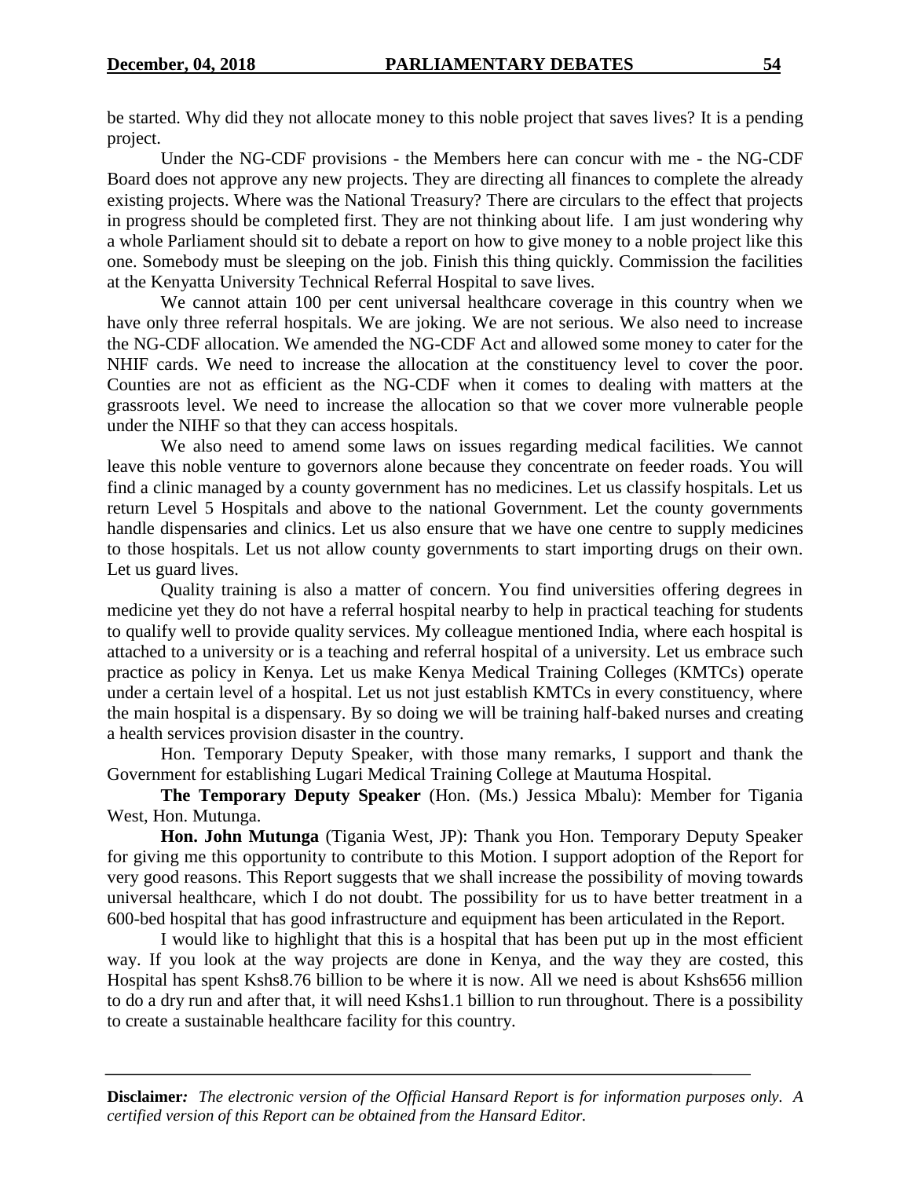be started. Why did they not allocate money to this noble project that saves lives? It is a pending project.

Under the NG-CDF provisions - the Members here can concur with me - the NG-CDF Board does not approve any new projects. They are directing all finances to complete the already existing projects. Where was the National Treasury? There are circulars to the effect that projects in progress should be completed first. They are not thinking about life. I am just wondering why a whole Parliament should sit to debate a report on how to give money to a noble project like this one. Somebody must be sleeping on the job. Finish this thing quickly. Commission the facilities at the Kenyatta University Technical Referral Hospital to save lives.

We cannot attain 100 per cent universal healthcare coverage in this country when we have only three referral hospitals. We are joking. We are not serious. We also need to increase the NG-CDF allocation. We amended the NG-CDF Act and allowed some money to cater for the NHIF cards. We need to increase the allocation at the constituency level to cover the poor. Counties are not as efficient as the NG-CDF when it comes to dealing with matters at the grassroots level. We need to increase the allocation so that we cover more vulnerable people under the NIHF so that they can access hospitals.

We also need to amend some laws on issues regarding medical facilities. We cannot leave this noble venture to governors alone because they concentrate on feeder roads. You will find a clinic managed by a county government has no medicines. Let us classify hospitals. Let us return Level 5 Hospitals and above to the national Government. Let the county governments handle dispensaries and clinics. Let us also ensure that we have one centre to supply medicines to those hospitals. Let us not allow county governments to start importing drugs on their own. Let us guard lives.

Quality training is also a matter of concern. You find universities offering degrees in medicine yet they do not have a referral hospital nearby to help in practical teaching for students to qualify well to provide quality services. My colleague mentioned India, where each hospital is attached to a university or is a teaching and referral hospital of a university. Let us embrace such practice as policy in Kenya. Let us make Kenya Medical Training Colleges (KMTCs) operate under a certain level of a hospital. Let us not just establish KMTCs in every constituency, where the main hospital is a dispensary. By so doing we will be training half-baked nurses and creating a health services provision disaster in the country.

Hon. Temporary Deputy Speaker, with those many remarks, I support and thank the Government for establishing Lugari Medical Training College at Mautuma Hospital.

**The Temporary Deputy Speaker** (Hon. (Ms.) Jessica Mbalu): Member for Tigania West, Hon. Mutunga.

**Hon. John Mutunga** (Tigania West, JP): Thank you Hon. Temporary Deputy Speaker for giving me this opportunity to contribute to this Motion. I support adoption of the Report for very good reasons. This Report suggests that we shall increase the possibility of moving towards universal healthcare, which I do not doubt. The possibility for us to have better treatment in a 600-bed hospital that has good infrastructure and equipment has been articulated in the Report.

I would like to highlight that this is a hospital that has been put up in the most efficient way. If you look at the way projects are done in Kenya, and the way they are costed, this Hospital has spent Kshs8.76 billion to be where it is now. All we need is about Kshs656 million to do a dry run and after that, it will need Kshs1.1 billion to run throughout. There is a possibility to create a sustainable healthcare facility for this country.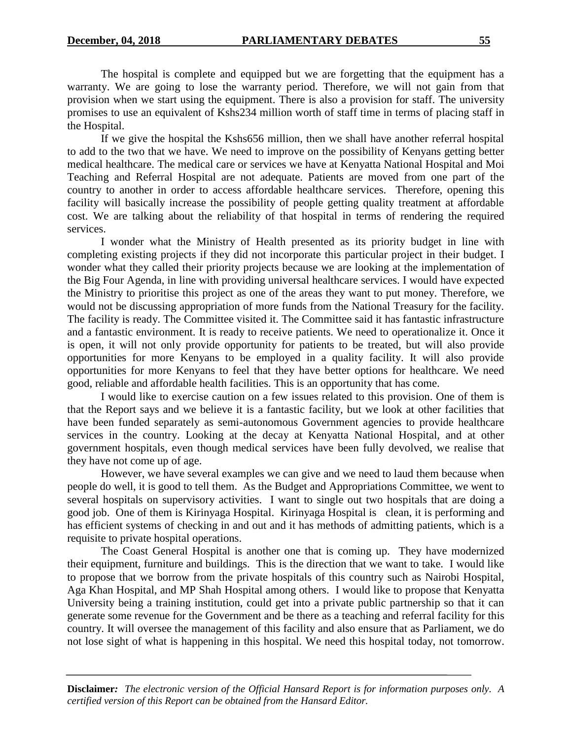The hospital is complete and equipped but we are forgetting that the equipment has a warranty. We are going to lose the warranty period. Therefore, we will not gain from that provision when we start using the equipment. There is also a provision for staff. The university promises to use an equivalent of Kshs234 million worth of staff time in terms of placing staff in the Hospital.

If we give the hospital the Kshs656 million, then we shall have another referral hospital to add to the two that we have. We need to improve on the possibility of Kenyans getting better medical healthcare. The medical care or services we have at Kenyatta National Hospital and Moi Teaching and Referral Hospital are not adequate. Patients are moved from one part of the country to another in order to access affordable healthcare services. Therefore, opening this facility will basically increase the possibility of people getting quality treatment at affordable cost. We are talking about the reliability of that hospital in terms of rendering the required services.

I wonder what the Ministry of Health presented as its priority budget in line with completing existing projects if they did not incorporate this particular project in their budget. I wonder what they called their priority projects because we are looking at the implementation of the Big Four Agenda, in line with providing universal healthcare services. I would have expected the Ministry to prioritise this project as one of the areas they want to put money. Therefore, we would not be discussing appropriation of more funds from the National Treasury for the facility. The facility is ready. The Committee visited it. The Committee said it has fantastic infrastructure and a fantastic environment. It is ready to receive patients. We need to operationalize it. Once it is open, it will not only provide opportunity for patients to be treated, but will also provide opportunities for more Kenyans to be employed in a quality facility. It will also provide opportunities for more Kenyans to feel that they have better options for healthcare. We need good, reliable and affordable health facilities. This is an opportunity that has come.

I would like to exercise caution on a few issues related to this provision. One of them is that the Report says and we believe it is a fantastic facility, but we look at other facilities that have been funded separately as semi-autonomous Government agencies to provide healthcare services in the country. Looking at the decay at Kenyatta National Hospital, and at other government hospitals, even though medical services have been fully devolved, we realise that they have not come up of age.

However, we have several examples we can give and we need to laud them because when people do well, it is good to tell them. As the Budget and Appropriations Committee, we went to several hospitals on supervisory activities. I want to single out two hospitals that are doing a good job. One of them is Kirinyaga Hospital. Kirinyaga Hospital is clean, it is performing and has efficient systems of checking in and out and it has methods of admitting patients, which is a requisite to private hospital operations.

The Coast General Hospital is another one that is coming up. They have modernized their equipment, furniture and buildings. This is the direction that we want to take. I would like to propose that we borrow from the private hospitals of this country such as Nairobi Hospital, Aga Khan Hospital, and MP Shah Hospital among others. I would like to propose that Kenyatta University being a training institution, could get into a private public partnership so that it can generate some revenue for the Government and be there as a teaching and referral facility for this country. It will oversee the management of this facility and also ensure that as Parliament, we do not lose sight of what is happening in this hospital. We need this hospital today, not tomorrow.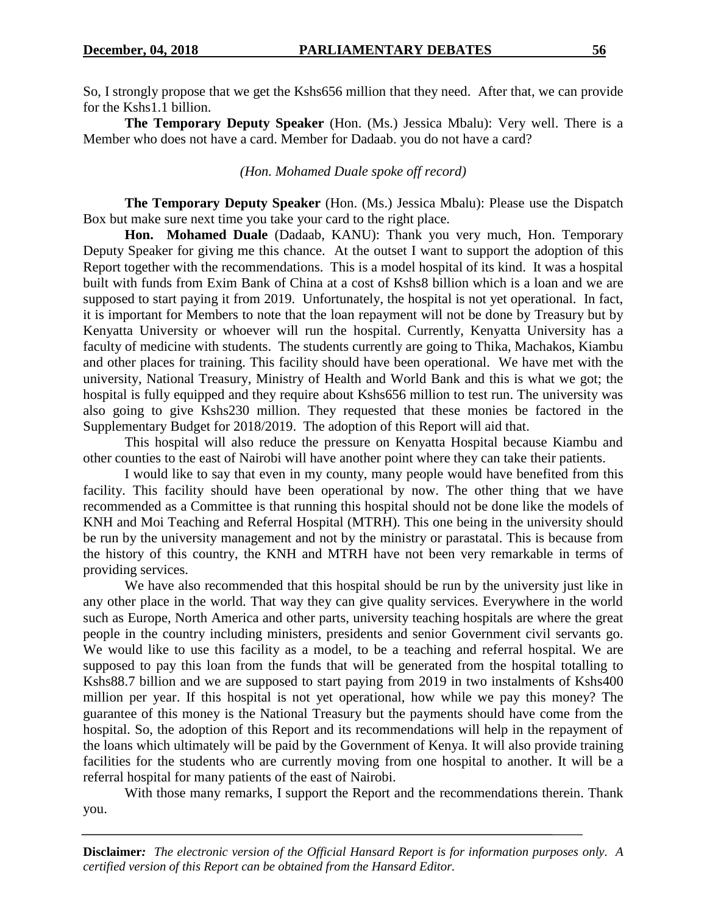So, I strongly propose that we get the Kshs656 million that they need. After that, we can provide for the Kshs1.1 billion.

**The Temporary Deputy Speaker** (Hon. (Ms.) Jessica Mbalu): Very well. There is a Member who does not have a card. Member for Dadaab. you do not have a card?

*(Hon. Mohamed Duale spoke off record)*

**The Temporary Deputy Speaker** (Hon. (Ms.) Jessica Mbalu): Please use the Dispatch Box but make sure next time you take your card to the right place.

**Hon. Mohamed Duale** (Dadaab, KANU): Thank you very much, Hon. Temporary Deputy Speaker for giving me this chance. At the outset I want to support the adoption of this Report together with the recommendations. This is a model hospital of its kind. It was a hospital built with funds from Exim Bank of China at a cost of Kshs8 billion which is a loan and we are supposed to start paying it from 2019. Unfortunately, the hospital is not yet operational. In fact, it is important for Members to note that the loan repayment will not be done by Treasury but by Kenyatta University or whoever will run the hospital. Currently, Kenyatta University has a faculty of medicine with students. The students currently are going to Thika, Machakos, Kiambu and other places for training. This facility should have been operational. We have met with the university, National Treasury, Ministry of Health and World Bank and this is what we got; the hospital is fully equipped and they require about Kshs656 million to test run. The university was also going to give Kshs230 million. They requested that these monies be factored in the Supplementary Budget for 2018/2019. The adoption of this Report will aid that.

This hospital will also reduce the pressure on Kenyatta Hospital because Kiambu and other counties to the east of Nairobi will have another point where they can take their patients.

I would like to say that even in my county, many people would have benefited from this facility. This facility should have been operational by now. The other thing that we have recommended as a Committee is that running this hospital should not be done like the models of KNH and Moi Teaching and Referral Hospital (MTRH). This one being in the university should be run by the university management and not by the ministry or parastatal. This is because from the history of this country, the KNH and MTRH have not been very remarkable in terms of providing services.

We have also recommended that this hospital should be run by the university just like in any other place in the world. That way they can give quality services. Everywhere in the world such as Europe, North America and other parts, university teaching hospitals are where the great people in the country including ministers, presidents and senior Government civil servants go. We would like to use this facility as a model, to be a teaching and referral hospital. We are supposed to pay this loan from the funds that will be generated from the hospital totalling to Kshs88.7 billion and we are supposed to start paying from 2019 in two instalments of Kshs400 million per year. If this hospital is not yet operational, how while we pay this money? The guarantee of this money is the National Treasury but the payments should have come from the hospital. So, the adoption of this Report and its recommendations will help in the repayment of the loans which ultimately will be paid by the Government of Kenya. It will also provide training facilities for the students who are currently moving from one hospital to another. It will be a referral hospital for many patients of the east of Nairobi.

With those many remarks, I support the Report and the recommendations therein. Thank you.

**Disclaimer***:* *The electronic version of the Official Hansard Report is for information purposes only. A certified version of this Report can be obtained from the Hansard Editor.*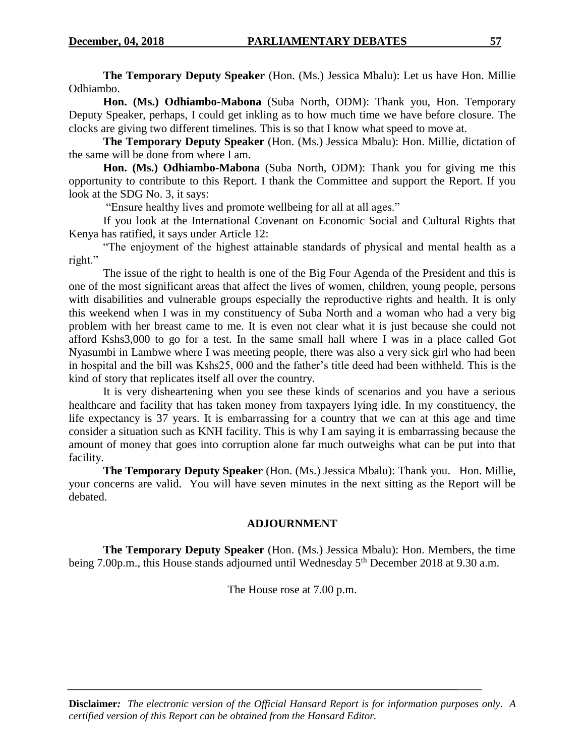**The Temporary Deputy Speaker** (Hon. (Ms.) Jessica Mbalu): Let us have Hon. Millie Odhiambo.

**Hon. (Ms.) Odhiambo-Mabona** (Suba North, ODM): Thank you, Hon. Temporary Deputy Speaker, perhaps, I could get inkling as to how much time we have before closure. The clocks are giving two different timelines. This is so that I know what speed to move at.

**The Temporary Deputy Speaker** (Hon. (Ms.) Jessica Mbalu): Hon. Millie, dictation of the same will be done from where I am.

**Hon. (Ms.) Odhiambo-Mabona** (Suba North, ODM): Thank you for giving me this opportunity to contribute to this Report. I thank the Committee and support the Report. If you look at the SDG No. 3, it says:

"Ensure healthy lives and promote wellbeing for all at all ages."

If you look at the International Covenant on Economic Social and Cultural Rights that Kenya has ratified, it says under Article 12:

"The enjoyment of the highest attainable standards of physical and mental health as a right."

The issue of the right to health is one of the Big Four Agenda of the President and this is one of the most significant areas that affect the lives of women, children, young people, persons with disabilities and vulnerable groups especially the reproductive rights and health. It is only this weekend when I was in my constituency of Suba North and a woman who had a very big problem with her breast came to me. It is even not clear what it is just because she could not afford Kshs3,000 to go for a test. In the same small hall where I was in a place called Got Nyasumbi in Lambwe where I was meeting people, there was also a very sick girl who had been in hospital and the bill was Kshs25, 000 and the father's title deed had been withheld. This is the kind of story that replicates itself all over the country.

It is very disheartening when you see these kinds of scenarios and you have a serious healthcare and facility that has taken money from taxpayers lying idle. In my constituency, the life expectancy is 37 years. It is embarrassing for a country that we can at this age and time consider a situation such as KNH facility. This is why I am saying it is embarrassing because the amount of money that goes into corruption alone far much outweighs what can be put into that facility.

**The Temporary Deputy Speaker** (Hon. (Ms.) Jessica Mbalu): Thank you. Hon. Millie, your concerns are valid. You will have seven minutes in the next sitting as the Report will be debated.

## ADJOURNMENT

**The Temporary Deputy Speaker** (Hon. (Ms.) Jessica Mbalu): Hon. Members, the time being 7.00p.m., this House stands adjourned until Wednesday 5th December 2018 at 9.30 a.m.

The House rose at 7.00 p.m.

**Disclaimer:** *The electronic version of the Official Hansard Report is for information purposes only. A certified version of this Report can be obtained from the Hansard Editor.*